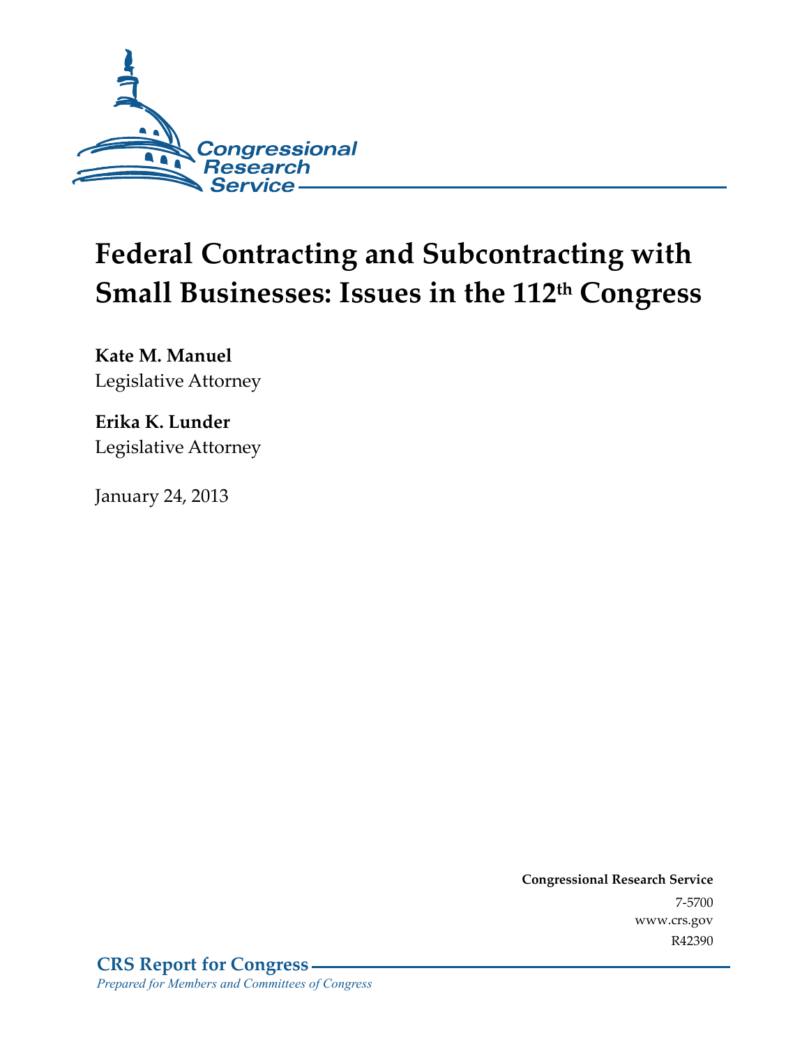Congressional Research Service

# Federal Contracting and Subcontracting with Small Businesses: Issues in the 112th Congress

**Kate M. Manuel**
Legislative Attorney

**Erika K. Lunder**
Legislative Attorney

January 24, 2013

**Congressional Research Service**
7-5700
www.crs.gov
R42390

**CRS Report for Congress**
*Prepared for Members and Committees of Congress*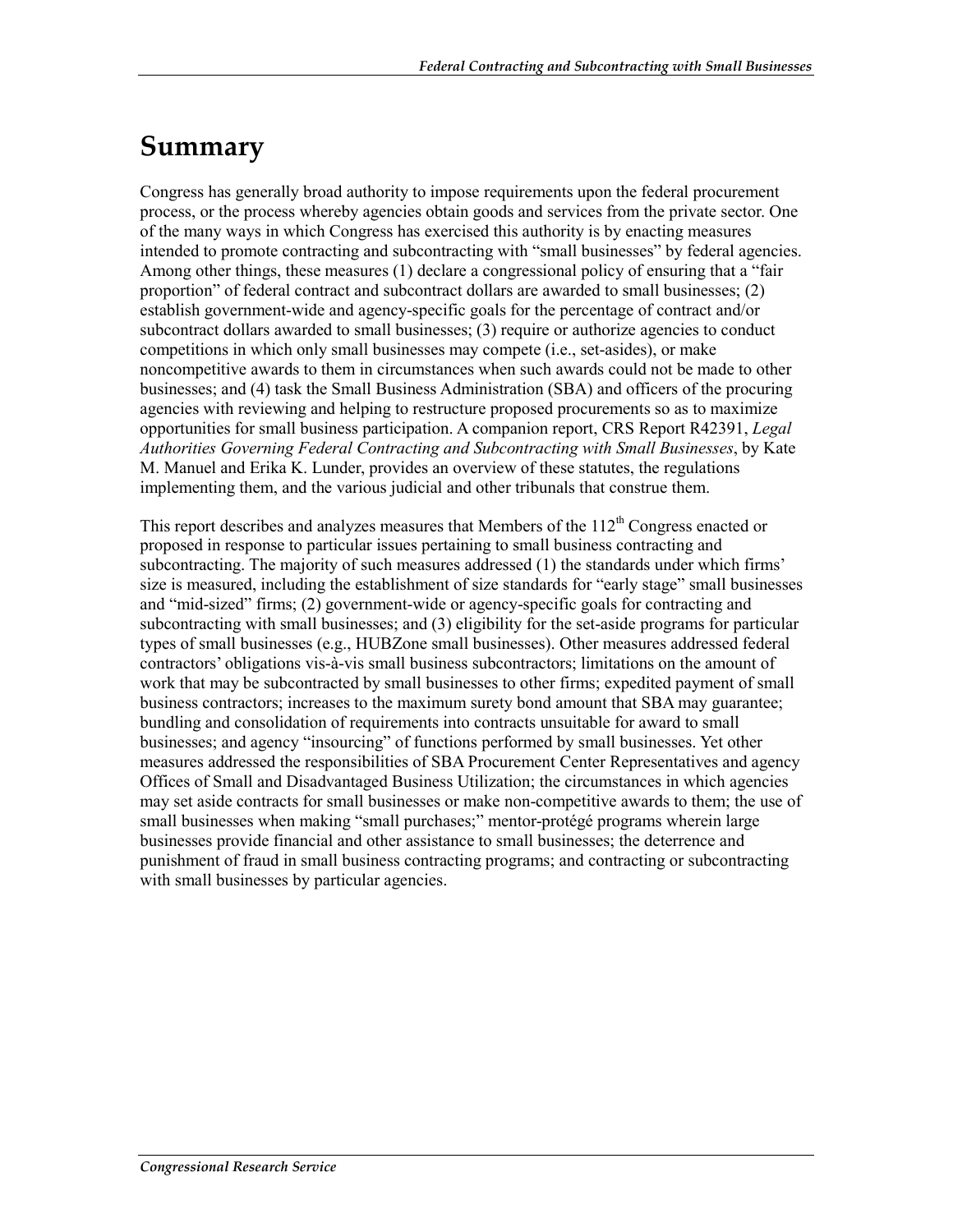# Summary

Congress has generally broad authority to impose requirements upon the federal procurement process, or the process whereby agencies obtain goods and services from the private sector. One of the many ways in which Congress has exercised this authority is by enacting measures intended to promote contracting and subcontracting with "small businesses" by federal agencies. Among other things, these measures (1) declare a congressional policy of ensuring that a "fair proportion" of federal contract and subcontract dollars are awarded to small businesses; (2) establish government-wide and agency-specific goals for the percentage of contract and/or subcontract dollars awarded to small businesses; (3) require or authorize agencies to conduct competitions in which only small businesses may compete (i.e., set-asides), or make noncompetitive awards to them in circumstances when such awards could not be made to other businesses; and (4) task the Small Business Administration (SBA) and officers of the procuring agencies with reviewing and helping to restructure proposed procurements so as to maximize opportunities for small business participation. A companion report, CRS Report R42391, *Legal Authorities Governing Federal Contracting and Subcontracting with Small Businesses*, by Kate M. Manuel and Erika K. Lunder, provides an overview of these statutes, the regulations implementing them, and the various judicial and other tribunals that construe them.

This report describes and analyzes measures that Members of the 112th Congress enacted or proposed in response to particular issues pertaining to small business contracting and subcontracting. The majority of such measures addressed (1) the standards under which firms' size is measured, including the establishment of size standards for "early stage" small businesses and "mid-sized" firms; (2) government-wide or agency-specific goals for contracting and subcontracting with small businesses; and (3) eligibility for the set-aside programs for particular types of small businesses (e.g., HUBZone small businesses). Other measures addressed federal contractors' obligations vis-à-vis small business subcontractors; limitations on the amount of work that may be subcontracted by small businesses to other firms; expedited payment of small business contractors; increases to the maximum surety bond amount that SBA may guarantee; bundling and consolidation of requirements into contracts unsuitable for award to small businesses; and agency "insourcing" of functions performed by small businesses. Yet other measures addressed the responsibilities of SBA Procurement Center Representatives and agency Offices of Small and Disadvantaged Business Utilization; the circumstances in which agencies may set aside contracts for small businesses or make non-competitive awards to them; the use of small businesses when making "small purchases;" mentor-protégé programs wherein large businesses provide financial and other assistance to small businesses; the deterrence and punishment of fraud in small business contracting programs; and contracting or subcontracting with small businesses by particular agencies.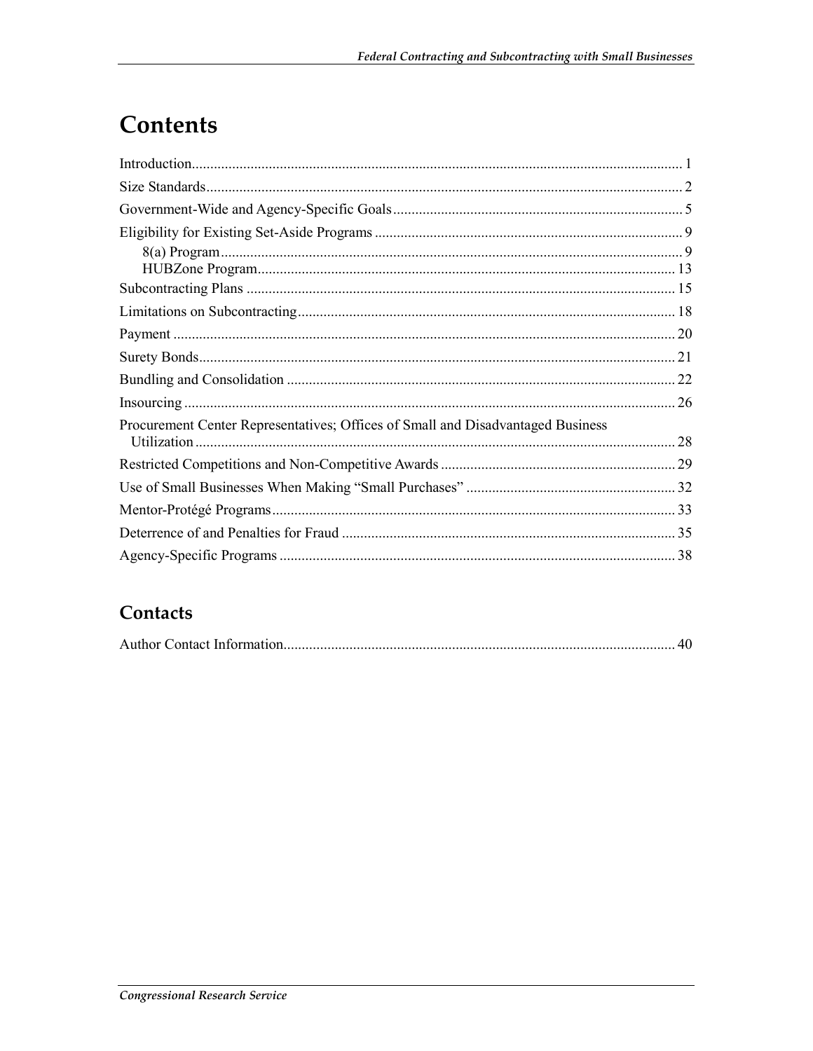# Contents

Introduction .................................................................................................................... 1

Size Standards ................................................................................................................ 2

Government-Wide and Agency-Specific Goals .............................................................................. 5

Eligibility for Existing Set-Aside Programs ................................................................................... 9

- 8(a) Program ............................................................................................................ 9
- HUBZone Program ................................................................................................. 13

Subcontracting Plans .................................................................................................... 15

Limitations on Subcontracting ...................................................................................... 18

Payment ....................................................................................................................... 20

Surety Bonds ................................................................................................................. 21

Bundling and Consolidation ......................................................................................... 22

Insourcing .................................................................................................................... 26

Procurement Center Representatives; Offices of Small and Disadvantaged Business Utilization ................................................................................................................. 28

Restricted Competitions and Non-Competitive Awards ................................................................ 29

Use of Small Businesses When Making "Small Purchases" ......................................................... 32

Mentor-Protégé Programs ............................................................................................. 33

Deterrence of and Penalties for Fraud .......................................................................... 35

Agency-Specific Programs ........................................................................................... 38

## Contacts

Author Contact Information .......................................................................................... 40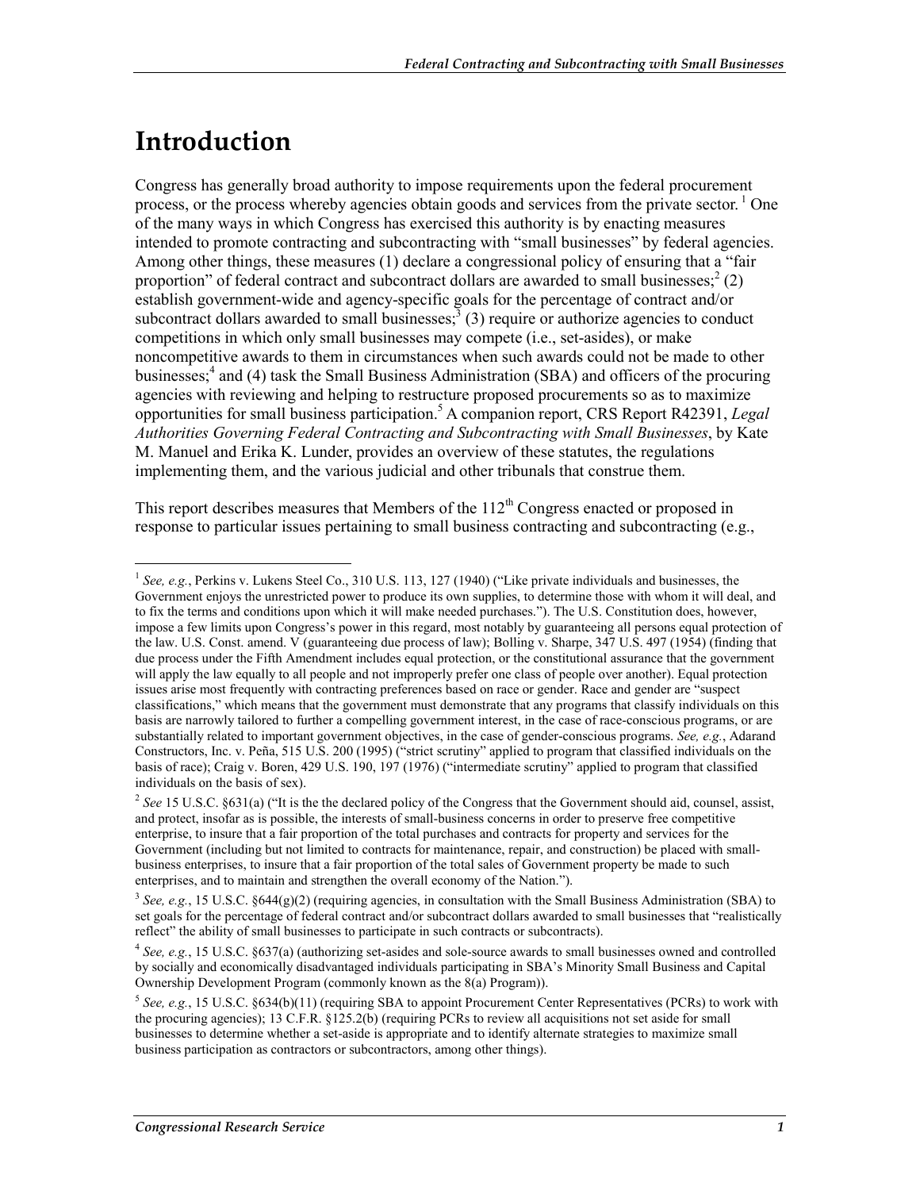# Introduction

Congress has generally broad authority to impose requirements upon the federal procurement process, or the process whereby agencies obtain goods and services from the private sector.[1] One of the many ways in which Congress has exercised this authority is by enacting measures intended to promote contracting and subcontracting with "small businesses" by federal agencies. Among other things, these measures (1) declare a congressional policy of ensuring that a "fair proportion" of federal contract and subcontract dollars are awarded to small businesses;[2] (2) establish government-wide and agency-specific goals for the percentage of contract and/or subcontract dollars awarded to small businesses;[3] (3) require or authorize agencies to conduct competitions in which only small businesses may compete (i.e., set-asides), or make noncompetitive awards to them in circumstances when such awards could not be made to other businesses;[4] and (4) task the Small Business Administration (SBA) and officers of the procuring agencies with reviewing and helping to restructure proposed procurements so as to maximize opportunities for small business participation.[5] A companion report, CRS Report R42391, *Legal Authorities Governing Federal Contracting and Subcontracting with Small Businesses*, by Kate M. Manuel and Erika K. Lunder, provides an overview of these statutes, the regulations implementing them, and the various judicial and other tribunals that construe them.

This report describes measures that Members of the 112th Congress enacted or proposed in response to particular issues pertaining to small business contracting and subcontracting (e.g.,

---

[1] *See, e.g.*, Perkins v. Lukens Steel Co., 310 U.S. 113, 127 (1940) ("Like private individuals and businesses, the Government enjoys the unrestricted power to produce its own supplies, to determine those with whom it will deal, and to fix the terms and conditions upon which it will make needed purchases."). The U.S. Constitution does, however, impose a few limits upon Congress's power in this regard, most notably by guaranteeing all persons equal protection of the law. U.S. Const. amend. V (guaranteeing due process of law); Bolling v. Sharpe, 347 U.S. 497 (1954) (finding that due process under the Fifth Amendment includes equal protection, or the constitutional assurance that the government will apply the law equally to all people and not improperly prefer one class of people over another). Equal protection issues arise most frequently with contracting preferences based on race or gender. Race and gender are "suspect classifications," which means that the government must demonstrate that any programs that classify individuals on this basis are narrowly tailored to further a compelling government interest, in the case of race-conscious programs, or are substantially related to important government objectives, in the case of gender-conscious programs. *See, e.g.*, Adarand Constructors, Inc. v. Peña, 515 U.S. 200 (1995) ("strict scrutiny" applied to program that classified individuals on the basis of race); Craig v. Boren, 429 U.S. 190, 197 (1976) ("intermediate scrutiny" applied to program that classified individuals on the basis of sex).

[2] *See* 15 U.S.C. §631(a) ("It is the the declared policy of the Congress that the Government should aid, counsel, assist, and protect, insofar as is possible, the interests of small-business concerns in order to preserve free competitive enterprise, to insure that a fair proportion of the total purchases and contracts for property and services for the Government (including but not limited to contracts for maintenance, repair, and construction) be placed with small-business enterprises, to insure that a fair proportion of the total sales of Government property be made to such enterprises, and to maintain and strengthen the overall economy of the Nation.").

[3] *See, e.g.*, 15 U.S.C. §644(g)(2) (requiring agencies, in consultation with the Small Business Administration (SBA) to set goals for the percentage of federal contract and/or subcontract dollars awarded to small businesses that "realistically reflect" the ability of small businesses to participate in such contracts or subcontracts).

[4] *See, e.g.*, 15 U.S.C. §637(a) (authorizing set-asides and sole-source awards to small businesses owned and controlled by socially and economically disadvantaged individuals participating in SBA's Minority Small Business and Capital Ownership Development Program (commonly known as the 8(a) Program)).

[5] *See, e.g.*, 15 U.S.C. §634(b)(11) (requiring SBA to appoint Procurement Center Representatives (PCRs) to work with the procuring agencies); 13 C.F.R. §125.2(b) (requiring PCRs to review all acquisitions not set aside for small businesses to determine whether a set-aside is appropriate and to identify alternate strategies to maximize small business participation as contractors or subcontractors, among other things).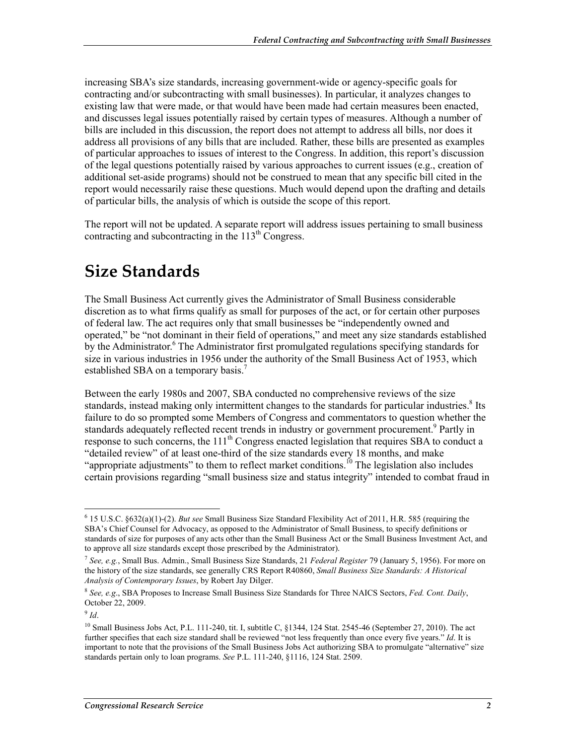increasing SBA's size standards, increasing government-wide or agency-specific goals for contracting and/or subcontracting with small businesses). In particular, it analyzes changes to existing law that were made, or that would have been made had certain measures been enacted, and discusses legal issues potentially raised by certain types of measures. Although a number of bills are included in this discussion, the report does not attempt to address all bills, nor does it address all provisions of any bills that are included. Rather, these bills are presented as examples of particular approaches to issues of interest to the Congress. In addition, this report's discussion of the legal questions potentially raised by various approaches to current issues (e.g., creation of additional set-aside programs) should not be construed to mean that any specific bill cited in the report would necessarily raise these questions. Much would depend upon the drafting and details of particular bills, the analysis of which is outside the scope of this report.

The report will not be updated. A separate report will address issues pertaining to small business contracting and subcontracting in the 113th Congress.

# Size Standards

The Small Business Act currently gives the Administrator of Small Business considerable discretion as to what firms qualify as small for purposes of the act, or for certain other purposes of federal law. The act requires only that small businesses be "independently owned and operated," be "not dominant in their field of operations," and meet any size standards established by the Administrator.[6] The Administrator first promulgated regulations specifying standards for size in various industries in 1956 under the authority of the Small Business Act of 1953, which established SBA on a temporary basis.[7]

Between the early 1980s and 2007, SBA conducted no comprehensive reviews of the size standards, instead making only intermittent changes to the standards for particular industries.[8] Its failure to do so prompted some Members of Congress and commentators to question whether the standards adequately reflected recent trends in industry or government procurement.[9] Partly in response to such concerns, the 111th Congress enacted legislation that requires SBA to conduct a "detailed review" of at least one-third of the size standards every 18 months, and make "appropriate adjustments" to them to reflect market conditions.[10] The legislation also includes certain provisions regarding "small business size and status integrity" intended to combat fraud in

---

[6] 15 U.S.C. §632(a)(1)-(2). *But see* Small Business Size Standard Flexibility Act of 2011, H.R. 585 (requiring the SBA's Chief Counsel for Advocacy, as opposed to the Administrator of Small Business, to specify definitions or standards of size for purposes of any acts other than the Small Business Act or the Small Business Investment Act, and to approve all size standards except those prescribed by the Administrator).

[7] *See, e.g.*, Small Bus. Admin., Small Business Size Standards, 21 *Federal Register* 79 (January 5, 1956). For more on the history of the size standards, see generally CRS Report R40860, *Small Business Size Standards: A Historical Analysis of Contemporary Issues*, by Robert Jay Dilger.

[8] *See, e.g*., SBA Proposes to Increase Small Business Size Standards for Three NAICS Sectors, *Fed. Cont. Daily*, October 22, 2009.

[9] *Id*.

[10] Small Business Jobs Act, P.L. 111-240, tit. I, subtitle C, §1344, 124 Stat. 2545-46 (September 27, 2010). The act further specifies that each size standard shall be reviewed "not less frequently than once every five years." *Id*. It is important to note that the provisions of the Small Business Jobs Act authorizing SBA to promulgate "alternative" size standards pertain only to loan programs. *See* P.L. 111-240, §1116, 124 Stat. 2509.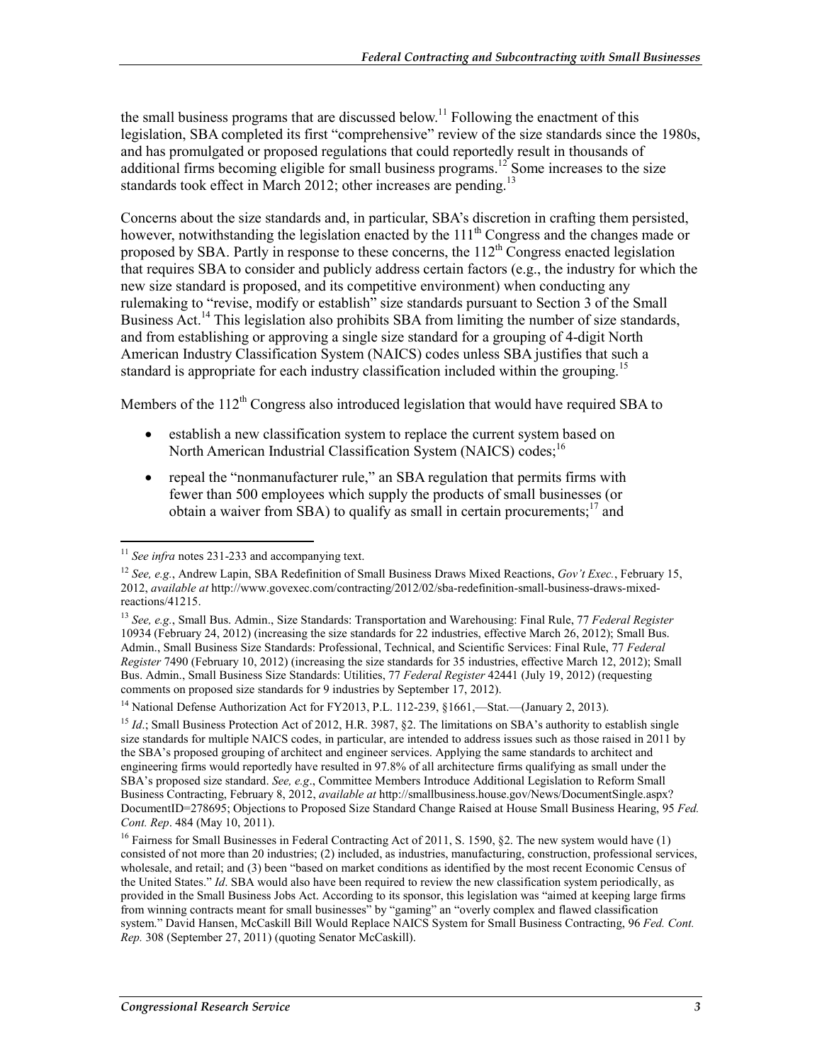the small business programs that are discussed below.[11] Following the enactment of this legislation, SBA completed its first "comprehensive" review of the size standards since the 1980s, and has promulgated or proposed regulations that could reportedly result in thousands of additional firms becoming eligible for small business programs.[12] Some increases to the size standards took effect in March 2012; other increases are pending.[13]

Concerns about the size standards and, in particular, SBA's discretion in crafting them persisted, however, notwithstanding the legislation enacted by the 111th Congress and the changes made or proposed by SBA. Partly in response to these concerns, the 112th Congress enacted legislation that requires SBA to consider and publicly address certain factors (e.g., the industry for which the new size standard is proposed, and its competitive environment) when conducting any rulemaking to "revise, modify or establish" size standards pursuant to Section 3 of the Small Business Act.[14] This legislation also prohibits SBA from limiting the number of size standards, and from establishing or approving a single size standard for a grouping of 4-digit North American Industry Classification System (NAICS) codes unless SBA justifies that such a standard is appropriate for each industry classification included within the grouping.[15]

Members of the 112th Congress also introduced legislation that would have required SBA to

- establish a new classification system to replace the current system based on North American Industrial Classification System (NAICS) codes;[16]
- repeal the "nonmanufacturer rule," an SBA regulation that permits firms with fewer than 500 employees which supply the products of small businesses (or obtain a waiver from SBA) to qualify as small in certain procurements;[17] and

---

[11] *See infra* notes 231-233 and accompanying text.

[12] *See, e.g.*, Andrew Lapin, SBA Redefinition of Small Business Draws Mixed Reactions, *Gov't Exec.*, February 15, 2012, *available at* http://www.govexec.com/contracting/2012/02/sba-redefinition-small-business-draws-mixed-reactions/41215.

[13] *See, e.g.*, Small Bus. Admin., Size Standards: Transportation and Warehousing: Final Rule, 77 *Federal Register* 10934 (February 24, 2012) (increasing the size standards for 22 industries, effective March 26, 2012); Small Bus. Admin., Small Business Size Standards: Professional, Technical, and Scientific Services: Final Rule, 77 *Federal Register* 7490 (February 10, 2012) (increasing the size standards for 35 industries, effective March 12, 2012); Small Bus. Admin., Small Business Size Standards: Utilities, 77 *Federal Register* 42441 (July 19, 2012) (requesting comments on proposed size standards for 9 industries by September 17, 2012).

[14] National Defense Authorization Act for FY2013, P.L. 112-239, §1661,—Stat.—(January 2, 2013).

[15] *Id.*; Small Business Protection Act of 2012, H.R. 3987, §2. The limitations on SBA's authority to establish single size standards for multiple NAICS codes, in particular, are intended to address issues such as those raised in 2011 by the SBA's proposed grouping of architect and engineer services. Applying the same standards to architect and engineering firms would reportedly have resulted in 97.8% of all architecture firms qualifying as small under the SBA's proposed size standard. *See, e.g*., Committee Members Introduce Additional Legislation to Reform Small Business Contracting, February 8, 2012, *available at* http://smallbusiness.house.gov/News/DocumentSingle.aspx?DocumentID=278695; Objections to Proposed Size Standard Change Raised at House Small Business Hearing, 95 *Fed. Cont. Rep*. 484 (May 10, 2011).

[16] Fairness for Small Businesses in Federal Contracting Act of 2011, S. 1590, §2. The new system would have (1) consisted of not more than 20 industries; (2) included, as industries, manufacturing, construction, professional services, wholesale, and retail; and (3) been "based on market conditions as identified by the most recent Economic Census of the United States." *Id*. SBA would also have been required to review the new classification system periodically, as provided in the Small Business Jobs Act. According to its sponsor, this legislation was "aimed at keeping large firms from winning contracts meant for small businesses" by "gaming" an "overly complex and flawed classification system." David Hansen, McCaskill Bill Would Replace NAICS System for Small Business Contracting, 96 *Fed. Cont. Rep.* 308 (September 27, 2011) (quoting Senator McCaskill).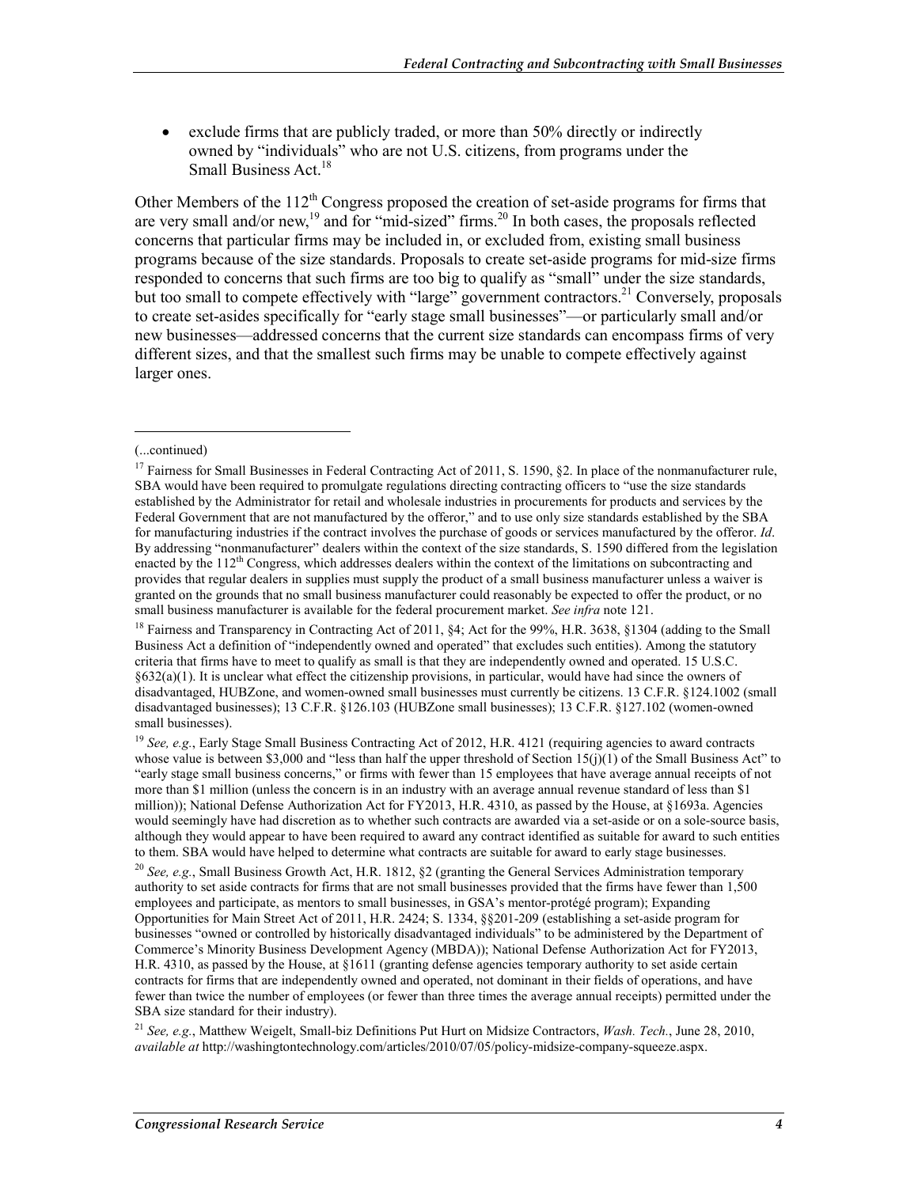- exclude firms that are publicly traded, or more than 50% directly or indirectly owned by "individuals" who are not U.S. citizens, from programs under the Small Business Act.[18]

Other Members of the 112th Congress proposed the creation of set-aside programs for firms that are very small and/or new,[19] and for "mid-sized" firms.[20] In both cases, the proposals reflected concerns that particular firms may be included in, or excluded from, existing small business programs because of the size standards. Proposals to create set-aside programs for mid-size firms responded to concerns that such firms are too big to qualify as "small" under the size standards, but too small to compete effectively with "large" government contractors.[21] Conversely, proposals to create set-asides specifically for "early stage small businesses"—or particularly small and/or new businesses—addressed concerns that the current size standards can encompass firms of very different sizes, and that the smallest such firms may be unable to compete effectively against larger ones.

---

(...continued)

[17] Fairness for Small Businesses in Federal Contracting Act of 2011, S. 1590, §2. In place of the nonmanufacturer rule, SBA would have been required to promulgate regulations directing contracting officers to "use the size standards established by the Administrator for retail and wholesale industries in procurements for products and services by the Federal Government that are not manufactured by the offeror," and to use only size standards established by the SBA for manufacturing industries if the contract involves the purchase of goods or services manufactured by the offeror. *Id*. By addressing "nonmanufacturer" dealers within the context of the size standards, S. 1590 differed from the legislation enacted by the 112th Congress, which addresses dealers within the context of the limitations on subcontracting and provides that regular dealers in supplies must supply the product of a small business manufacturer unless a waiver is granted on the grounds that no small business manufacturer could reasonably be expected to offer the product, or no small business manufacturer is available for the federal procurement market. *See infra* note 121.

[18] Fairness and Transparency in Contracting Act of 2011, §4; Act for the 99%, H.R. 3638, §1304 (adding to the Small Business Act a definition of "independently owned and operated" that excludes such entities). Among the statutory criteria that firms have to meet to qualify as small is that they are independently owned and operated. 15 U.S.C. §632(a)(1). It is unclear what effect the citizenship provisions, in particular, would have had since the owners of disadvantaged, HUBZone, and women-owned small businesses must currently be citizens. 13 C.F.R. §124.1002 (small disadvantaged businesses); 13 C.F.R. §126.103 (HUBZone small businesses); 13 C.F.R. §127.102 (women-owned small businesses).

[19] *See, e.g.*, Early Stage Small Business Contracting Act of 2012, H.R. 4121 (requiring agencies to award contracts whose value is between $3,000 and "less than half the upper threshold of Section 15(j)(1) of the Small Business Act" to "early stage small business concerns," or firms with fewer than 15 employees that have average annual receipts of not more than $1 million (unless the concern is in an industry with an average annual revenue standard of less than $1 million)); National Defense Authorization Act for FY2013, H.R. 4310, as passed by the House, at §1693a. Agencies would seemingly have had discretion as to whether such contracts are awarded via a set-aside or on a sole-source basis, although they would appear to have been required to award any contract identified as suitable for award to such entities to them. SBA would have helped to determine what contracts are suitable for award to early stage businesses.

[20] *See, e.g.*, Small Business Growth Act, H.R. 1812, §2 (granting the General Services Administration temporary authority to set aside contracts for firms that are not small businesses provided that the firms have fewer than 1,500 employees and participate, as mentors to small businesses, in GSA's mentor-protégé program); Expanding Opportunities for Main Street Act of 2011, H.R. 2424; S. 1334, §§201-209 (establishing a set-aside program for businesses "owned or controlled by historically disadvantaged individuals" to be administered by the Department of Commerce's Minority Business Development Agency (MBDA)); National Defense Authorization Act for FY2013, H.R. 4310, as passed by the House, at §1611 (granting defense agencies temporary authority to set aside certain contracts for firms that are independently owned and operated, not dominant in their fields of operations, and have fewer than twice the number of employees (or fewer than three times the average annual receipts) permitted under the SBA size standard for their industry).

[21] *See, e.g.*, Matthew Weigelt, Small-biz Definitions Put Hurt on Midsize Contractors, *Wash. Tech.*, June 28, 2010, *available at* http://washingtontechnology.com/articles/2010/07/05/policy-midsize-company-squeeze.aspx.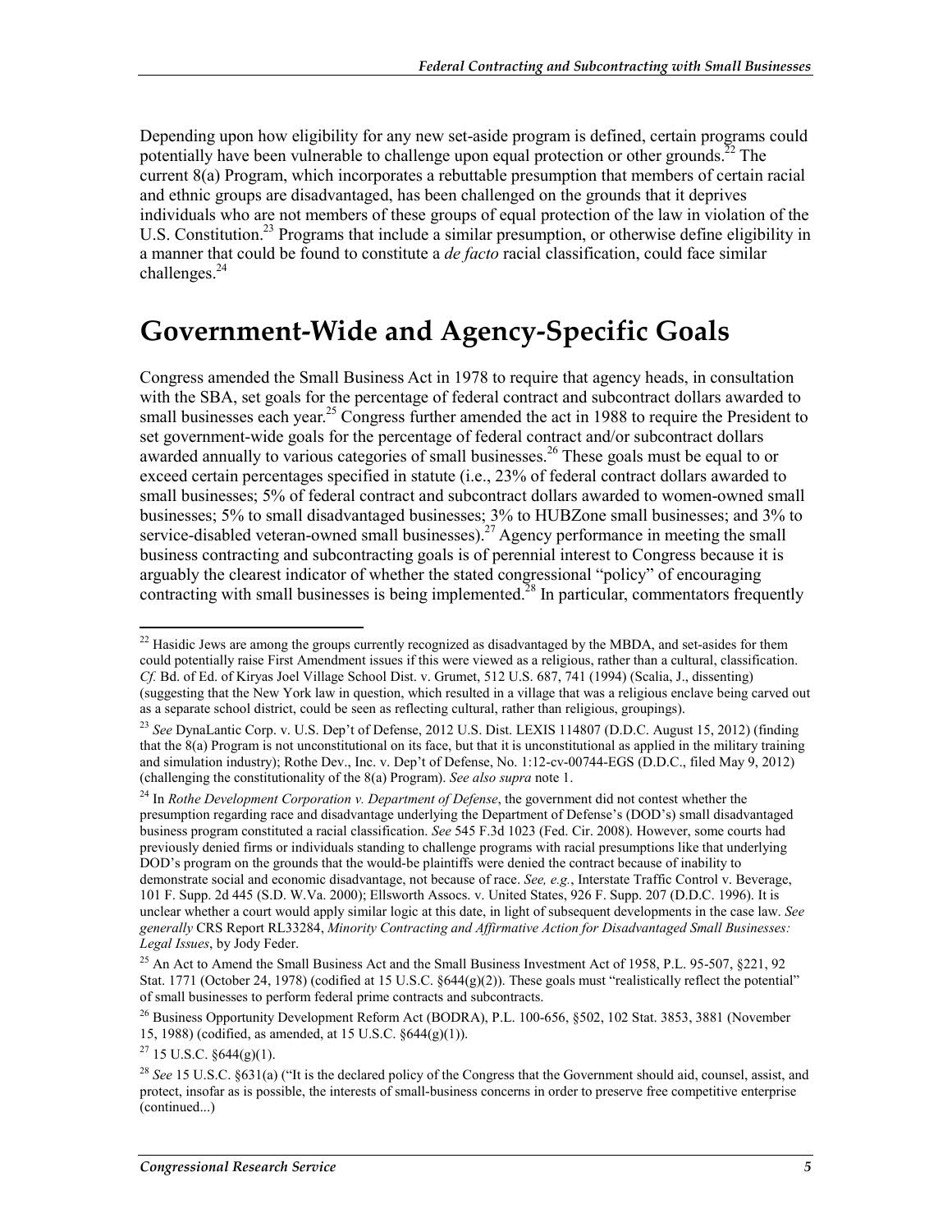Depending upon how eligibility for any new set-aside program is defined, certain programs could potentially have been vulnerable to challenge upon equal protection or other grounds.[22] The current 8(a) Program, which incorporates a rebuttable presumption that members of certain racial and ethnic groups are disadvantaged, has been challenged on the grounds that it deprives individuals who are not members of these groups of equal protection of the law in violation of the U.S. Constitution.[23] Programs that include a similar presumption, or otherwise define eligibility in a manner that could be found to constitute a *de facto* racial classification, could face similar challenges.[24]

# Government-Wide and Agency-Specific Goals

Congress amended the Small Business Act in 1978 to require that agency heads, in consultation with the SBA, set goals for the percentage of federal contract and subcontract dollars awarded to small businesses each year.[25] Congress further amended the act in 1988 to require the President to set government-wide goals for the percentage of federal contract and/or subcontract dollars awarded annually to various categories of small businesses.[26] These goals must be equal to or exceed certain percentages specified in statute (i.e., 23% of federal contract dollars awarded to small businesses; 5% of federal contract and subcontract dollars awarded to women-owned small businesses; 5% to small disadvantaged businesses; 3% to HUBZone small businesses; and 3% to service-disabled veteran-owned small businesses).[27] Agency performance in meeting the small business contracting and subcontracting goals is of perennial interest to Congress because it is arguably the clearest indicator of whether the stated congressional "policy" of encouraging contracting with small businesses is being implemented.[28] In particular, commentators frequently

---

[22] Hasidic Jews are among the groups currently recognized as disadvantaged by the MBDA, and set-asides for them could potentially raise First Amendment issues if this were viewed as a religious, rather than a cultural, classification. *Cf.* Bd. of Ed. of Kiryas Joel Village School Dist. v. Grumet, 512 U.S. 687, 741 (1994) (Scalia, J., dissenting) (suggesting that the New York law in question, which resulted in a village that was a religious enclave being carved out as a separate school district, could be seen as reflecting cultural, rather than religious, groupings).

[23] *See* DynaLantic Corp. v. U.S. Dep't of Defense, 2012 U.S. Dist. LEXIS 114807 (D.D.C. August 15, 2012) (finding that the 8(a) Program is not unconstitutional on its face, but that it is unconstitutional as applied in the military training and simulation industry); Rothe Dev., Inc. v. Dep't of Defense, No. 1:12-cv-00744-EGS (D.D.C., filed May 9, 2012) (challenging the constitutionality of the 8(a) Program). *See also supra* note 1.

[24] In *Rothe Development Corporation v. Department of Defense*, the government did not contest whether the presumption regarding race and disadvantage underlying the Department of Defense's (DOD's) small disadvantaged business program constituted a racial classification. *See* 545 F.3d 1023 (Fed. Cir. 2008). However, some courts had previously denied firms or individuals standing to challenge programs with racial presumptions like that underlying DOD's program on the grounds that the would-be plaintiffs were denied the contract because of inability to demonstrate social and economic disadvantage, not because of race. *See, e.g.*, Interstate Traffic Control v. Beverage, 101 F. Supp. 2d 445 (S.D. W.Va. 2000); Ellsworth Assocs. v. United States, 926 F. Supp. 207 (D.D.C. 1996). It is unclear whether a court would apply similar logic at this date, in light of subsequent developments in the case law. *See generally* CRS Report RL33284, *Minority Contracting and Affirmative Action for Disadvantaged Small Businesses: Legal Issues*, by Jody Feder.

[25] An Act to Amend the Small Business Act and the Small Business Investment Act of 1958, P.L. 95-507, §221, 92 Stat. 1771 (October 24, 1978) (codified at 15 U.S.C. §644(g)(2)). These goals must "realistically reflect the potential" of small businesses to perform federal prime contracts and subcontracts.

[26] Business Opportunity Development Reform Act (BODRA), P.L. 100-656, §502, 102 Stat. 3853, 3881 (November 15, 1988) (codified, as amended, at 15 U.S.C. §644(g)(1)).

[27] 15 U.S.C. §644(g)(1).

[28] *See* 15 U.S.C. §631(a) ("It is the declared policy of the Congress that the Government should aid, counsel, assist, and protect, insofar as is possible, the interests of small-business concerns in order to preserve free competitive enterprise (continued...)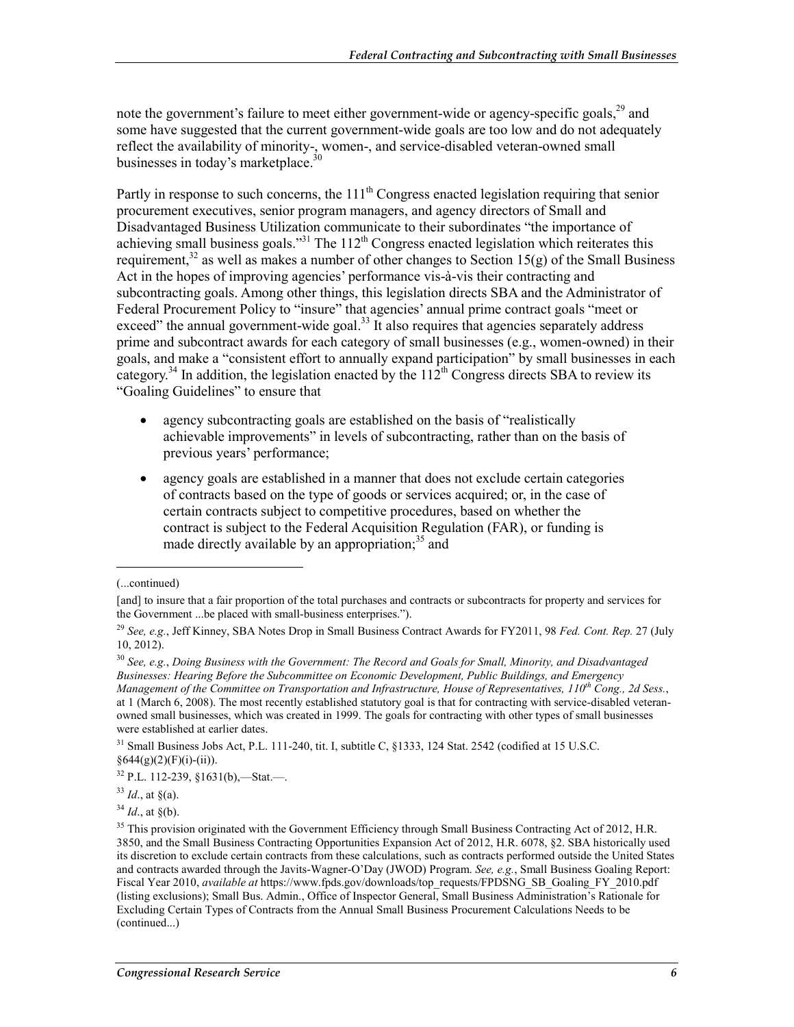note the government's failure to meet either government-wide or agency-specific goals,[29] and some have suggested that the current government-wide goals are too low and do not adequately reflect the availability of minority-, women-, and service-disabled veteran-owned small businesses in today's marketplace.[30]

Partly in response to such concerns, the 111th Congress enacted legislation requiring that senior procurement executives, senior program managers, and agency directors of Small and Disadvantaged Business Utilization communicate to their subordinates "the importance of achieving small business goals."[31] The 112th Congress enacted legislation which reiterates this requirement,[32] as well as makes a number of other changes to Section 15(g) of the Small Business Act in the hopes of improving agencies' performance vis-à-vis their contracting and subcontracting goals. Among other things, this legislation directs SBA and the Administrator of Federal Procurement Policy to "insure" that agencies' annual prime contract goals "meet or exceed" the annual government-wide goal.[33] It also requires that agencies separately address prime and subcontract awards for each category of small businesses (e.g., women-owned) in their goals, and make a "consistent effort to annually expand participation" by small businesses in each category.[34] In addition, the legislation enacted by the 112th Congress directs SBA to review its "Goaling Guidelines" to ensure that

- agency subcontracting goals are established on the basis of "realistically achievable improvements" in levels of subcontracting, rather than on the basis of previous years' performance;
- agency goals are established in a manner that does not exclude certain categories of contracts based on the type of goods or services acquired; or, in the case of certain contracts subject to competitive procedures, based on whether the contract is subject to the Federal Acquisition Regulation (FAR), or funding is made directly available by an appropriation;[35] and

---

(...continued)

[and] to insure that a fair proportion of the total purchases and contracts or subcontracts for property and services for the Government ...be placed with small-business enterprises.").

[29] *See, e.g.*, Jeff Kinney, SBA Notes Drop in Small Business Contract Awards for FY2011, 98 *Fed. Cont. Rep.* 27 (July 10, 2012).

[30] *See, e.g.*, *Doing Business with the Government: The Record and Goals for Small, Minority, and Disadvantaged Businesses: Hearing Before the Subcommittee on Economic Development, Public Buildings, and Emergency Management of the Committee on Transportation and Infrastructure, House of Representatives, 110th Cong., 2d Sess.*, at 1 (March 6, 2008). The most recently established statutory goal is that for contracting with service-disabled veteran-owned small businesses, which was created in 1999. The goals for contracting with other types of small businesses were established at earlier dates.

[31] Small Business Jobs Act, P.L. 111-240, tit. I, subtitle C, §1333, 124 Stat. 2542 (codified at 15 U.S.C. §644(g)(2)(F)(i)-(ii)).

[32] P.L. 112-239, §1631(b),—Stat.—.

[33] *Id.*, at §(a).

[34] *Id.*, at §(b).

[35] This provision originated with the Government Efficiency through Small Business Contracting Act of 2012, H.R. 3850, and the Small Business Contracting Opportunities Expansion Act of 2012, H.R. 6078, §2. SBA historically used its discretion to exclude certain contracts from these calculations, such as contracts performed outside the United States and contracts awarded through the Javits-Wagner-O'Day (JWOD) Program. *See, e.g.*, Small Business Goaling Report: Fiscal Year 2010, *available at* https://www.fpds.gov/downloads/top_requests/FPDSNG_SB_Goaling_FY_2010.pdf (listing exclusions); Small Bus. Admin., Office of Inspector General, Small Business Administration's Rationale for Excluding Certain Types of Contracts from the Annual Small Business Procurement Calculations Needs to be (continued...)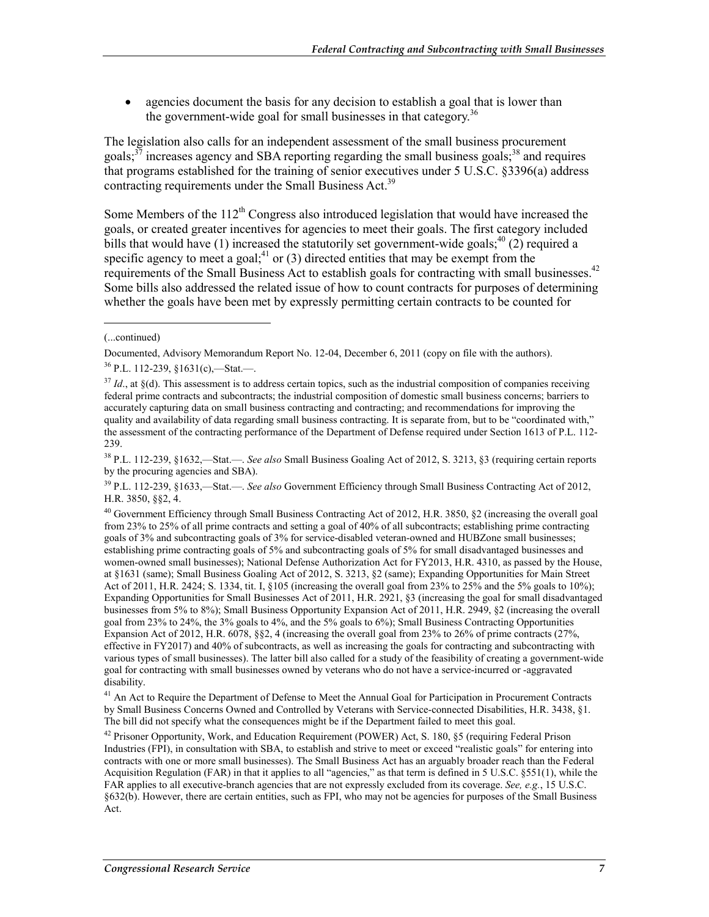- agencies document the basis for any decision to establish a goal that is lower than the government-wide goal for small businesses in that category.[36]

The legislation also calls for an independent assessment of the small business procurement goals;[37] increases agency and SBA reporting regarding the small business goals;[38] and requires that programs established for the training of senior executives under 5 U.S.C. §3396(a) address contracting requirements under the Small Business Act.[39]

Some Members of the 112th Congress also introduced legislation that would have increased the goals, or created greater incentives for agencies to meet their goals. The first category included bills that would have (1) increased the statutorily set government-wide goals;[40] (2) required a specific agency to meet a goal;[41] or (3) directed entities that may be exempt from the requirements of the Small Business Act to establish goals for contracting with small businesses.[42] Some bills also addressed the related issue of how to count contracts for purposes of determining whether the goals have been met by expressly permitting certain contracts to be counted for

---

(...continued)

Documented, Advisory Memorandum Report No. 12-04, December 6, 2011 (copy on file with the authors).

[36] P.L. 112-239, §1631(c),—Stat.—.

[37] *Id*., at §(d). This assessment is to address certain topics, such as the industrial composition of companies receiving federal prime contracts and subcontracts; the industrial composition of domestic small business concerns; barriers to accurately capturing data on small business contracting and contracting; and recommendations for improving the quality and availability of data regarding small business contracting. It is separate from, but to be "coordinated with," the assessment of the contracting performance of the Department of Defense required under Section 1613 of P.L. 112-239.

[38] P.L. 112-239, §1632,—Stat.—. *See also* Small Business Goaling Act of 2012, S. 3213, §3 (requiring certain reports by the procuring agencies and SBA).

[39] P.L. 112-239, §1633,—Stat.—. *See also* Government Efficiency through Small Business Contracting Act of 2012, H.R. 3850, §§2, 4.

[40] Government Efficiency through Small Business Contracting Act of 2012, H.R. 3850, §2 (increasing the overall goal from 23% to 25% of all prime contracts and setting a goal of 40% of all subcontracts; establishing prime contracting goals of 3% and subcontracting goals of 3% for service-disabled veteran-owned and HUBZone small businesses; establishing prime contracting goals of 5% and subcontracting goals of 5% for small disadvantaged businesses and women-owned small businesses); National Defense Authorization Act for FY2013, H.R. 4310, as passed by the House, at §1631 (same); Small Business Goaling Act of 2012, S. 3213, §2 (same); Expanding Opportunities for Main Street Act of 2011, H.R. 2424; S. 1334, tit. I, §105 (increasing the overall goal from 23% to 25% and the 5% goals to 10%); Expanding Opportunities for Small Businesses Act of 2011, H.R. 2921, §3 (increasing the goal for small disadvantaged businesses from 5% to 8%); Small Business Opportunity Expansion Act of 2011, H.R. 2949, §2 (increasing the overall goal from 23% to 24%, the 3% goals to 4%, and the 5% goals to 6%); Small Business Contracting Opportunities Expansion Act of 2012, H.R. 6078, §§2, 4 (increasing the overall goal from 23% to 26% of prime contracts (27%, effective in FY2017) and 40% of subcontracts, as well as increasing the goals for contracting and subcontracting with various types of small businesses). The latter bill also called for a study of the feasibility of creating a government-wide goal for contracting with small businesses owned by veterans who do not have a service-incurred or -aggravated disability.

[41] An Act to Require the Department of Defense to Meet the Annual Goal for Participation in Procurement Contracts by Small Business Concerns Owned and Controlled by Veterans with Service-connected Disabilities, H.R. 3438, §1. The bill did not specify what the consequences might be if the Department failed to meet this goal.

[42] Prisoner Opportunity, Work, and Education Requirement (POWER) Act, S. 180, §5 (requiring Federal Prison Industries (FPI), in consultation with SBA, to establish and strive to meet or exceed "realistic goals" for entering into contracts with one or more small businesses). The Small Business Act has an arguably broader reach than the Federal Acquisition Regulation (FAR) in that it applies to all "agencies," as that term is defined in 5 U.S.C. §551(1), while the FAR applies to all executive-branch agencies that are not expressly excluded from its coverage. *See, e.g.*, 15 U.S.C. §632(b). However, there are certain entities, such as FPI, who may not be agencies for purposes of the Small Business Act.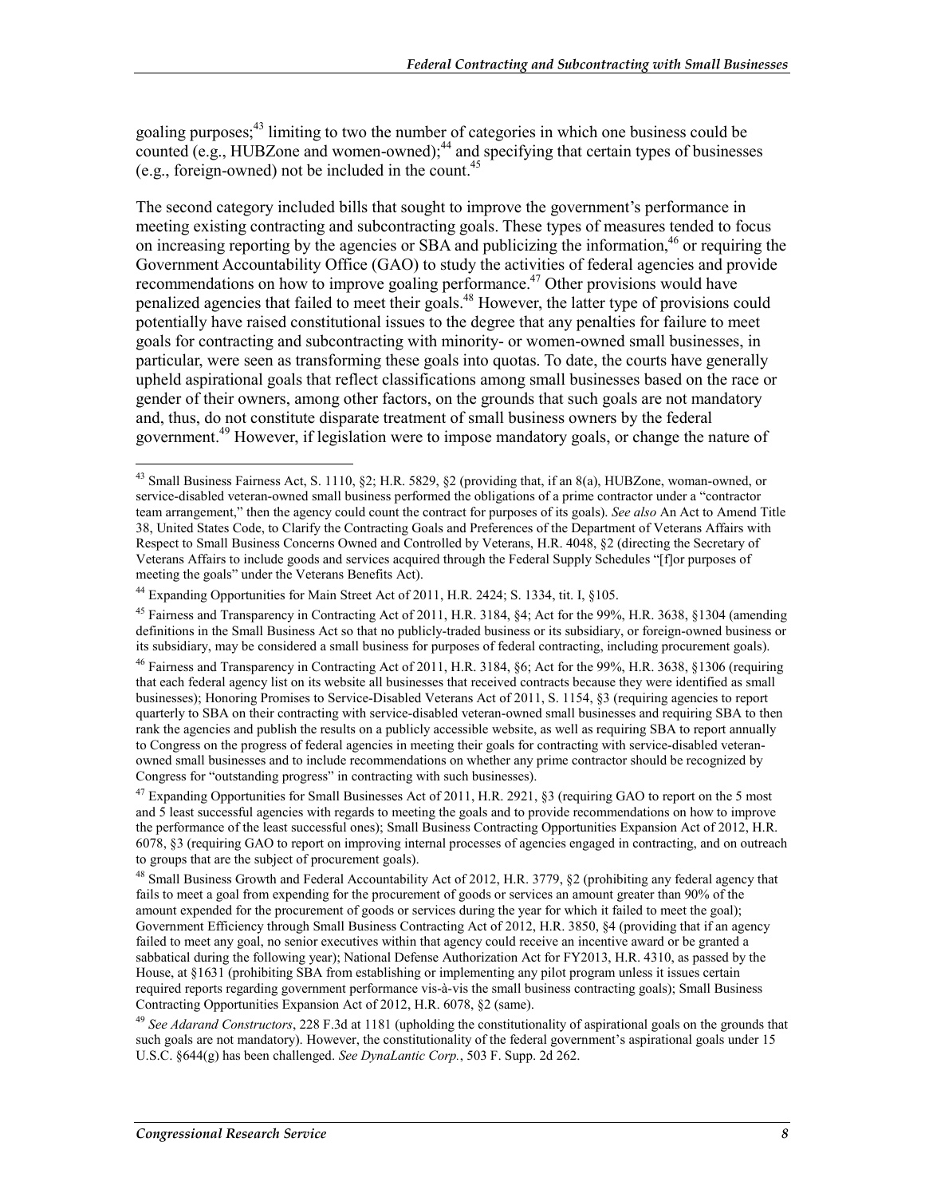goaling purposes;[43] limiting to two the number of categories in which one business could be counted (e.g., HUBZone and women-owned);[44] and specifying that certain types of businesses (e.g., foreign-owned) not be included in the count.[45]

The second category included bills that sought to improve the government's performance in meeting existing contracting and subcontracting goals. These types of measures tended to focus on increasing reporting by the agencies or SBA and publicizing the information,[46] or requiring the Government Accountability Office (GAO) to study the activities of federal agencies and provide recommendations on how to improve goaling performance.[47] Other provisions would have penalized agencies that failed to meet their goals.[48] However, the latter type of provisions could potentially have raised constitutional issues to the degree that any penalties for failure to meet goals for contracting and subcontracting with minority- or women-owned small businesses, in particular, were seen as transforming these goals into quotas. To date, the courts have generally upheld aspirational goals that reflect classifications among small businesses based on the race or gender of their owners, among other factors, on the grounds that such goals are not mandatory and, thus, do not constitute disparate treatment of small business owners by the federal government.[49] However, if legislation were to impose mandatory goals, or change the nature of

---

[43] Small Business Fairness Act, S. 1110, §2; H.R. 5829, §2 (providing that, if an 8(a), HUBZone, woman-owned, or service-disabled veteran-owned small business performed the obligations of a prime contractor under a "contractor team arrangement," then the agency could count the contract for purposes of its goals). *See also* An Act to Amend Title 38, United States Code, to Clarify the Contracting Goals and Preferences of the Department of Veterans Affairs with Respect to Small Business Concerns Owned and Controlled by Veterans, H.R. 4048, §2 (directing the Secretary of Veterans Affairs to include goods and services acquired through the Federal Supply Schedules "[f]or purposes of meeting the goals" under the Veterans Benefits Act).

[44] Expanding Opportunities for Main Street Act of 2011, H.R. 2424; S. 1334, tit. I, §105.

[45] Fairness and Transparency in Contracting Act of 2011, H.R. 3184, §4; Act for the 99%, H.R. 3638, §1304 (amending definitions in the Small Business Act so that no publicly-traded business or its subsidiary, or foreign-owned business or its subsidiary, may be considered a small business for purposes of federal contracting, including procurement goals).

[46] Fairness and Transparency in Contracting Act of 2011, H.R. 3184, §6; Act for the 99%, H.R. 3638, §1306 (requiring that each federal agency list on its website all businesses that received contracts because they were identified as small businesses); Honoring Promises to Service-Disabled Veterans Act of 2011, S. 1154, §3 (requiring agencies to report quarterly to SBA on their contracting with service-disabled veteran-owned small businesses and requiring SBA to then rank the agencies and publish the results on a publicly accessible website, as well as requiring SBA to report annually to Congress on the progress of federal agencies in meeting their goals for contracting with service-disabled veteran-owned small businesses and to include recommendations on whether any prime contractor should be recognized by Congress for "outstanding progress" in contracting with such businesses).

[47] Expanding Opportunities for Small Businesses Act of 2011, H.R. 2921, §3 (requiring GAO to report on the 5 most and 5 least successful agencies with regards to meeting the goals and to provide recommendations on how to improve the performance of the least successful ones); Small Business Contracting Opportunities Expansion Act of 2012, H.R. 6078, §3 (requiring GAO to report on improving internal processes of agencies engaged in contracting, and on outreach to groups that are the subject of procurement goals).

[48] Small Business Growth and Federal Accountability Act of 2012, H.R. 3779, §2 (prohibiting any federal agency that fails to meet a goal from expending for the procurement of goods or services an amount greater than 90% of the amount expended for the procurement of goods or services during the year for which it failed to meet the goal); Government Efficiency through Small Business Contracting Act of 2012, H.R. 3850, §4 (providing that if an agency failed to meet any goal, no senior executives within that agency could receive an incentive award or be granted a sabbatical during the following year); National Defense Authorization Act for FY2013, H.R. 4310, as passed by the House, at §1631 (prohibiting SBA from establishing or implementing any pilot program unless it issues certain required reports regarding government performance vis-à-vis the small business contracting goals); Small Business Contracting Opportunities Expansion Act of 2012, H.R. 6078, §2 (same).

[49] *See Adarand Constructors*, 228 F.3d at 1181 (upholding the constitutionality of aspirational goals on the grounds that such goals are not mandatory). However, the constitutionality of the federal government's aspirational goals under 15 U.S.C. §644(g) has been challenged. *See DynaLantic Corp.*, 503 F. Supp. 2d 262.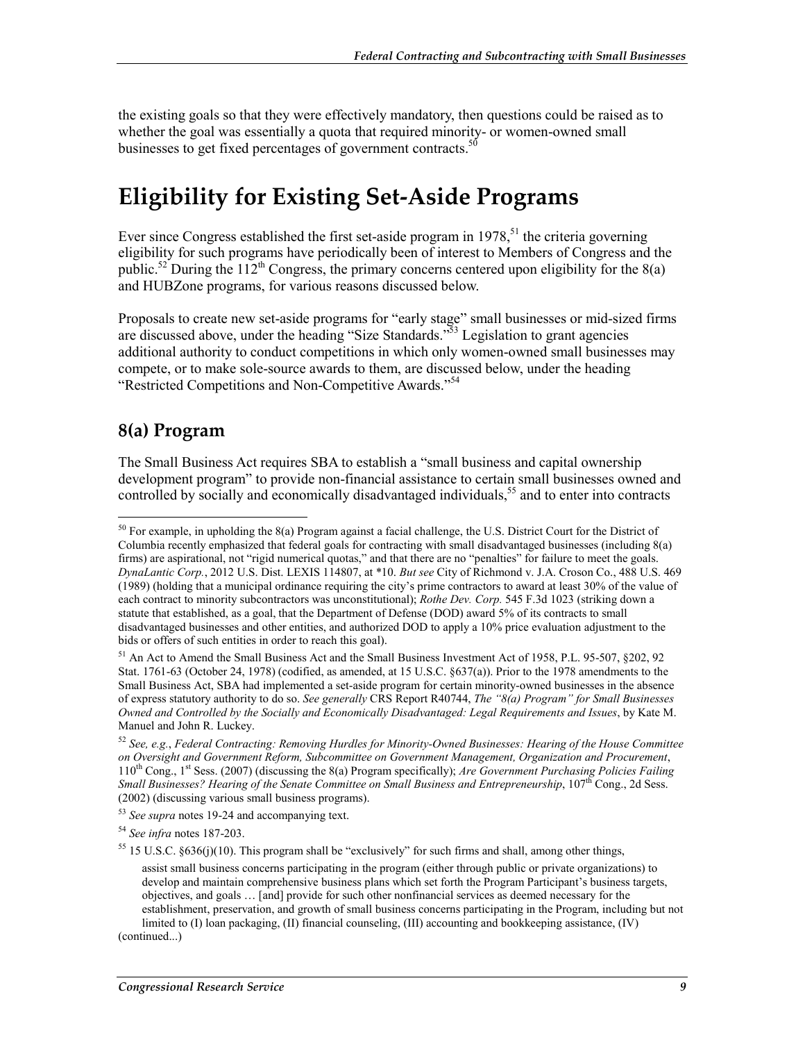the existing goals so that they were effectively mandatory, then questions could be raised as to whether the goal was essentially a quota that required minority- or women-owned small businesses to get fixed percentages of government contracts.[50]

# Eligibility for Existing Set-Aside Programs

Ever since Congress established the first set-aside program in 1978,[51] the criteria governing eligibility for such programs have periodically been of interest to Members of Congress and the public.[52] During the 112th Congress, the primary concerns centered upon eligibility for the 8(a) and HUBZone programs, for various reasons discussed below.

Proposals to create new set-aside programs for "early stage" small businesses or mid-sized firms are discussed above, under the heading "Size Standards."[53] Legislation to grant agencies additional authority to conduct competitions in which only women-owned small businesses may compete, or to make sole-source awards to them, are discussed below, under the heading "Restricted Competitions and Non-Competitive Awards."[54]

## 8(a) Program

The Small Business Act requires SBA to establish a "small business and capital ownership development program" to provide non-financial assistance to certain small businesses owned and controlled by socially and economically disadvantaged individuals,[55] and to enter into contracts

---

[50] For example, in upholding the 8(a) Program against a facial challenge, the U.S. District Court for the District of Columbia recently emphasized that federal goals for contracting with small disadvantaged businesses (including 8(a) firms) are aspirational, not "rigid numerical quotas," and that there are no "penalties" for failure to meet the goals. *DynaLantic Corp.*, 2012 U.S. Dist. LEXIS 114807, at *10. *But see* City of Richmond v. J.A. Croson Co., 488 U.S. 469 (1989) (holding that a municipal ordinance requiring the city's prime contractors to award at least 30% of the value of each contract to minority subcontractors was unconstitutional); *Rothe Dev. Corp.* 545 F.3d 1023 (striking down a statute that established, as a goal, that the Department of Defense (DOD) award 5% of its contracts to small disadvantaged businesses and other entities, and authorized DOD to apply a 10% price evaluation adjustment to the bids or offers of such entities in order to reach this goal).

[51] An Act to Amend the Small Business Act and the Small Business Investment Act of 1958, P.L. 95-507, §202, 92 Stat. 1761-63 (October 24, 1978) (codified, as amended, at 15 U.S.C. §637(a)). Prior to the 1978 amendments to the Small Business Act, SBA had implemented a set-aside program for certain minority-owned businesses in the absence of express statutory authority to do so. *See generally* CRS Report R40744, *The "8(a) Program" for Small Businesses Owned and Controlled by the Socially and Economically Disadvantaged: Legal Requirements and Issues*, by Kate M. Manuel and John R. Luckey.

[52] *See, e.g.*, *Federal Contracting: Removing Hurdles for Minority-Owned Businesses: Hearing of the House Committee on Oversight and Government Reform, Subcommittee on Government Management, Organization and Procurement*, 110th Cong., 1st Sess. (2007) (discussing the 8(a) Program specifically); *Are Government Purchasing Policies Failing Small Businesses? Hearing of the Senate Committee on Small Business and Entrepreneurship*, 107th Cong., 2d Sess. (2002) (discussing various small business programs).

[53] *See supra* notes 19-24 and accompanying text.

[54] *See infra* notes 187-203.

[55] 15 U.S.C. §636(j)(10). This program shall be "exclusively" for such firms and shall, among other things,

> assist small business concerns participating in the program (either through public or private organizations) to develop and maintain comprehensive business plans which set forth the Program Participant's business targets, objectives, and goals … [and] provide for such other nonfinancial services as deemed necessary for the establishment, preservation, and growth of small business concerns participating in the Program, including but not limited to (I) loan packaging, (II) financial counseling, (III) accounting and bookkeeping assistance, (IV)

(continued...)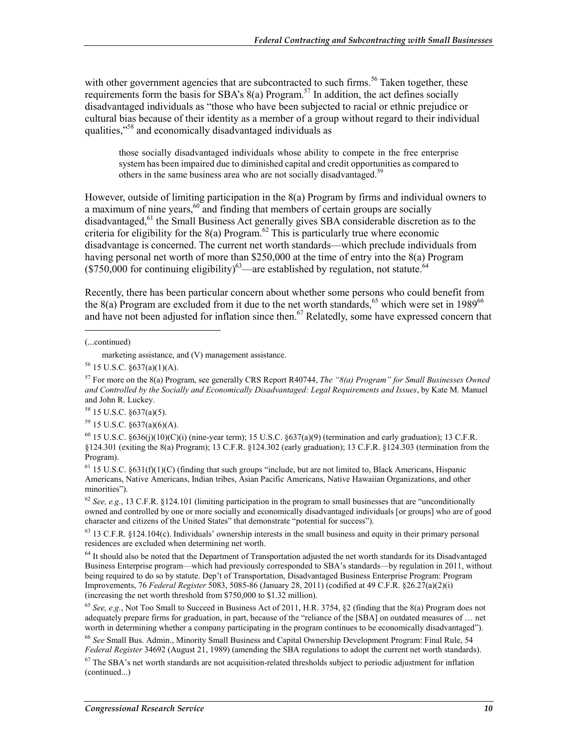with other government agencies that are subcontracted to such firms.[56] Taken together, these requirements form the basis for SBA's 8(a) Program.[57] In addition, the act defines socially disadvantaged individuals as "those who have been subjected to racial or ethnic prejudice or cultural bias because of their identity as a member of a group without regard to their individual qualities,"[58] and economically disadvantaged individuals as

> those socially disadvantaged individuals whose ability to compete in the free enterprise system has been impaired due to diminished capital and credit opportunities as compared to others in the same business area who are not socially disadvantaged.[59]

However, outside of limiting participation in the 8(a) Program by firms and individual owners to a maximum of nine years,[60] and finding that members of certain groups are socially disadvantaged,[61] the Small Business Act generally gives SBA considerable discretion as to the criteria for eligibility for the 8(a) Program.[62] This is particularly true where economic disadvantage is concerned. The current net worth standards—which preclude individuals from having personal net worth of more than $250,000 at the time of entry into the 8(a) Program ($750,000 for continuing eligibility)[63]—are established by regulation, not statute.[64]

Recently, there has been particular concern about whether some persons who could benefit from the 8(a) Program are excluded from it due to the net worth standards,[65] which were set in 1989[66] and have not been adjusted for inflation since then.[67] Relatedly, some have expressed concern that

---

(...continued)

marketing assistance, and (V) management assistance.

[56] 15 U.S.C. §637(a)(1)(A).

[57] For more on the 8(a) Program, see generally CRS Report R40744, *The "8(a) Program" for Small Businesses Owned and Controlled by the Socially and Economically Disadvantaged: Legal Requirements and Issues*, by Kate M. Manuel and John R. Luckey.

[58] 15 U.S.C. §637(a)(5).

[59] 15 U.S.C. §637(a)(6)(A).

[60] 15 U.S.C. §636(j)(10)(C)(i) (nine-year term); 15 U.S.C. §637(a)(9) (termination and early graduation); 13 C.F.R. §124.301 (exiting the 8(a) Program); 13 C.F.R. §124.302 (early graduation); 13 C.F.R. §124.303 (termination from the Program).

[61] 15 U.S.C. §631(f)(1)(C) (finding that such groups "include, but are not limited to, Black Americans, Hispanic Americans, Native Americans, Indian tribes, Asian Pacific Americans, Native Hawaiian Organizations, and other minorities").

[62] *See, e.g.*, 13 C.F.R. §124.101 (limiting participation in the program to small businesses that are "unconditionally owned and controlled by one or more socially and economically disadvantaged individuals [or groups] who are of good character and citizens of the United States" that demonstrate "potential for success").

[63] 13 C.F.R. §124.104(c). Individuals' ownership interests in the small business and equity in their primary personal residences are excluded when determining net worth.

[64] It should also be noted that the Department of Transportation adjusted the net worth standards for its Disadvantaged Business Enterprise program—which had previously corresponded to SBA's standards—by regulation in 2011, without being required to do so by statute. Dep't of Transportation, Disadvantaged Business Enterprise Program: Program Improvements, 76 *Federal Register* 5083, 5085-86 (January 28, 2011) (codified at 49 C.F.R. §26.27(a)(2)(i) (increasing the net worth threshold from $750,000 to $1.32 million).

[65] *See, e.g.*, Not Too Small to Succeed in Business Act of 2011, H.R. 3754, §2 (finding that the 8(a) Program does not adequately prepare firms for graduation, in part, because of the "reliance of the [SBA] on outdated measures of … net worth in determining whether a company participating in the program continues to be economically disadvantaged").

[66] *See* Small Bus. Admin., Minority Small Business and Capital Ownership Development Program: Final Rule, 54 *Federal Register* 34692 (August 21, 1989) (amending the SBA regulations to adopt the current net worth standards).

[67] The SBA's net worth standards are not acquisition-related thresholds subject to periodic adjustment for inflation (continued...)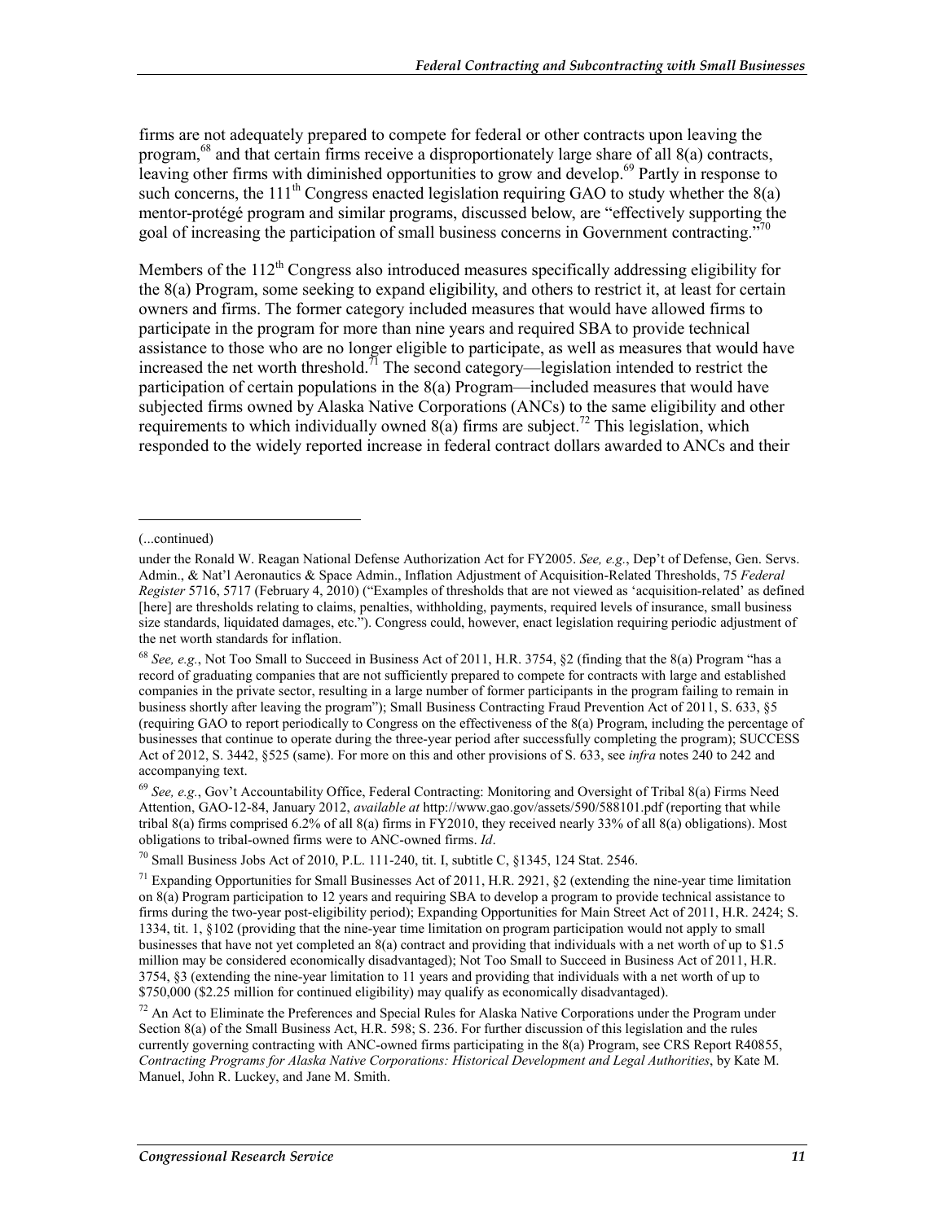firms are not adequately prepared to compete for federal or other contracts upon leaving the program,[68] and that certain firms receive a disproportionately large share of all 8(a) contracts, leaving other firms with diminished opportunities to grow and develop.[69] Partly in response to such concerns, the 111th Congress enacted legislation requiring GAO to study whether the 8(a) mentor-protégé program and similar programs, discussed below, are "effectively supporting the goal of increasing the participation of small business concerns in Government contracting."[70]

Members of the 112th Congress also introduced measures specifically addressing eligibility for the 8(a) Program, some seeking to expand eligibility, and others to restrict it, at least for certain owners and firms. The former category included measures that would have allowed firms to participate in the program for more than nine years and required SBA to provide technical assistance to those who are no longer eligible to participate, as well as measures that would have increased the net worth threshold.[71] The second category—legislation intended to restrict the participation of certain populations in the 8(a) Program—included measures that would have subjected firms owned by Alaska Native Corporations (ANCs) to the same eligibility and other requirements to which individually owned 8(a) firms are subject.[72] This legislation, which responded to the widely reported increase in federal contract dollars awarded to ANCs and their

---

(...continued)

under the Ronald W. Reagan National Defense Authorization Act for FY2005. *See, e.g.*, Dep't of Defense, Gen. Servs. Admin., & Nat'l Aeronautics & Space Admin., Inflation Adjustment of Acquisition-Related Thresholds, 75 *Federal Register* 5716, 5717 (February 4, 2010) ("Examples of thresholds that are not viewed as 'acquisition-related' as defined [here] are thresholds relating to claims, penalties, withholding, payments, required levels of insurance, small business size standards, liquidated damages, etc."). Congress could, however, enact legislation requiring periodic adjustment of the net worth standards for inflation.

[68] *See, e.g.*, Not Too Small to Succeed in Business Act of 2011, H.R. 3754, §2 (finding that the 8(a) Program "has a record of graduating companies that are not sufficiently prepared to compete for contracts with large and established companies in the private sector, resulting in a large number of former participants in the program failing to remain in business shortly after leaving the program"); Small Business Contracting Fraud Prevention Act of 2011, S. 633, §5 (requiring GAO to report periodically to Congress on the effectiveness of the 8(a) Program, including the percentage of businesses that continue to operate during the three-year period after successfully completing the program); SUCCESS Act of 2012, S. 3442, §525 (same). For more on this and other provisions of S. 633, see *infra* notes 240 to 242 and accompanying text.

[69] *See, e.g.*, Gov't Accountability Office, Federal Contracting: Monitoring and Oversight of Tribal 8(a) Firms Need Attention, GAO-12-84, January 2012, *available at* http://www.gao.gov/assets/590/588101.pdf (reporting that while tribal 8(a) firms comprised 6.2% of all 8(a) firms in FY2010, they received nearly 33% of all 8(a) obligations). Most obligations to tribal-owned firms were to ANC-owned firms. *Id*.

[70] Small Business Jobs Act of 2010, P.L. 111-240, tit. I, subtitle C, §1345, 124 Stat. 2546.

[71] Expanding Opportunities for Small Businesses Act of 2011, H.R. 2921, §2 (extending the nine-year time limitation on 8(a) Program participation to 12 years and requiring SBA to develop a program to provide technical assistance to firms during the two-year post-eligibility period); Expanding Opportunities for Main Street Act of 2011, H.R. 2424; S. 1334, tit. 1, §102 (providing that the nine-year time limitation on program participation would not apply to small businesses that have not yet completed an 8(a) contract and providing that individuals with a net worth of up to $1.5 million may be considered economically disadvantaged); Not Too Small to Succeed in Business Act of 2011, H.R. 3754, §3 (extending the nine-year limitation to 11 years and providing that individuals with a net worth of up to $750,000 ($2.25 million for continued eligibility) may qualify as economically disadvantaged).

[72] An Act to Eliminate the Preferences and Special Rules for Alaska Native Corporations under the Program under Section 8(a) of the Small Business Act, H.R. 598; S. 236. For further discussion of this legislation and the rules currently governing contracting with ANC-owned firms participating in the 8(a) Program, see CRS Report R40855, *Contracting Programs for Alaska Native Corporations: Historical Development and Legal Authorities*, by Kate M. Manuel, John R. Luckey, and Jane M. Smith.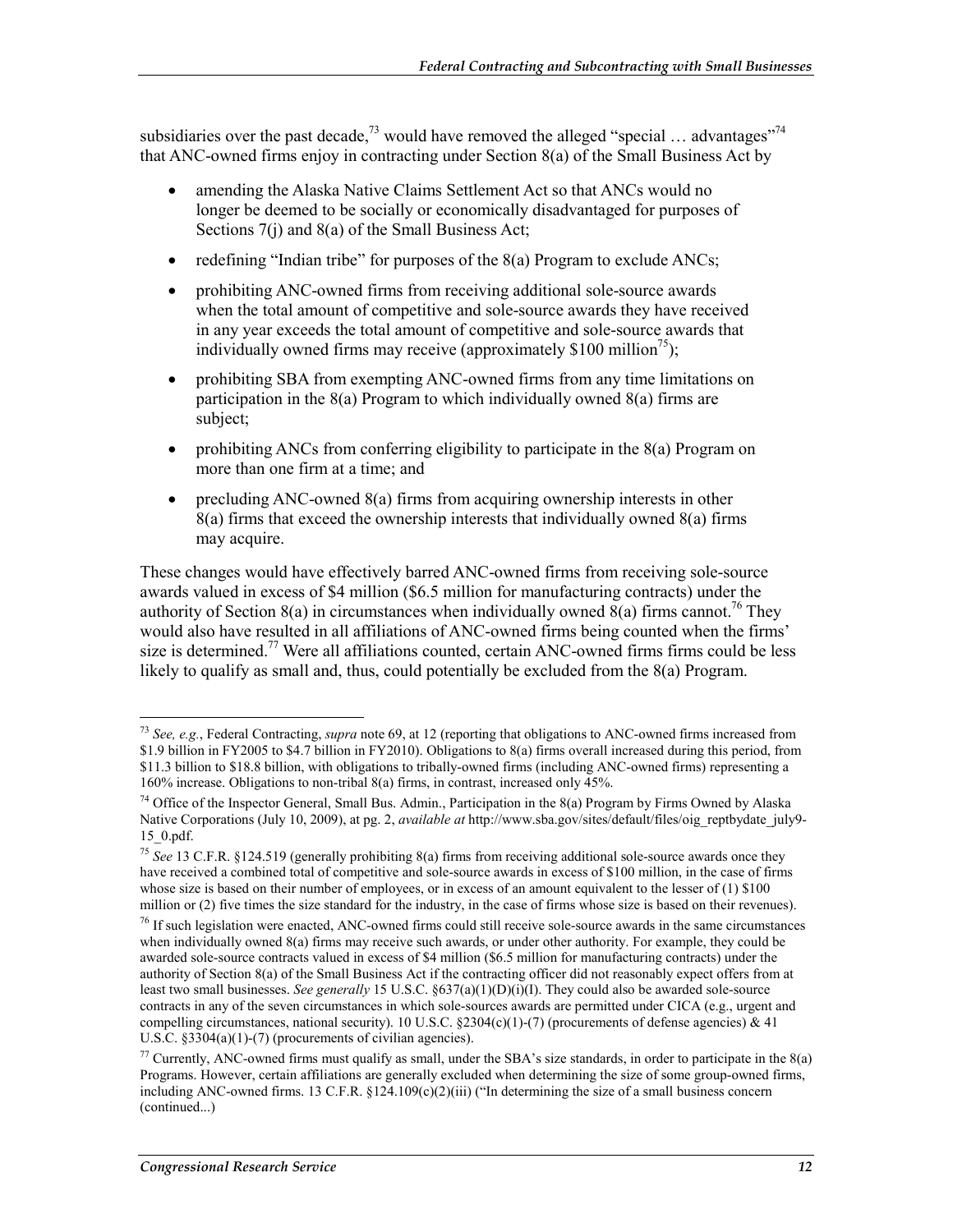subsidiaries over the past decade,[73] would have removed the alleged "special … advantages"[74] that ANC-owned firms enjoy in contracting under Section 8(a) of the Small Business Act by

- amending the Alaska Native Claims Settlement Act so that ANCs would no longer be deemed to be socially or economically disadvantaged for purposes of Sections 7(j) and 8(a) of the Small Business Act;
- redefining "Indian tribe" for purposes of the 8(a) Program to exclude ANCs;
- prohibiting ANC-owned firms from receiving additional sole-source awards when the total amount of competitive and sole-source awards they have received in any year exceeds the total amount of competitive and sole-source awards that individually owned firms may receive (approximately $100 million[75]);
- prohibiting SBA from exempting ANC-owned firms from any time limitations on participation in the 8(a) Program to which individually owned 8(a) firms are subject;
- prohibiting ANCs from conferring eligibility to participate in the 8(a) Program on more than one firm at a time; and
- precluding ANC-owned 8(a) firms from acquiring ownership interests in other 8(a) firms that exceed the ownership interests that individually owned 8(a) firms may acquire.

These changes would have effectively barred ANC-owned firms from receiving sole-source awards valued in excess of $4 million ($6.5 million for manufacturing contracts) under the authority of Section 8(a) in circumstances when individually owned 8(a) firms cannot.[76] They would also have resulted in all affiliations of ANC-owned firms being counted when the firms' size is determined.[77] Were all affiliations counted, certain ANC-owned firms firms could be less likely to qualify as small and, thus, could potentially be excluded from the 8(a) Program.

---

[73] *See, e.g.*, Federal Contracting, *supra* note 69, at 12 (reporting that obligations to ANC-owned firms increased from $1.9 billion in FY2005 to $4.7 billion in FY2010). Obligations to 8(a) firms overall increased during this period, from $11.3 billion to $18.8 billion, with obligations to tribally-owned firms (including ANC-owned firms) representing a 160% increase. Obligations to non-tribal 8(a) firms, in contrast, increased only 45%.

[74] Office of the Inspector General, Small Bus. Admin., Participation in the 8(a) Program by Firms Owned by Alaska Native Corporations (July 10, 2009), at pg. 2, *available at* http://www.sba.gov/sites/default/files/oig_reptbydate_july9-15_0.pdf.

[75] *See* 13 C.F.R. §124.519 (generally prohibiting 8(a) firms from receiving additional sole-source awards once they have received a combined total of competitive and sole-source awards in excess of $100 million, in the case of firms whose size is based on their number of employees, or in excess of an amount equivalent to the lesser of (1) $100 million or (2) five times the size standard for the industry, in the case of firms whose size is based on their revenues).

[76] If such legislation were enacted, ANC-owned firms could still receive sole-source awards in the same circumstances when individually owned 8(a) firms may receive such awards, or under other authority. For example, they could be awarded sole-source contracts valued in excess of $4 million ($6.5 million for manufacturing contracts) under the authority of Section 8(a) of the Small Business Act if the contracting officer did not reasonably expect offers from at least two small businesses. *See generally* 15 U.S.C. §637(a)(1)(D)(i)(I). They could also be awarded sole-source contracts in any of the seven circumstances in which sole-sources awards are permitted under CICA (e.g., urgent and compelling circumstances, national security). 10 U.S.C. §2304(c)(1)-(7) (procurements of defense agencies) & 41 U.S.C. §3304(a)(1)-(7) (procurements of civilian agencies).

[77] Currently, ANC-owned firms must qualify as small, under the SBA's size standards, in order to participate in the 8(a) Programs. However, certain affiliations are generally excluded when determining the size of some group-owned firms, including ANC-owned firms. 13 C.F.R. §124.109(c)(2)(iii) ("In determining the size of a small business concern (continued...)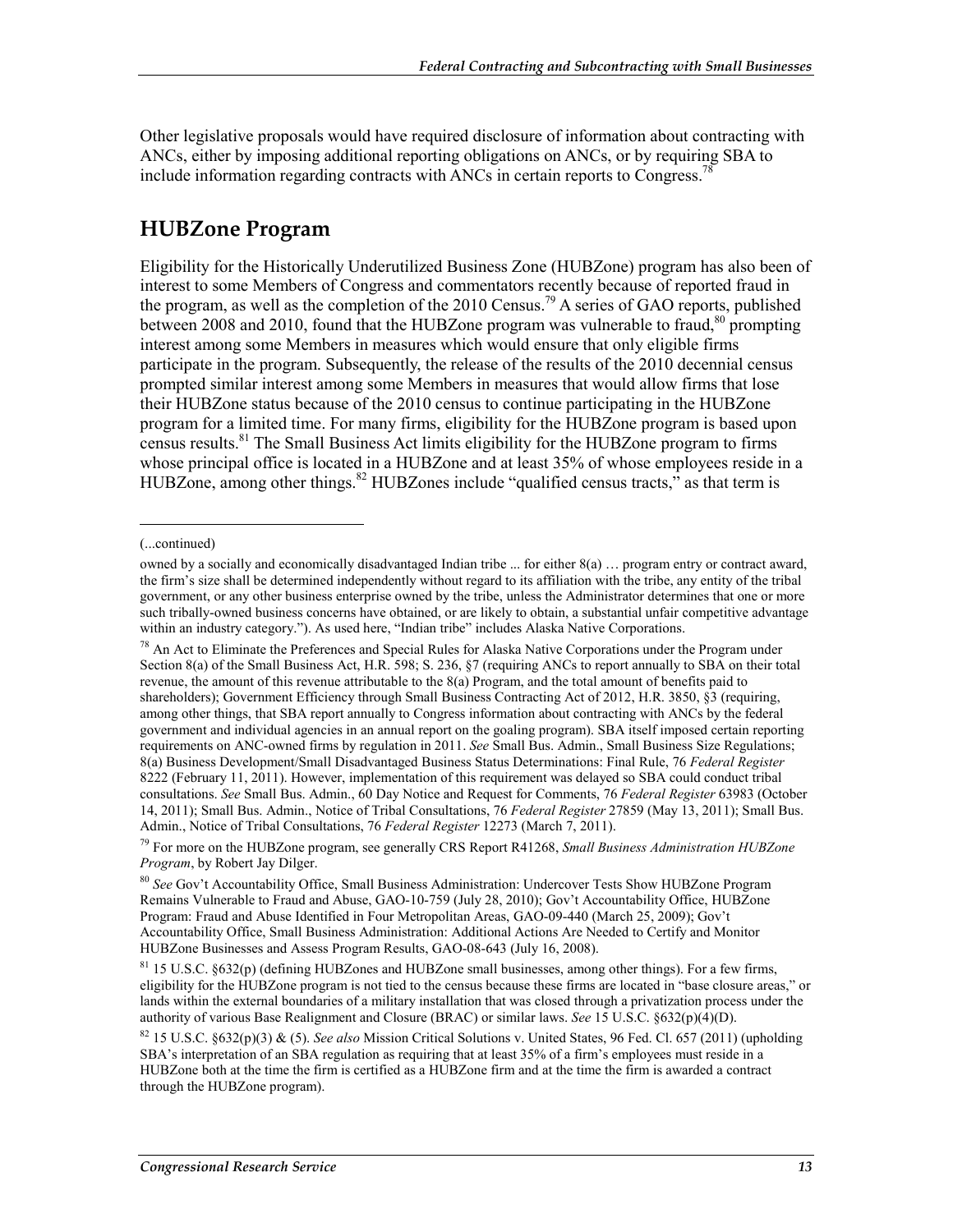Other legislative proposals would have required disclosure of information about contracting with ANCs, either by imposing additional reporting obligations on ANCs, or by requiring SBA to include information regarding contracts with ANCs in certain reports to Congress.[78]

## HUBZone Program

Eligibility for the Historically Underutilized Business Zone (HUBZone) program has also been of interest to some Members of Congress and commentators recently because of reported fraud in the program, as well as the completion of the 2010 Census.[79] A series of GAO reports, published between 2008 and 2010, found that the HUBZone program was vulnerable to fraud,[80] prompting interest among some Members in measures which would ensure that only eligible firms participate in the program. Subsequently, the release of the results of the 2010 decennial census prompted similar interest among some Members in measures that would allow firms that lose their HUBZone status because of the 2010 census to continue participating in the HUBZone program for a limited time. For many firms, eligibility for the HUBZone program is based upon census results.[81] The Small Business Act limits eligibility for the HUBZone program to firms whose principal office is located in a HUBZone and at least 35% of whose employees reside in a HUBZone, among other things.[82] HUBZones include "qualified census tracts," as that term is

---

(...continued)

owned by a socially and economically disadvantaged Indian tribe ... for either 8(a) … program entry or contract award, the firm's size shall be determined independently without regard to its affiliation with the tribe, any entity of the tribal government, or any other business enterprise owned by the tribe, unless the Administrator determines that one or more such tribally-owned business concerns have obtained, or are likely to obtain, a substantial unfair competitive advantage within an industry category."). As used here, "Indian tribe" includes Alaska Native Corporations.

[78] An Act to Eliminate the Preferences and Special Rules for Alaska Native Corporations under the Program under Section 8(a) of the Small Business Act, H.R. 598; S. 236, §7 (requiring ANCs to report annually to SBA on their total revenue, the amount of this revenue attributable to the 8(a) Program, and the total amount of benefits paid to shareholders); Government Efficiency through Small Business Contracting Act of 2012, H.R. 3850, §3 (requiring, among other things, that SBA report annually to Congress information about contracting with ANCs by the federal government and individual agencies in an annual report on the goaling program). SBA itself imposed certain reporting requirements on ANC-owned firms by regulation in 2011. *See* Small Bus. Admin., Small Business Size Regulations; 8(a) Business Development/Small Disadvantaged Business Status Determinations: Final Rule, 76 *Federal Register* 8222 (February 11, 2011). However, implementation of this requirement was delayed so SBA could conduct tribal consultations. *See* Small Bus. Admin., 60 Day Notice and Request for Comments, 76 *Federal Register* 63983 (October 14, 2011); Small Bus. Admin., Notice of Tribal Consultations, 76 *Federal Register* 27859 (May 13, 2011); Small Bus. Admin., Notice of Tribal Consultations, 76 *Federal Register* 12273 (March 7, 2011).

[79] For more on the HUBZone program, see generally CRS Report R41268, *Small Business Administration HUBZone Program*, by Robert Jay Dilger.

[80] *See* Gov't Accountability Office, Small Business Administration: Undercover Tests Show HUBZone Program Remains Vulnerable to Fraud and Abuse, GAO-10-759 (July 28, 2010); Gov't Accountability Office, HUBZone Program: Fraud and Abuse Identified in Four Metropolitan Areas, GAO-09-440 (March 25, 2009); Gov't Accountability Office, Small Business Administration: Additional Actions Are Needed to Certify and Monitor HUBZone Businesses and Assess Program Results, GAO-08-643 (July 16, 2008).

[81] 15 U.S.C. §632(p) (defining HUBZones and HUBZone small businesses, among other things). For a few firms, eligibility for the HUBZone program is not tied to the census because these firms are located in "base closure areas," or lands within the external boundaries of a military installation that was closed through a privatization process under the authority of various Base Realignment and Closure (BRAC) or similar laws. *See* 15 U.S.C. §632(p)(4)(D).

[82] 15 U.S.C. §632(p)(3) & (5). *See also* Mission Critical Solutions v. United States, 96 Fed. Cl. 657 (2011) (upholding SBA's interpretation of an SBA regulation as requiring that at least 35% of a firm's employees must reside in a HUBZone both at the time the firm is certified as a HUBZone firm and at the time the firm is awarded a contract through the HUBZone program).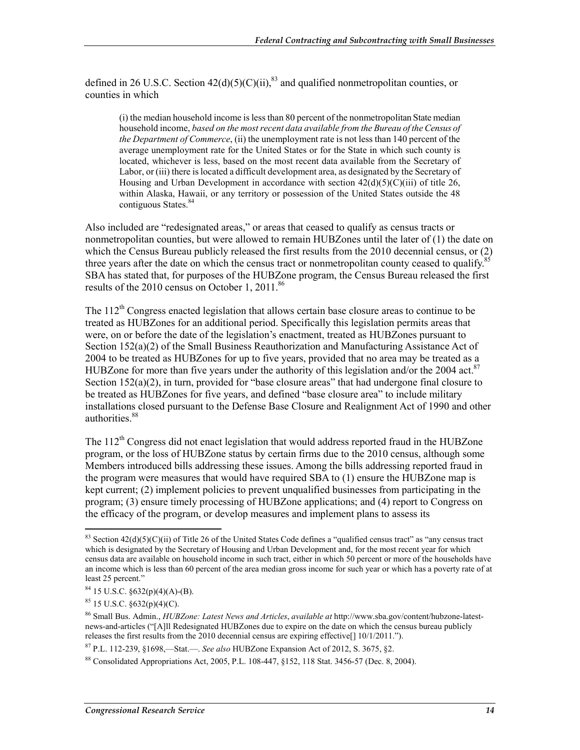defined in 26 U.S.C. Section 42(d)(5)(C)(ii),[83] and qualified nonmetropolitan counties, or counties in which

> (i) the median household income is less than 80 percent of the nonmetropolitan State median household income, *based on the most recent data available from the Bureau of the Census of the Department of Commerce*, (ii) the unemployment rate is not less than 140 percent of the average unemployment rate for the United States or for the State in which such county is located, whichever is less, based on the most recent data available from the Secretary of Labor, or (iii) there is located a difficult development area, as designated by the Secretary of Housing and Urban Development in accordance with section 42(d)(5)(C)(iii) of title 26, within Alaska, Hawaii, or any territory or possession of the United States outside the 48 contiguous States.[84]

Also included are "redesignated areas," or areas that ceased to qualify as census tracts or nonmetropolitan counties, but were allowed to remain HUBZones until the later of (1) the date on which the Census Bureau publicly released the first results from the 2010 decennial census, or (2) three years after the date on which the census tract or nonmetropolitan county ceased to qualify.[85] SBA has stated that, for purposes of the HUBZone program, the Census Bureau released the first results of the 2010 census on October 1, 2011.[86]

The 112th Congress enacted legislation that allows certain base closure areas to continue to be treated as HUBZones for an additional period. Specifically this legislation permits areas that were, on or before the date of the legislation's enactment, treated as HUBZones pursuant to Section 152(a)(2) of the Small Business Reauthorization and Manufacturing Assistance Act of 2004 to be treated as HUBZones for up to five years, provided that no area may be treated as a HUBZone for more than five years under the authority of this legislation and/or the 2004 act.[87] Section 152(a)(2), in turn, provided for "base closure areas" that had undergone final closure to be treated as HUBZones for five years, and defined "base closure area" to include military installations closed pursuant to the Defense Base Closure and Realignment Act of 1990 and other authorities.[88]

The 112th Congress did not enact legislation that would address reported fraud in the HUBZone program, or the loss of HUBZone status by certain firms due to the 2010 census, although some Members introduced bills addressing these issues. Among the bills addressing reported fraud in the program were measures that would have required SBA to (1) ensure the HUBZone map is kept current; (2) implement policies to prevent unqualified businesses from participating in the program; (3) ensure timely processing of HUBZone applications; and (4) report to Congress on the efficacy of the program, or develop measures and implement plans to assess its

---

[83] Section 42(d)(5)(C)(ii) of Title 26 of the United States Code defines a "qualified census tract" as "any census tract which is designated by the Secretary of Housing and Urban Development and, for the most recent year for which census data are available on household income in such tract, either in which 50 percent or more of the households have an income which is less than 60 percent of the area median gross income for such year or which has a poverty rate of at least 25 percent."

[84] 15 U.S.C. §632(p)(4)(A)-(B).

[85] 15 U.S.C. §632(p)(4)(C).

[86] Small Bus. Admin., *HUBZone: Latest News and Articles*, *available at* http://www.sba.gov/content/hubzone-latest-news-and-articles ("[A]ll Redesignated HUBZones due to expire on the date on which the census bureau publicly releases the first results from the 2010 decennial census are expiring effective[] 10/1/2011.").

[87] P.L. 112-239, §1698,—Stat.—. *See also* HUBZone Expansion Act of 2012, S. 3675, §2.

[88] Consolidated Appropriations Act, 2005, P.L. 108-447, §152, 118 Stat. 3456-57 (Dec. 8, 2004).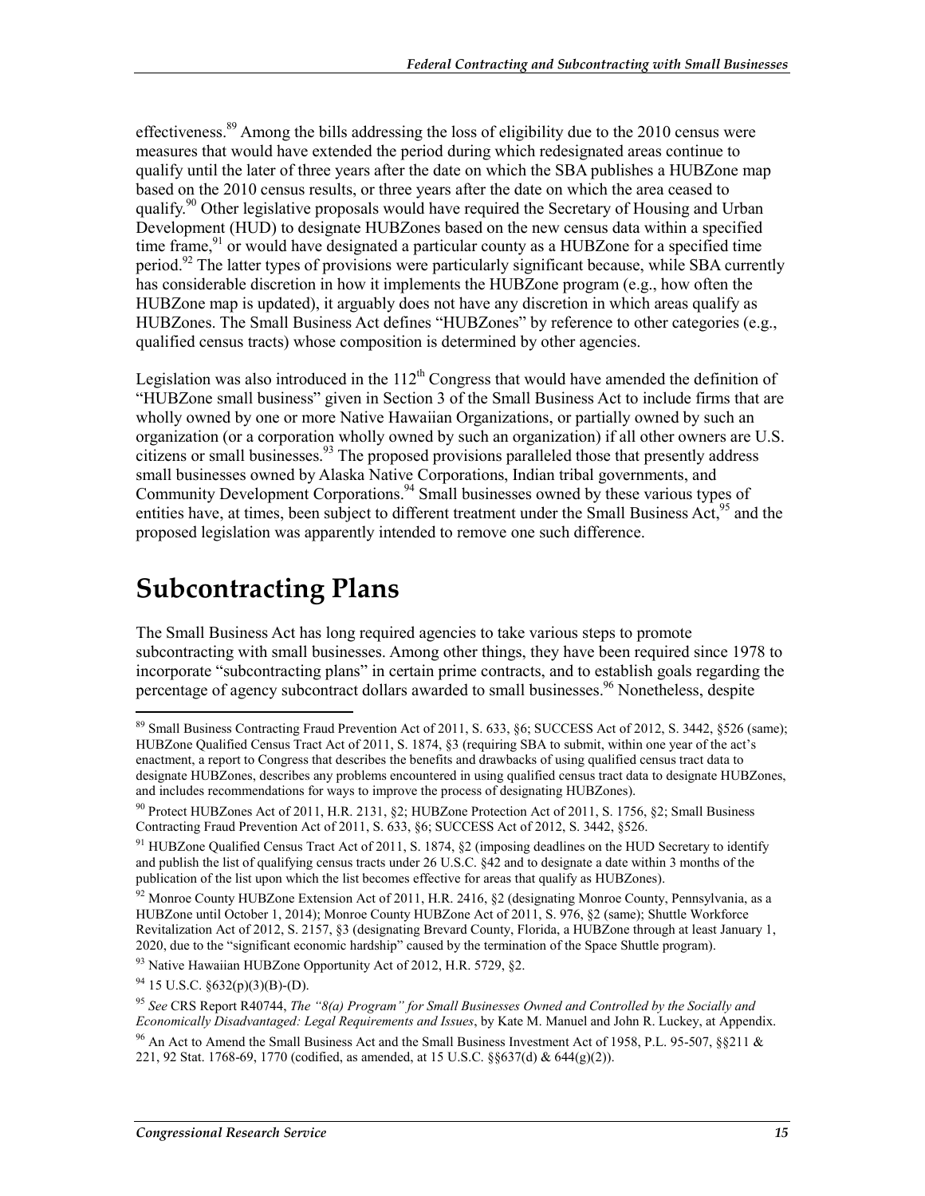effectiveness.[89] Among the bills addressing the loss of eligibility due to the 2010 census were measures that would have extended the period during which redesignated areas continue to qualify until the later of three years after the date on which the SBA publishes a HUBZone map based on the 2010 census results, or three years after the date on which the area ceased to qualify.[90] Other legislative proposals would have required the Secretary of Housing and Urban Development (HUD) to designate HUBZones based on the new census data within a specified time frame,[91] or would have designated a particular county as a HUBZone for a specified time period.[92] The latter types of provisions were particularly significant because, while SBA currently has considerable discretion in how it implements the HUBZone program (e.g., how often the HUBZone map is updated), it arguably does not have any discretion in which areas qualify as HUBZones. The Small Business Act defines "HUBZones" by reference to other categories (e.g., qualified census tracts) whose composition is determined by other agencies.

Legislation was also introduced in the 112th Congress that would have amended the definition of "HUBZone small business" given in Section 3 of the Small Business Act to include firms that are wholly owned by one or more Native Hawaiian Organizations, or partially owned by such an organization (or a corporation wholly owned by such an organization) if all other owners are U.S. citizens or small businesses.[93] The proposed provisions paralleled those that presently address small businesses owned by Alaska Native Corporations, Indian tribal governments, and Community Development Corporations.[94] Small businesses owned by these various types of entities have, at times, been subject to different treatment under the Small Business Act,[95] and the proposed legislation was apparently intended to remove one such difference.

# Subcontracting Plans

The Small Business Act has long required agencies to take various steps to promote subcontracting with small businesses. Among other things, they have been required since 1978 to incorporate "subcontracting plans" in certain prime contracts, and to establish goals regarding the percentage of agency subcontract dollars awarded to small businesses.[96] Nonetheless, despite

---

[89] Small Business Contracting Fraud Prevention Act of 2011, S. 633, §6; SUCCESS Act of 2012, S. 3442, §526 (same); HUBZone Qualified Census Tract Act of 2011, S. 1874, §3 (requiring SBA to submit, within one year of the act's enactment, a report to Congress that describes the benefits and drawbacks of using qualified census tract data to designate HUBZones, describes any problems encountered in using qualified census tract data to designate HUBZones, and includes recommendations for ways to improve the process of designating HUBZones).

[90] Protect HUBZones Act of 2011, H.R. 2131, §2; HUBZone Protection Act of 2011, S. 1756, §2; Small Business Contracting Fraud Prevention Act of 2011, S. 633, §6; SUCCESS Act of 2012, S. 3442, §526.

[91] HUBZone Qualified Census Tract Act of 2011, S. 1874, §2 (imposing deadlines on the HUD Secretary to identify and publish the list of qualifying census tracts under 26 U.S.C. §42 and to designate a date within 3 months of the publication of the list upon which the list becomes effective for areas that qualify as HUBZones).

[92] Monroe County HUBZone Extension Act of 2011, H.R. 2416, §2 (designating Monroe County, Pennsylvania, as a HUBZone until October 1, 2014); Monroe County HUBZone Act of 2011, S. 976, §2 (same); Shuttle Workforce Revitalization Act of 2012, S. 2157, §3 (designating Brevard County, Florida, a HUBZone through at least January 1, 2020, due to the "significant economic hardship" caused by the termination of the Space Shuttle program).

[93] Native Hawaiian HUBZone Opportunity Act of 2012, H.R. 5729, §2.

[94] 15 U.S.C. §632(p)(3)(B)-(D).

[95] *See* CRS Report R40744, *The "8(a) Program" for Small Businesses Owned and Controlled by the Socially and Economically Disadvantaged: Legal Requirements and Issues*, by Kate M. Manuel and John R. Luckey, at Appendix.

[96] An Act to Amend the Small Business Act and the Small Business Investment Act of 1958, P.L. 95-507, §§211 & 221, 92 Stat. 1768-69, 1770 (codified, as amended, at 15 U.S.C. §§637(d) & 644(g)(2)).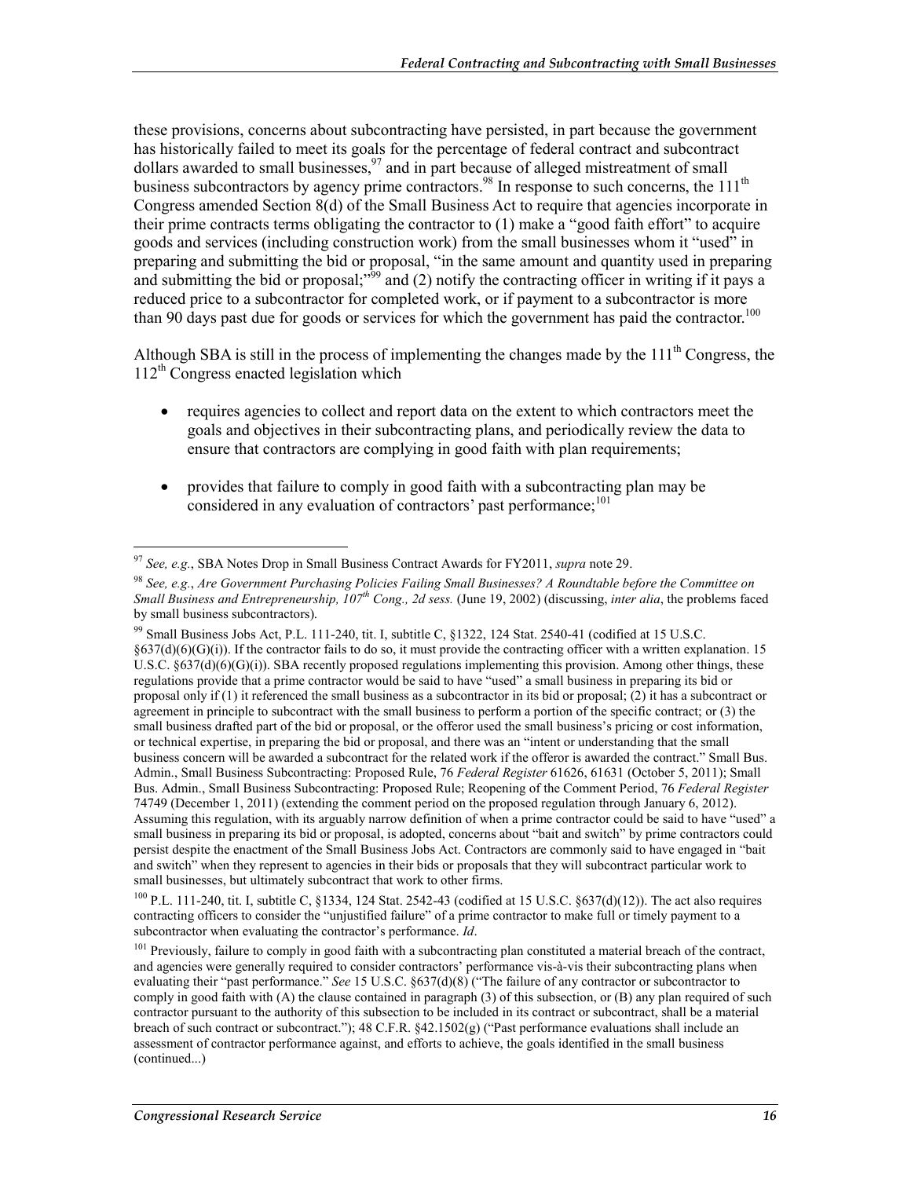these provisions, concerns about subcontracting have persisted, in part because the government has historically failed to meet its goals for the percentage of federal contract and subcontract dollars awarded to small businesses,[97] and in part because of alleged mistreatment of small business subcontractors by agency prime contractors.[98] In response to such concerns, the 111th Congress amended Section 8(d) of the Small Business Act to require that agencies incorporate in their prime contracts terms obligating the contractor to (1) make a "good faith effort" to acquire goods and services (including construction work) from the small businesses whom it "used" in preparing and submitting the bid or proposal, "in the same amount and quantity used in preparing and submitting the bid or proposal;"[99] and (2) notify the contracting officer in writing if it pays a reduced price to a subcontractor for completed work, or if payment to a subcontractor is more than 90 days past due for goods or services for which the government has paid the contractor.[100]

Although SBA is still in the process of implementing the changes made by the 111th Congress, the 112th Congress enacted legislation which

- requires agencies to collect and report data on the extent to which contractors meet the goals and objectives in their subcontracting plans, and periodically review the data to ensure that contractors are complying in good faith with plan requirements;
- provides that failure to comply in good faith with a subcontracting plan may be considered in any evaluation of contractors' past performance;[101]

---

[97] *See, e.g.*, SBA Notes Drop in Small Business Contract Awards for FY2011, *supra* note 29.

[98] *See, e.g.*, *Are Government Purchasing Policies Failing Small Businesses? A Roundtable before the Committee on Small Business and Entrepreneurship, 107th Cong., 2d sess.* (June 19, 2002) (discussing, *inter alia*, the problems faced by small business subcontractors).

[99] Small Business Jobs Act, P.L. 111-240, tit. I, subtitle C, §1322, 124 Stat. 2540-41 (codified at 15 U.S.C. §637(d)(6)(G)(i)). If the contractor fails to do so, it must provide the contracting officer with a written explanation. 15 U.S.C. §637(d)(6)(G)(i)). SBA recently proposed regulations implementing this provision. Among other things, these regulations provide that a prime contractor would be said to have "used" a small business in preparing its bid or proposal only if (1) it referenced the small business as a subcontractor in its bid or proposal; (2) it has a subcontract or agreement in principle to subcontract with the small business to perform a portion of the specific contract; or (3) the small business drafted part of the bid or proposal, or the offeror used the small business's pricing or cost information, or technical expertise, in preparing the bid or proposal, and there was an "intent or understanding that the small business concern will be awarded a subcontract for the related work if the offeror is awarded the contract." Small Bus. Admin., Small Business Subcontracting: Proposed Rule, 76 *Federal Register* 61626, 61631 (October 5, 2011); Small Bus. Admin., Small Business Subcontracting: Proposed Rule; Reopening of the Comment Period, 76 *Federal Register* 74749 (December 1, 2011) (extending the comment period on the proposed regulation through January 6, 2012). Assuming this regulation, with its arguably narrow definition of when a prime contractor could be said to have "used" a small business in preparing its bid or proposal, is adopted, concerns about "bait and switch" by prime contractors could persist despite the enactment of the Small Business Jobs Act. Contractors are commonly said to have engaged in "bait and switch" when they represent to agencies in their bids or proposals that they will subcontract particular work to small businesses, but ultimately subcontract that work to other firms.

[100] P.L. 111-240, tit. I, subtitle C, §1334, 124 Stat. 2542-43 (codified at 15 U.S.C. §637(d)(12)). The act also requires contracting officers to consider the "unjustified failure" of a prime contractor to make full or timely payment to a subcontractor when evaluating the contractor's performance. *Id*.

[101] Previously, failure to comply in good faith with a subcontracting plan constituted a material breach of the contract, and agencies were generally required to consider contractors' performance vis-à-vis their subcontracting plans when evaluating their "past performance." *See* 15 U.S.C. §637(d)(8) ("The failure of any contractor or subcontractor to comply in good faith with (A) the clause contained in paragraph (3) of this subsection, or (B) any plan required of such contractor pursuant to the authority of this subsection to be included in its contract or subcontract, shall be a material breach of such contract or subcontract."); 48 C.F.R. §42.1502(g) ("Past performance evaluations shall include an assessment of contractor performance against, and efforts to achieve, the goals identified in the small business (continued...)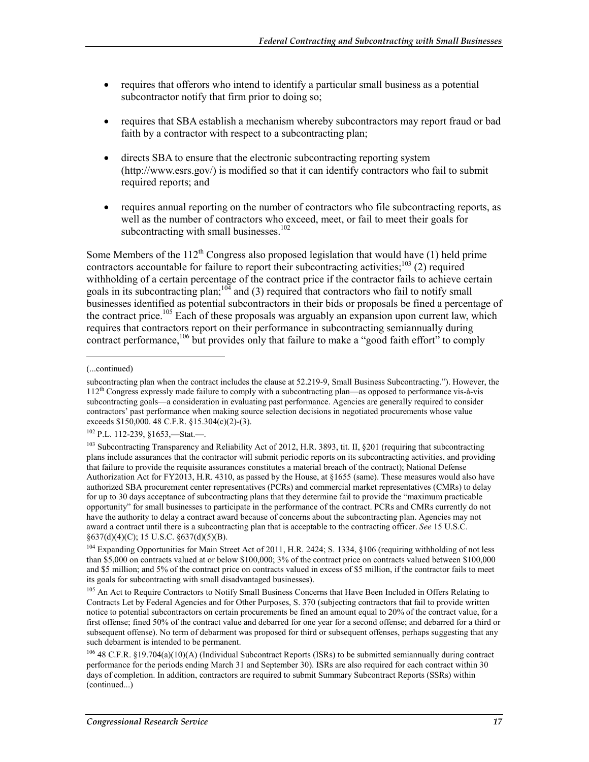- requires that offerors who intend to identify a particular small business as a potential subcontractor notify that firm prior to doing so;
- requires that SBA establish a mechanism whereby subcontractors may report fraud or bad faith by a contractor with respect to a subcontracting plan;
- directs SBA to ensure that the electronic subcontracting reporting system (http://www.esrs.gov/) is modified so that it can identify contractors who fail to submit required reports; and
- requires annual reporting on the number of contractors who file subcontracting reports, as well as the number of contractors who exceed, meet, or fail to meet their goals for subcontracting with small businesses.[102]

Some Members of the 112th Congress also proposed legislation that would have (1) held prime contractors accountable for failure to report their subcontracting activities;[103] (2) required withholding of a certain percentage of the contract price if the contractor fails to achieve certain goals in its subcontracting plan;[104] and (3) required that contractors who fail to notify small businesses identified as potential subcontractors in their bids or proposals be fined a percentage of the contract price.[105] Each of these proposals was arguably an expansion upon current law, which requires that contractors report on their performance in subcontracting semiannually during contract performance,[106] but provides only that failure to make a "good faith effort" to comply

---

(...continued)

subcontracting plan when the contract includes the clause at 52.219-9, Small Business Subcontracting."). However, the 112th Congress expressly made failure to comply with a subcontracting plan—as opposed to performance vis-à-vis subcontracting goals—a consideration in evaluating past performance. Agencies are generally required to consider contractors' past performance when making source selection decisions in negotiated procurements whose value exceeds $150,000. 48 C.F.R. §15.304(c)(2)-(3).

[102] P.L. 112-239, §1653,—Stat.—.

[103] Subcontracting Transparency and Reliability Act of 2012, H.R. 3893, tit. II, §201 (requiring that subcontracting plans include assurances that the contractor will submit periodic reports on its subcontracting activities, and providing that failure to provide the requisite assurances constitutes a material breach of the contract); National Defense Authorization Act for FY2013, H.R. 4310, as passed by the House, at §1655 (same). These measures would also have authorized SBA procurement center representatives (PCRs) and commercial market representatives (CMRs) to delay for up to 30 days acceptance of subcontracting plans that they determine fail to provide the "maximum practicable opportunity" for small businesses to participate in the performance of the contract. PCRs and CMRs currently do not have the authority to delay a contract award because of concerns about the subcontracting plan. Agencies may not award a contract until there is a subcontracting plan that is acceptable to the contracting officer. *See* 15 U.S.C. §637(d)(4)(C); 15 U.S.C. §637(d)(5)(B).

[104] Expanding Opportunities for Main Street Act of 2011, H.R. 2424; S. 1334, §106 (requiring withholding of not less than $5,000 on contracts valued at or below $100,000; 3% of the contract price on contracts valued between $100,000 and $5 million; and 5% of the contract price on contracts valued in excess of $5 million, if the contractor fails to meet its goals for subcontracting with small disadvantaged businesses).

[105] An Act to Require Contractors to Notify Small Business Concerns that Have Been Included in Offers Relating to Contracts Let by Federal Agencies and for Other Purposes, S. 370 (subjecting contractors that fail to provide written notice to potential subcontractors on certain procurements be fined an amount equal to 20% of the contract value, for a first offense; fined 50% of the contract value and debarred for one year for a second offense; and debarred for a third or subsequent offense). No term of debarment was proposed for third or subsequent offenses, perhaps suggesting that any such debarment is intended to be permanent.

[106] 48 C.F.R. §19.704(a)(10)(A) (Individual Subcontract Reports (ISRs) to be submitted semiannually during contract performance for the periods ending March 31 and September 30). ISRs are also required for each contract within 30 days of completion. In addition, contractors are required to submit Summary Subcontract Reports (SSRs) within (continued...)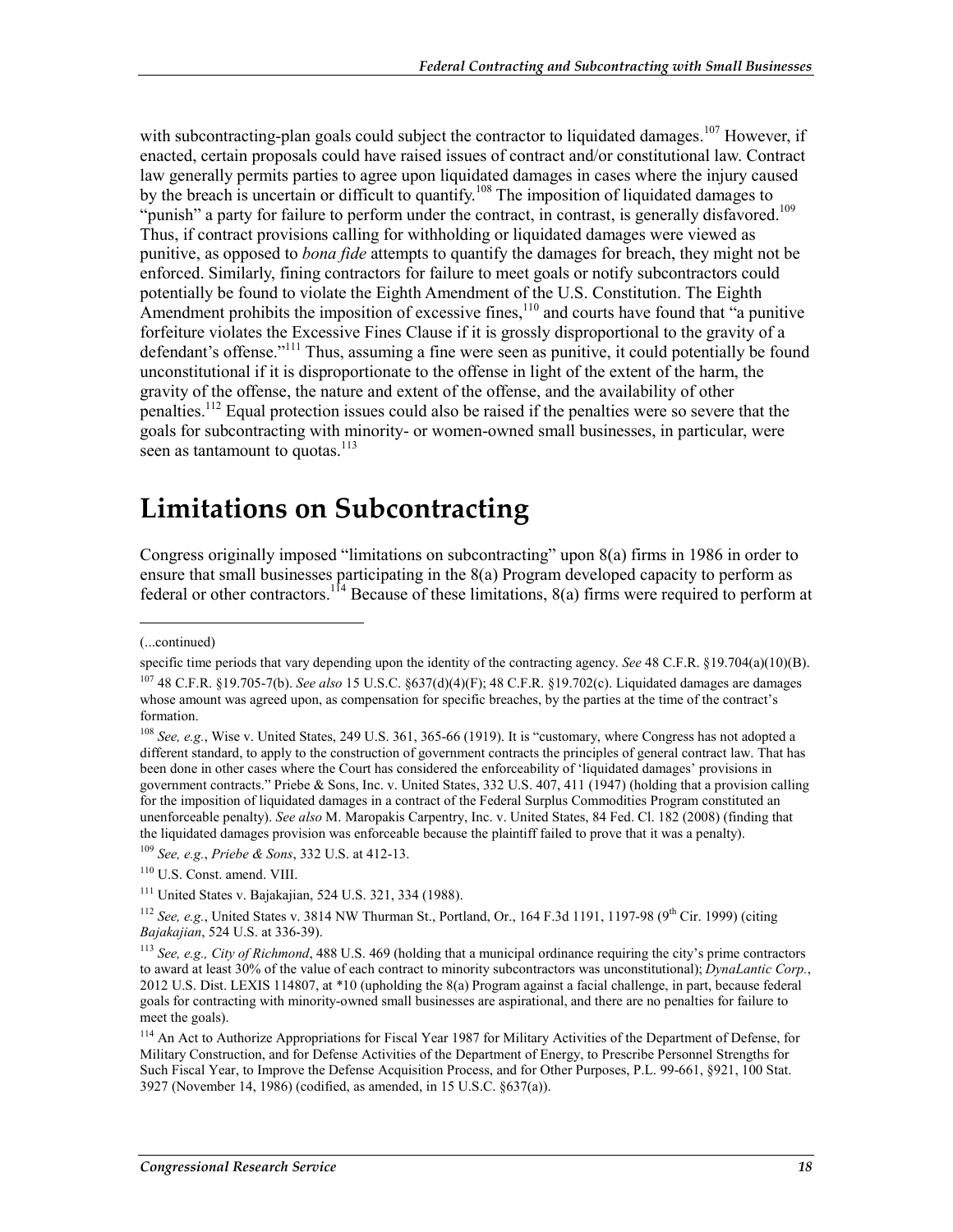with subcontracting-plan goals could subject the contractor to liquidated damages.[107] However, if enacted, certain proposals could have raised issues of contract and/or constitutional law. Contract law generally permits parties to agree upon liquidated damages in cases where the injury caused by the breach is uncertain or difficult to quantify.[108] The imposition of liquidated damages to "punish" a party for failure to perform under the contract, in contrast, is generally disfavored.[109] Thus, if contract provisions calling for withholding or liquidated damages were viewed as punitive, as opposed to *bona fide* attempts to quantify the damages for breach, they might not be enforced. Similarly, fining contractors for failure to meet goals or notify subcontractors could potentially be found to violate the Eighth Amendment of the U.S. Constitution. The Eighth Amendment prohibits the imposition of excessive fines,[110] and courts have found that "a punitive forfeiture violates the Excessive Fines Clause if it is grossly disproportional to the gravity of a defendant's offense."[111] Thus, assuming a fine were seen as punitive, it could potentially be found unconstitutional if it is disproportionate to the offense in light of the extent of the harm, the gravity of the offense, the nature and extent of the offense, and the availability of other penalties.[112] Equal protection issues could also be raised if the penalties were so severe that the goals for subcontracting with minority- or women-owned small businesses, in particular, were seen as tantamount to quotas.[113]

# Limitations on Subcontracting

Congress originally imposed "limitations on subcontracting" upon 8(a) firms in 1986 in order to ensure that small businesses participating in the 8(a) Program developed capacity to perform as federal or other contractors.[114] Because of these limitations, 8(a) firms were required to perform at

---

(...continued)

specific time periods that vary depending upon the identity of the contracting agency. *See* 48 C.F.R. §19.704(a)(10)(B).

[107] 48 C.F.R. §19.705-7(b). *See also* 15 U.S.C. §637(d)(4)(F); 48 C.F.R. §19.702(c). Liquidated damages are damages whose amount was agreed upon, as compensation for specific breaches, by the parties at the time of the contract's formation.

[108] *See, e.g.*, Wise v. United States, 249 U.S. 361, 365-66 (1919). It is "customary, where Congress has not adopted a different standard, to apply to the construction of government contracts the principles of general contract law. That has been done in other cases where the Court has considered the enforceability of 'liquidated damages' provisions in government contracts." Priebe & Sons, Inc. v. United States, 332 U.S. 407, 411 (1947) (holding that a provision calling for the imposition of liquidated damages in a contract of the Federal Surplus Commodities Program constituted an unenforceable penalty). *See also* M. Maropakis Carpentry, Inc. v. United States, 84 Fed. Cl. 182 (2008) (finding that the liquidated damages provision was enforceable because the plaintiff failed to prove that it was a penalty).

[109] *See, e.g.*, *Priebe & Sons*, 332 U.S. at 412-13.

[110] U.S. Const. amend. VIII.

[111] United States v. Bajakajian, 524 U.S. 321, 334 (1988).

[112] *See, e.g.*, United States v. 3814 NW Thurman St., Portland, Or., 164 F.3d 1191, 1197-98 (9th Cir. 1999) (citing *Bajakajian*, 524 U.S. at 336-39).

[113] *See, e.g., City of Richmond*, 488 U.S. 469 (holding that a municipal ordinance requiring the city's prime contractors to award at least 30% of the value of each contract to minority subcontractors was unconstitutional); *DynaLantic Corp.*, 2012 U.S. Dist. LEXIS 114807, at *10 (upholding the 8(a) Program against a facial challenge, in part, because federal goals for contracting with minority-owned small businesses are aspirational, and there are no penalties for failure to meet the goals).

[114] An Act to Authorize Appropriations for Fiscal Year 1987 for Military Activities of the Department of Defense, for Military Construction, and for Defense Activities of the Department of Energy, to Prescribe Personnel Strengths for Such Fiscal Year, to Improve the Defense Acquisition Process, and for Other Purposes, P.L. 99-661, §921, 100 Stat. 3927 (November 14, 1986) (codified, as amended, in 15 U.S.C. §637(a)).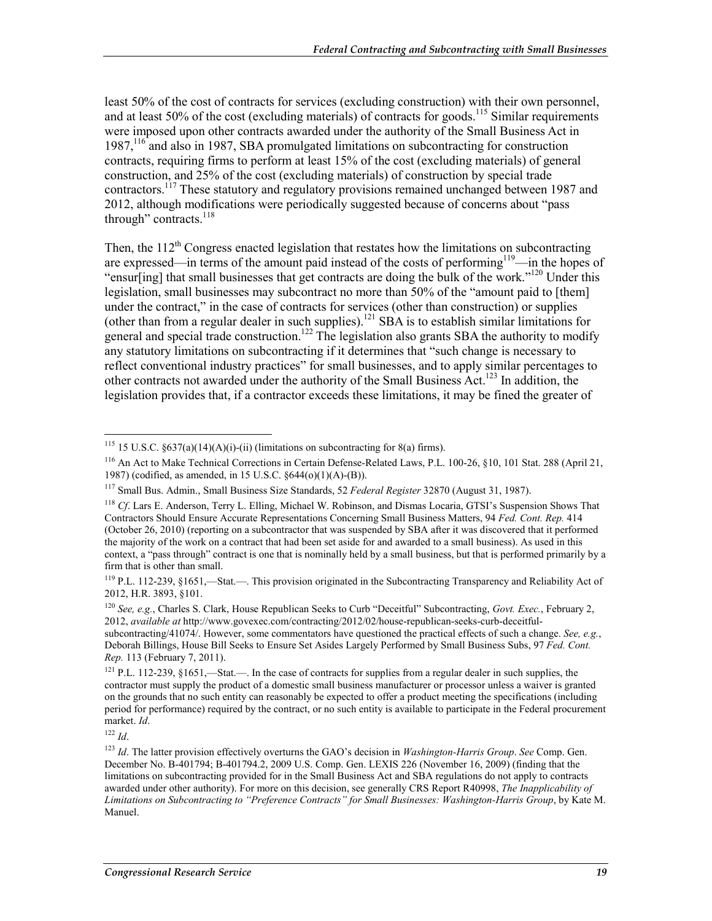least 50% of the cost of contracts for services (excluding construction) with their own personnel, and at least 50% of the cost (excluding materials) of contracts for goods.[115] Similar requirements were imposed upon other contracts awarded under the authority of the Small Business Act in 1987,[116] and also in 1987, SBA promulgated limitations on subcontracting for construction contracts, requiring firms to perform at least 15% of the cost (excluding materials) of general construction, and 25% of the cost (excluding materials) of construction by special trade contractors.[117] These statutory and regulatory provisions remained unchanged between 1987 and 2012, although modifications were periodically suggested because of concerns about "pass through" contracts.[118]

Then, the 112[th] Congress enacted legislation that restates how the limitations on subcontracting are expressed—in terms of the amount paid instead of the costs of performing[119]—in the hopes of "ensur[ing] that small businesses that get contracts are doing the bulk of the work."[120] Under this legislation, small businesses may subcontract no more than 50% of the "amount paid to [them] under the contract," in the case of contracts for services (other than construction) or supplies (other than from a regular dealer in such supplies).[121] SBA is to establish similar limitations for general and special trade construction.[122] The legislation also grants SBA the authority to modify any statutory limitations on subcontracting if it determines that "such change is necessary to reflect conventional industry practices" for small businesses, and to apply similar percentages to other contracts not awarded under the authority of the Small Business Act.[123] In addition, the legislation provides that, if a contractor exceeds these limitations, it may be fined the greater of

---

[115] 15 U.S.C. §637(a)(14)(A)(i)-(ii) (limitations on subcontracting for 8(a) firms).

[116] An Act to Make Technical Corrections in Certain Defense-Related Laws, P.L. 100-26, §10, 101 Stat. 288 (April 21, 1987) (codified, as amended, in 15 U.S.C. §644(o)(1)(A)-(B)).

[117] Small Bus. Admin., Small Business Size Standards, 52 *Federal Register* 32870 (August 31, 1987).

[118] *Cf*. Lars E. Anderson, Terry L. Elling, Michael W. Robinson, and Dismas Locaria, GTSI's Suspension Shows That Contractors Should Ensure Accurate Representations Concerning Small Business Matters, 94 *Fed. Cont. Rep.* 414 (October 26, 2010) (reporting on a subcontractor that was suspended by SBA after it was discovered that it performed the majority of the work on a contract that had been set aside for and awarded to a small business). As used in this context, a "pass through" contract is one that is nominally held by a small business, but that is performed primarily by a firm that is other than small.

[119] P.L. 112-239, §1651,—Stat.—. This provision originated in the Subcontracting Transparency and Reliability Act of 2012, H.R. 3893, §101.

[120] *See, e.g.*, Charles S. Clark, House Republican Seeks to Curb "Deceitful" Subcontracting, *Govt. Exec.*, February 2, 2012, *available at* http://www.govexec.com/contracting/2012/02/house-republican-seeks-curb-deceitful-subcontracting/41074/. However, some commentators have questioned the practical effects of such a change. *See, e.g.*, Deborah Billings, House Bill Seeks to Ensure Set Asides Largely Performed by Small Business Subs, 97 *Fed. Cont. Rep.* 113 (February 7, 2011).

[121] P.L. 112-239, §1651,—Stat.—. In the case of contracts for supplies from a regular dealer in such supplies, the contractor must supply the product of a domestic small business manufacturer or processor unless a waiver is granted on the grounds that no such entity can reasonably be expected to offer a product meeting the specifications (including period for performance) required by the contract, or no such entity is available to participate in the Federal procurement market. *Id*.

[122] *Id*.

[123] *Id*. The latter provision effectively overturns the GAO's decision in *Washington-Harris Group*. *See* Comp. Gen. December No. B-401794; B-401794.2, 2009 U.S. Comp. Gen. LEXIS 226 (November 16, 2009) (finding that the limitations on subcontracting provided for in the Small Business Act and SBA regulations do not apply to contracts awarded under other authority). For more on this decision, see generally CRS Report R40998, *The Inapplicability of Limitations on Subcontracting to "Preference Contracts" for Small Businesses: Washington-Harris Group*, by Kate M. Manuel.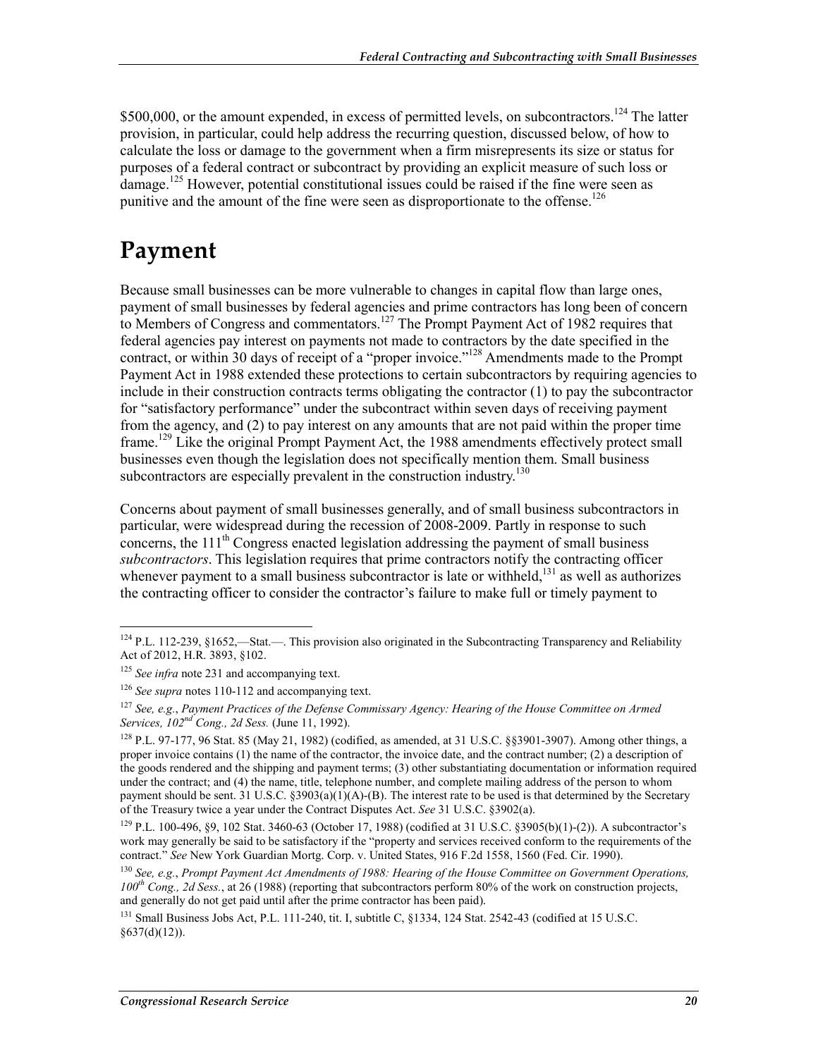$500,000, or the amount expended, in excess of permitted levels, on subcontractors.[124] The latter provision, in particular, could help address the recurring question, discussed below, of how to calculate the loss or damage to the government when a firm misrepresents its size or status for purposes of a federal contract or subcontract by providing an explicit measure of such loss or damage.[125] However, potential constitutional issues could be raised if the fine were seen as punitive and the amount of the fine were seen as disproportionate to the offense.[126]

# Payment

Because small businesses can be more vulnerable to changes in capital flow than large ones, payment of small businesses by federal agencies and prime contractors has long been of concern to Members of Congress and commentators.[127] The Prompt Payment Act of 1982 requires that federal agencies pay interest on payments not made to contractors by the date specified in the contract, or within 30 days of receipt of a "proper invoice."[128] Amendments made to the Prompt Payment Act in 1988 extended these protections to certain subcontractors by requiring agencies to include in their construction contracts terms obligating the contractor (1) to pay the subcontractor for "satisfactory performance" under the subcontract within seven days of receiving payment from the agency, and (2) to pay interest on any amounts that are not paid within the proper time frame.[129] Like the original Prompt Payment Act, the 1988 amendments effectively protect small businesses even though the legislation does not specifically mention them. Small business subcontractors are especially prevalent in the construction industry.[130]

Concerns about payment of small businesses generally, and of small business subcontractors in particular, were widespread during the recession of 2008-2009. Partly in response to such concerns, the 111th Congress enacted legislation addressing the payment of small business *subcontractors*. This legislation requires that prime contractors notify the contracting officer whenever payment to a small business subcontractor is late or withheld,[131] as well as authorizes the contracting officer to consider the contractor's failure to make full or timely payment to

---

[124] P.L. 112-239, §1652,—Stat.—. This provision also originated in the Subcontracting Transparency and Reliability Act of 2012, H.R. 3893, §102.

[125] *See infra* note 231 and accompanying text.

[126] *See supra* notes 110-112 and accompanying text.

[127] *See, e.g.*, *Payment Practices of the Defense Commissary Agency: Hearing of the House Committee on Armed Services, 102nd Cong., 2d Sess.* (June 11, 1992).

[128] P.L. 97-177, 96 Stat. 85 (May 21, 1982) (codified, as amended, at 31 U.S.C. §§3901-3907). Among other things, a proper invoice contains (1) the name of the contractor, the invoice date, and the contract number; (2) a description of the goods rendered and the shipping and payment terms; (3) other substantiating documentation or information required under the contract; and (4) the name, title, telephone number, and complete mailing address of the person to whom payment should be sent. 31 U.S.C. §3903(a)(1)(A)-(B). The interest rate to be used is that determined by the Secretary of the Treasury twice a year under the Contract Disputes Act. *See* 31 U.S.C. §3902(a).

[129] P.L. 100-496, §9, 102 Stat. 3460-63 (October 17, 1988) (codified at 31 U.S.C. §3905(b)(1)-(2)). A subcontractor's work may generally be said to be satisfactory if the "property and services received conform to the requirements of the contract." *See* New York Guardian Mortg. Corp. v. United States, 916 F.2d 1558, 1560 (Fed. Cir. 1990).

[130] *See, e.g.*, *Prompt Payment Act Amendments of 1988: Hearing of the House Committee on Government Operations, 100th Cong., 2d Sess.*, at 26 (1988) (reporting that subcontractors perform 80% of the work on construction projects, and generally do not get paid until after the prime contractor has been paid).

[131] Small Business Jobs Act, P.L. 111-240, tit. I, subtitle C, §1334, 124 Stat. 2542-43 (codified at 15 U.S.C. §637(d)(12)).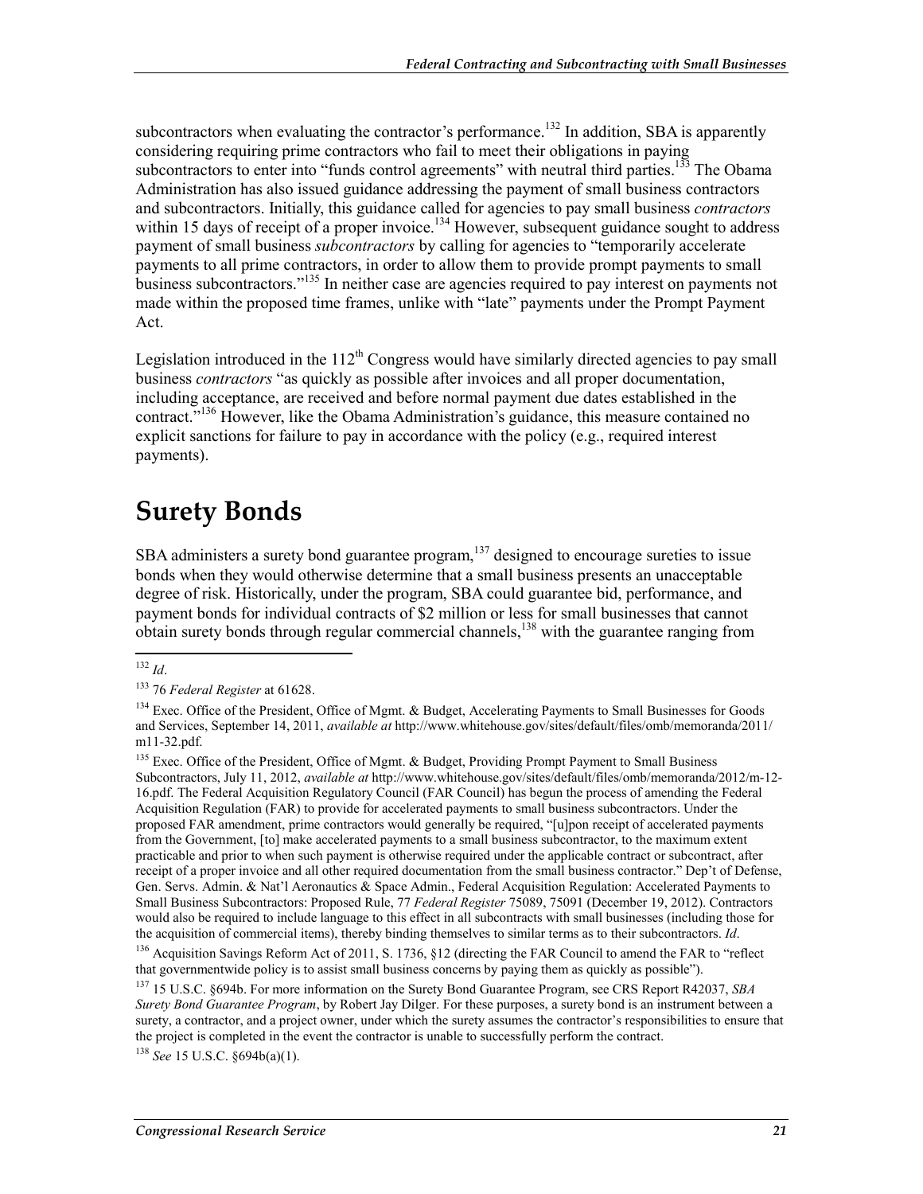subcontractors when evaluating the contractor's performance.[132] In addition, SBA is apparently considering requiring prime contractors who fail to meet their obligations in paying subcontractors to enter into "funds control agreements" with neutral third parties.[133] The Obama Administration has also issued guidance addressing the payment of small business contractors and subcontractors. Initially, this guidance called for agencies to pay small business *contractors* within 15 days of receipt of a proper invoice.[134] However, subsequent guidance sought to address payment of small business *subcontractors* by calling for agencies to "temporarily accelerate payments to all prime contractors, in order to allow them to provide prompt payments to small business subcontractors."[135] In neither case are agencies required to pay interest on payments not made within the proposed time frames, unlike with "late" payments under the Prompt Payment Act.

Legislation introduced in the 112th Congress would have similarly directed agencies to pay small business *contractors* "as quickly as possible after invoices and all proper documentation, including acceptance, are received and before normal payment due dates established in the contract."[136] However, like the Obama Administration's guidance, this measure contained no explicit sanctions for failure to pay in accordance with the policy (e.g., required interest payments).

## Surety Bonds

SBA administers a surety bond guarantee program,[137] designed to encourage sureties to issue bonds when they would otherwise determine that a small business presents an unacceptable degree of risk. Historically, under the program, SBA could guarantee bid, performance, and payment bonds for individual contracts of $2 million or less for small businesses that cannot obtain surety bonds through regular commercial channels,[138] with the guarantee ranging from

---

[132] *Id*.

[133] 76 *Federal Register* at 61628.

[134] Exec. Office of the President, Office of Mgmt. & Budget, Accelerating Payments to Small Businesses for Goods and Services, September 14, 2011, *available at* http://www.whitehouse.gov/sites/default/files/omb/memoranda/2011/m11-32.pdf.

[135] Exec. Office of the President, Office of Mgmt. & Budget, Providing Prompt Payment to Small Business Subcontractors, July 11, 2012, *available at* http://www.whitehouse.gov/sites/default/files/omb/memoranda/2012/m-12-16.pdf. The Federal Acquisition Regulatory Council (FAR Council) has begun the process of amending the Federal Acquisition Regulation (FAR) to provide for accelerated payments to small business subcontractors. Under the proposed FAR amendment, prime contractors would generally be required, "[u]pon receipt of accelerated payments from the Government, [to] make accelerated payments to a small business subcontractor, to the maximum extent practicable and prior to when such payment is otherwise required under the applicable contract or subcontract, after receipt of a proper invoice and all other required documentation from the small business contractor." Dep't of Defense, Gen. Servs. Admin. & Nat'l Aeronautics & Space Admin., Federal Acquisition Regulation: Accelerated Payments to Small Business Subcontractors: Proposed Rule, 77 *Federal Register* 75089, 75091 (December 19, 2012). Contractors would also be required to include language to this effect in all subcontracts with small businesses (including those for the acquisition of commercial items), thereby binding themselves to similar terms as to their subcontractors. *Id*.

[136] Acquisition Savings Reform Act of 2011, S. 1736, §12 (directing the FAR Council to amend the FAR to "reflect that governmentwide policy is to assist small business concerns by paying them as quickly as possible").

[137] 15 U.S.C. §694b. For more information on the Surety Bond Guarantee Program, see CRS Report R42037, *SBA Surety Bond Guarantee Program*, by Robert Jay Dilger. For these purposes, a surety bond is an instrument between a surety, a contractor, and a project owner, under which the surety assumes the contractor's responsibilities to ensure that the project is completed in the event the contractor is unable to successfully perform the contract.

[138] *See* 15 U.S.C. §694b(a)(1).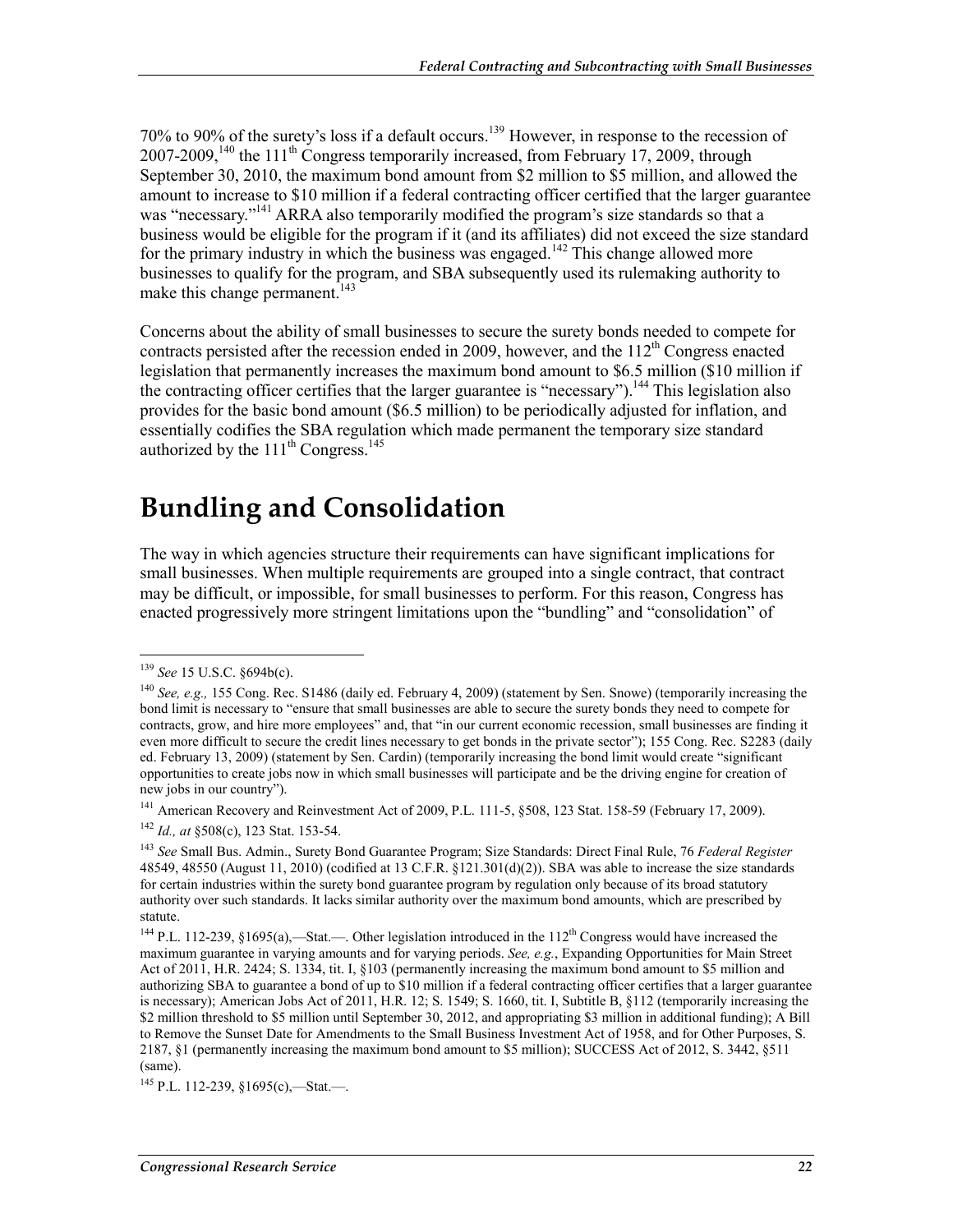70% to 90% of the surety's loss if a default occurs.[139] However, in response to the recession of 2007-2009,[140] the 111th Congress temporarily increased, from February 17, 2009, through September 30, 2010, the maximum bond amount from $2 million to $5 million, and allowed the amount to increase to $10 million if a federal contracting officer certified that the larger guarantee was "necessary."[141] ARRA also temporarily modified the program's size standards so that a business would be eligible for the program if it (and its affiliates) did not exceed the size standard for the primary industry in which the business was engaged.[142] This change allowed more businesses to qualify for the program, and SBA subsequently used its rulemaking authority to make this change permanent.[143]

Concerns about the ability of small businesses to secure the surety bonds needed to compete for contracts persisted after the recession ended in 2009, however, and the 112th Congress enacted legislation that permanently increases the maximum bond amount to $6.5 million ($10 million if the contracting officer certifies that the larger guarantee is "necessary").[144] This legislation also provides for the basic bond amount ($6.5 million) to be periodically adjusted for inflation, and essentially codifies the SBA regulation which made permanent the temporary size standard authorized by the 111th Congress.[145]

# Bundling and Consolidation

The way in which agencies structure their requirements can have significant implications for small businesses. When multiple requirements are grouped into a single contract, that contract may be difficult, or impossible, for small businesses to perform. For this reason, Congress has enacted progressively more stringent limitations upon the "bundling" and "consolidation" of

---

[139] *See* 15 U.S.C. §694b(c).

[140] *See, e.g.,* 155 Cong. Rec. S1486 (daily ed. February 4, 2009) (statement by Sen. Snowe) (temporarily increasing the bond limit is necessary to "ensure that small businesses are able to secure the surety bonds they need to compete for contracts, grow, and hire more employees" and, that "in our current economic recession, small businesses are finding it even more difficult to secure the credit lines necessary to get bonds in the private sector"); 155 Cong. Rec. S2283 (daily ed. February 13, 2009) (statement by Sen. Cardin) (temporarily increasing the bond limit would create "significant opportunities to create jobs now in which small businesses will participate and be the driving engine for creation of new jobs in our country").

[141] American Recovery and Reinvestment Act of 2009, P.L. 111-5, §508, 123 Stat. 158-59 (February 17, 2009).

[142] *Id., at* §508(c), 123 Stat. 153-54.

[143] *See* Small Bus. Admin., Surety Bond Guarantee Program; Size Standards: Direct Final Rule, 76 *Federal Register* 48549, 48550 (August 11, 2010) (codified at 13 C.F.R. §121.301(d)(2)). SBA was able to increase the size standards for certain industries within the surety bond guarantee program by regulation only because of its broad statutory authority over such standards. It lacks similar authority over the maximum bond amounts, which are prescribed by statute.

[144] P.L. 112-239, §1695(a),—Stat.—. Other legislation introduced in the 112th Congress would have increased the maximum guarantee in varying amounts and for varying periods. *See, e.g.*, Expanding Opportunities for Main Street Act of 2011, H.R. 2424; S. 1334, tit. I, §103 (permanently increasing the maximum bond amount to $5 million and authorizing SBA to guarantee a bond of up to $10 million if a federal contracting officer certifies that a larger guarantee is necessary); American Jobs Act of 2011, H.R. 12; S. 1549; S. 1660, tit. I, Subtitle B, §112 (temporarily increasing the $2 million threshold to $5 million until September 30, 2012, and appropriating $3 million in additional funding); A Bill to Remove the Sunset Date for Amendments to the Small Business Investment Act of 1958, and for Other Purposes, S. 2187, §1 (permanently increasing the maximum bond amount to $5 million); SUCCESS Act of 2012, S. 3442, §511 (same).

[145] P.L. 112-239, §1695(c),—Stat.—.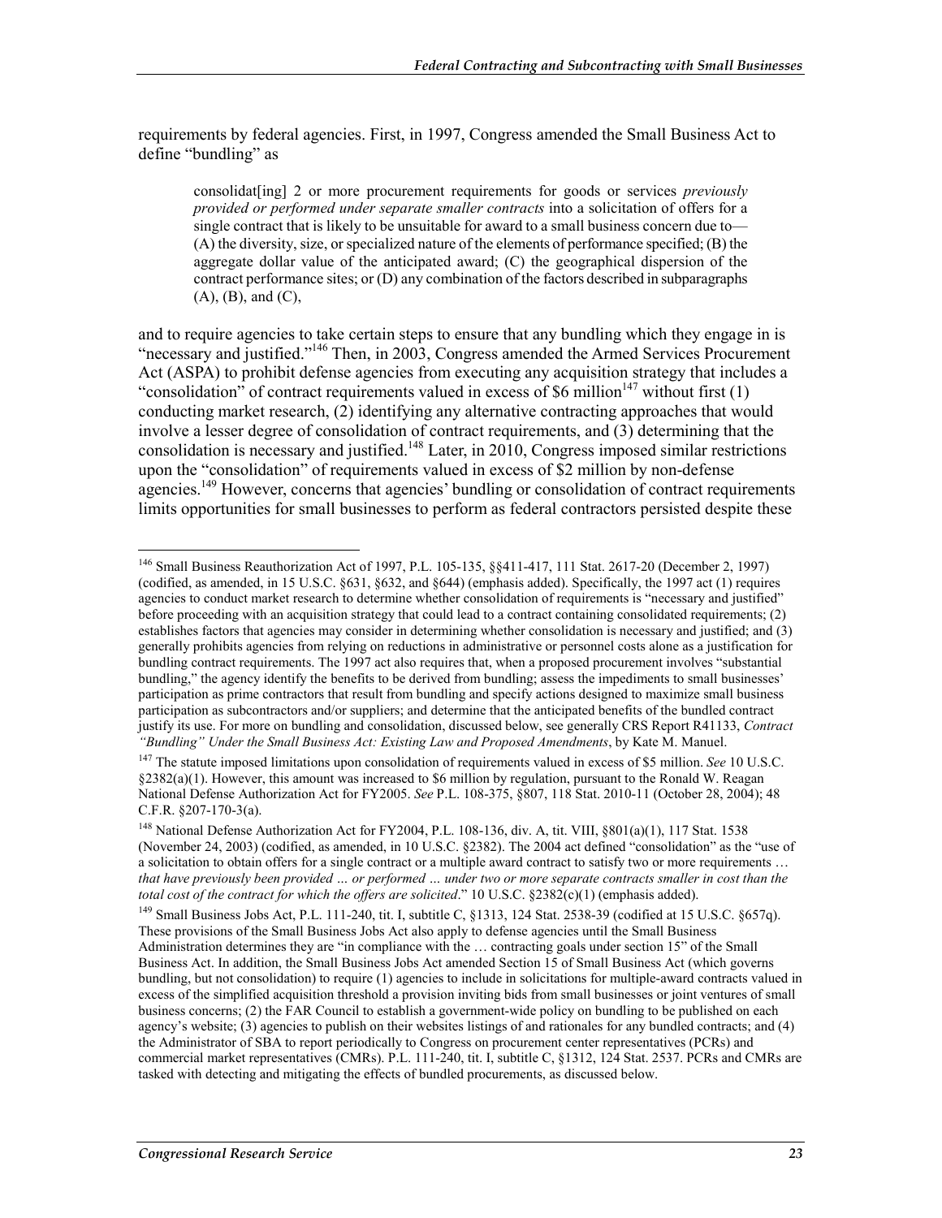requirements by federal agencies. First, in 1997, Congress amended the Small Business Act to define "bundling" as

> consolidat[ing] 2 or more procurement requirements for goods or services *previously provided or performed under separate smaller contracts* into a solicitation of offers for a single contract that is likely to be unsuitable for award to a small business concern due to— (A) the diversity, size, or specialized nature of the elements of performance specified; (B) the aggregate dollar value of the anticipated award; (C) the geographical dispersion of the contract performance sites; or (D) any combination of the factors described in subparagraphs (A), (B), and (C),

and to require agencies to take certain steps to ensure that any bundling which they engage in is "necessary and justified."[146] Then, in 2003, Congress amended the Armed Services Procurement Act (ASPA) to prohibit defense agencies from executing any acquisition strategy that includes a "consolidation" of contract requirements valued in excess of $6 million[147] without first (1) conducting market research, (2) identifying any alternative contracting approaches that would involve a lesser degree of consolidation of contract requirements, and (3) determining that the consolidation is necessary and justified.[148] Later, in 2010, Congress imposed similar restrictions upon the "consolidation" of requirements valued in excess of $2 million by non-defense agencies.[149] However, concerns that agencies' bundling or consolidation of contract requirements limits opportunities for small businesses to perform as federal contractors persisted despite these

---

[146] Small Business Reauthorization Act of 1997, P.L. 105-135, §§411-417, 111 Stat. 2617-20 (December 2, 1997) (codified, as amended, in 15 U.S.C. §631, §632, and §644) (emphasis added). Specifically, the 1997 act (1) requires agencies to conduct market research to determine whether consolidation of requirements is "necessary and justified" before proceeding with an acquisition strategy that could lead to a contract containing consolidated requirements; (2) establishes factors that agencies may consider in determining whether consolidation is necessary and justified; and (3) generally prohibits agencies from relying on reductions in administrative or personnel costs alone as a justification for bundling contract requirements. The 1997 act also requires that, when a proposed procurement involves "substantial bundling," the agency identify the benefits to be derived from bundling; assess the impediments to small businesses' participation as prime contractors that result from bundling and specify actions designed to maximize small business participation as subcontractors and/or suppliers; and determine that the anticipated benefits of the bundled contract justify its use. For more on bundling and consolidation, discussed below, see generally CRS Report R41133, *Contract "Bundling" Under the Small Business Act: Existing Law and Proposed Amendments*, by Kate M. Manuel.

[147] The statute imposed limitations upon consolidation of requirements valued in excess of $5 million. *See* 10 U.S.C. §2382(a)(1). However, this amount was increased to $6 million by regulation, pursuant to the Ronald W. Reagan National Defense Authorization Act for FY2005. *See* P.L. 108-375, §807, 118 Stat. 2010-11 (October 28, 2004); 48 C.F.R. §207-170-3(a).

[148] National Defense Authorization Act for FY2004, P.L. 108-136, div. A, tit. VIII, §801(a)(1), 117 Stat. 1538 (November 24, 2003) (codified, as amended, in 10 U.S.C. §2382). The 2004 act defined "consolidation" as the "use of a solicitation to obtain offers for a single contract or a multiple award contract to satisfy two or more requirements … *that have previously been provided … or performed … under two or more separate contracts smaller in cost than the total cost of the contract for which the offers are solicited*." 10 U.S.C. §2382(c)(1) (emphasis added).

[149] Small Business Jobs Act, P.L. 111-240, tit. I, subtitle C, §1313, 124 Stat. 2538-39 (codified at 15 U.S.C. §657q). These provisions of the Small Business Jobs Act also apply to defense agencies until the Small Business Administration determines they are "in compliance with the … contracting goals under section 15" of the Small Business Act. In addition, the Small Business Jobs Act amended Section 15 of Small Business Act (which governs bundling, but not consolidation) to require (1) agencies to include in solicitations for multiple-award contracts valued in excess of the simplified acquisition threshold a provision inviting bids from small businesses or joint ventures of small business concerns; (2) the FAR Council to establish a government-wide policy on bundling to be published on each agency's website; (3) agencies to publish on their websites listings of and rationales for any bundled contracts; and (4) the Administrator of SBA to report periodically to Congress on procurement center representatives (PCRs) and commercial market representatives (CMRs). P.L. 111-240, tit. I, subtitle C, §1312, 124 Stat. 2537. PCRs and CMRs are tasked with detecting and mitigating the effects of bundled procurements, as discussed below.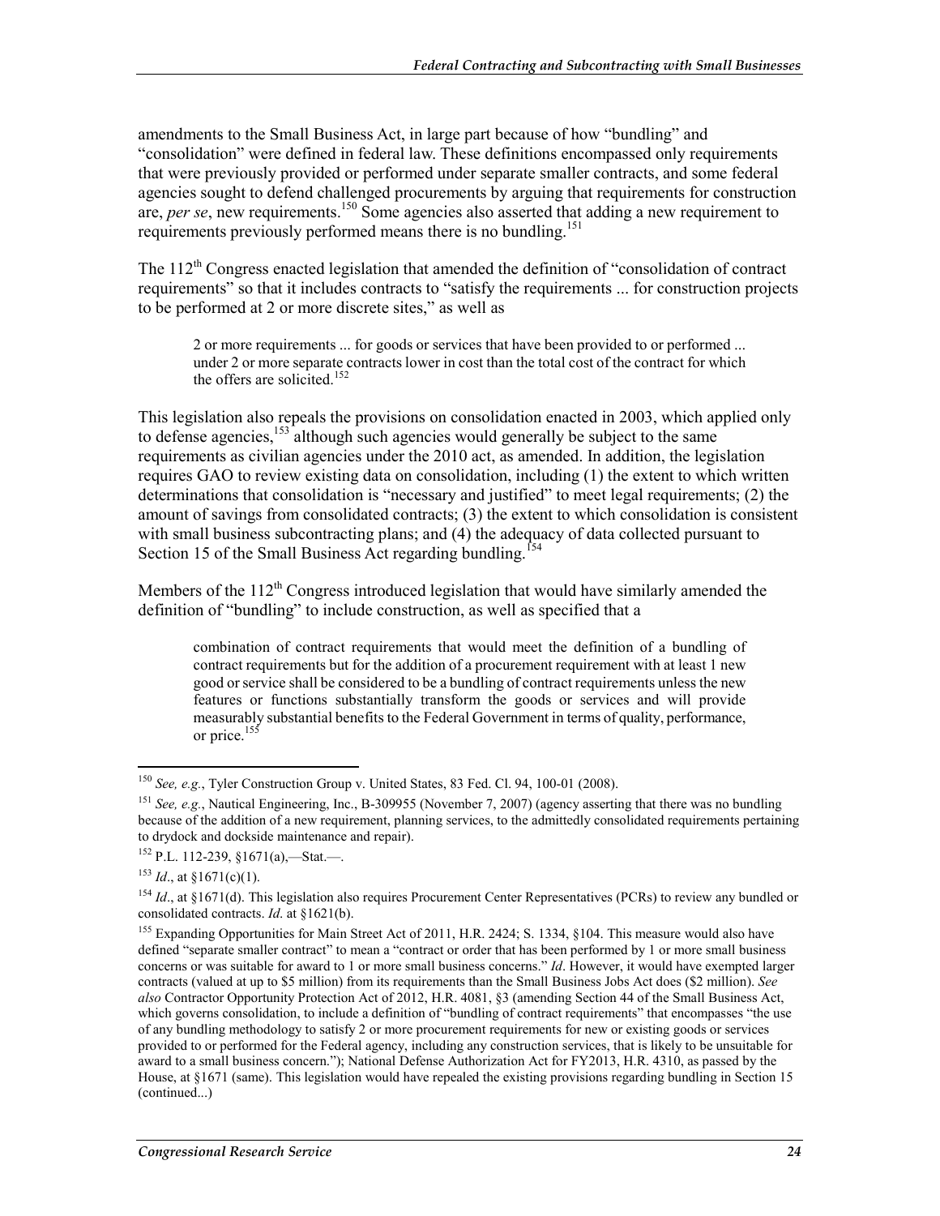amendments to the Small Business Act, in large part because of how "bundling" and "consolidation" were defined in federal law. These definitions encompassed only requirements that were previously provided or performed under separate smaller contracts, and some federal agencies sought to defend challenged procurements by arguing that requirements for construction are, *per se*, new requirements.[150] Some agencies also asserted that adding a new requirement to requirements previously performed means there is no bundling.[151]

The 112th Congress enacted legislation that amended the definition of "consolidation of contract requirements" so that it includes contracts to "satisfy the requirements ... for construction projects to be performed at 2 or more discrete sites," as well as

> 2 or more requirements ... for goods or services that have been provided to or performed ... under 2 or more separate contracts lower in cost than the total cost of the contract for which the offers are solicited.[152]

This legislation also repeals the provisions on consolidation enacted in 2003, which applied only to defense agencies,[153] although such agencies would generally be subject to the same requirements as civilian agencies under the 2010 act, as amended. In addition, the legislation requires GAO to review existing data on consolidation, including (1) the extent to which written determinations that consolidation is "necessary and justified" to meet legal requirements; (2) the amount of savings from consolidated contracts; (3) the extent to which consolidation is consistent with small business subcontracting plans; and (4) the adequacy of data collected pursuant to Section 15 of the Small Business Act regarding bundling.[154]

Members of the 112th Congress introduced legislation that would have similarly amended the definition of "bundling" to include construction, as well as specified that a

> combination of contract requirements that would meet the definition of a bundling of contract requirements but for the addition of a procurement requirement with at least 1 new good or service shall be considered to be a bundling of contract requirements unless the new features or functions substantially transform the goods or services and will provide measurably substantial benefits to the Federal Government in terms of quality, performance, or price.[155]

---

[150] *See, e.g.*, Tyler Construction Group v. United States, 83 Fed. Cl. 94, 100-01 (2008).

[151] *See, e.g.*, Nautical Engineering, Inc., B-309955 (November 7, 2007) (agency asserting that there was no bundling because of the addition of a new requirement, planning services, to the admittedly consolidated requirements pertaining to drydock and dockside maintenance and repair).

[152] P.L. 112-239, §1671(a),—Stat.—.

[153] *Id*., at §1671(c)(1).

[154] *Id*., at §1671(d). This legislation also requires Procurement Center Representatives (PCRs) to review any bundled or consolidated contracts. *Id*. at §1621(b).

[155] Expanding Opportunities for Main Street Act of 2011, H.R. 2424; S. 1334, §104. This measure would also have defined "separate smaller contract" to mean a "contract or order that has been performed by 1 or more small business concerns or was suitable for award to 1 or more small business concerns." *Id*. However, it would have exempted larger contracts (valued at up to $5 million) from its requirements than the Small Business Jobs Act does ($2 million). *See also* Contractor Opportunity Protection Act of 2012, H.R. 4081, §3 (amending Section 44 of the Small Business Act, which governs consolidation, to include a definition of "bundling of contract requirements" that encompasses "the use of any bundling methodology to satisfy 2 or more procurement requirements for new or existing goods or services provided to or performed for the Federal agency, including any construction services, that is likely to be unsuitable for award to a small business concern."); National Defense Authorization Act for FY2013, H.R. 4310, as passed by the House, at §1671 (same). This legislation would have repealed the existing provisions regarding bundling in Section 15 (continued...)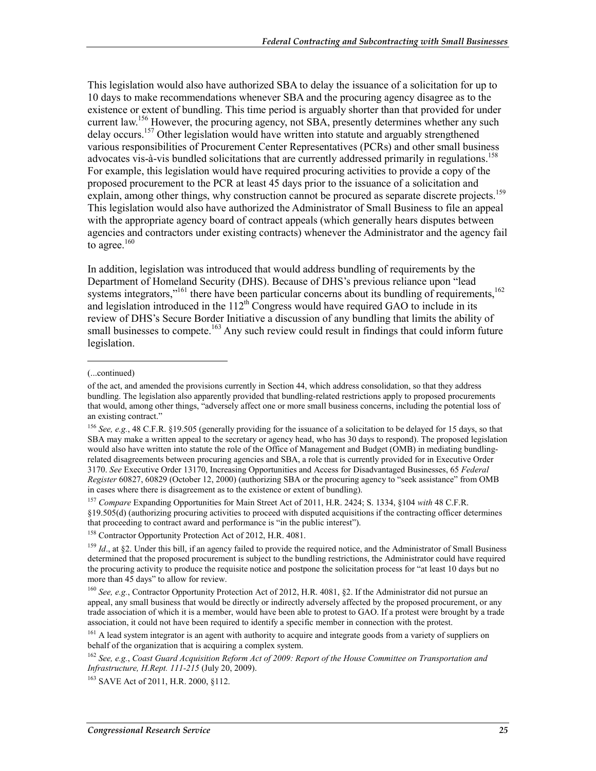This legislation would also have authorized SBA to delay the issuance of a solicitation for up to 10 days to make recommendations whenever SBA and the procuring agency disagree as to the existence or extent of bundling. This time period is arguably shorter than that provided for under current law.[156] However, the procuring agency, not SBA, presently determines whether any such delay occurs.[157] Other legislation would have written into statute and arguably strengthened various responsibilities of Procurement Center Representatives (PCRs) and other small business advocates vis-à-vis bundled solicitations that are currently addressed primarily in regulations.[158] For example, this legislation would have required procuring activities to provide a copy of the proposed procurement to the PCR at least 45 days prior to the issuance of a solicitation and explain, among other things, why construction cannot be procured as separate discrete projects.[159] This legislation would also have authorized the Administrator of Small Business to file an appeal with the appropriate agency board of contract appeals (which generally hears disputes between agencies and contractors under existing contracts) whenever the Administrator and the agency fail to agree.[160]

In addition, legislation was introduced that would address bundling of requirements by the Department of Homeland Security (DHS). Because of DHS's previous reliance upon "lead systems integrators,"[161] there have been particular concerns about its bundling of requirements,[162] and legislation introduced in the 112th Congress would have required GAO to include in its review of DHS's Secure Border Initiative a discussion of any bundling that limits the ability of small businesses to compete.[163] Any such review could result in findings that could inform future legislation.

---

(...continued)

of the act, and amended the provisions currently in Section 44, which address consolidation, so that they address bundling. The legislation also apparently provided that bundling-related restrictions apply to proposed procurements that would, among other things, "adversely affect one or more small business concerns, including the potential loss of an existing contract."

[156] *See, e.g.*, 48 C.F.R. §19.505 (generally providing for the issuance of a solicitation to be delayed for 15 days, so that SBA may make a written appeal to the secretary or agency head, who has 30 days to respond). The proposed legislation would also have written into statute the role of the Office of Management and Budget (OMB) in mediating bundling-related disagreements between procuring agencies and SBA, a role that is currently provided for in Executive Order 3170. *See* Executive Order 13170, Increasing Opportunities and Access for Disadvantaged Businesses, 65 *Federal Register* 60827, 60829 (October 12, 2000) (authorizing SBA or the procuring agency to "seek assistance" from OMB in cases where there is disagreement as to the existence or extent of bundling).

[157] *Compare* Expanding Opportunities for Main Street Act of 2011, H.R. 2424; S. 1334, §104 *with* 48 C.F.R. §19.505(d) (authorizing procuring activities to proceed with disputed acquisitions if the contracting officer determines that proceeding to contract award and performance is "in the public interest").

[158] Contractor Opportunity Protection Act of 2012, H.R. 4081.

[159] *Id*., at §2. Under this bill, if an agency failed to provide the required notice, and the Administrator of Small Business determined that the proposed procurement is subject to the bundling restrictions, the Administrator could have required the procuring activity to produce the requisite notice and postpone the solicitation process for "at least 10 days but no more than 45 days" to allow for review.

[160] *See, e.g.*, Contractor Opportunity Protection Act of 2012, H.R. 4081, §2. If the Administrator did not pursue an appeal, any small business that would be directly or indirectly adversely affected by the proposed procurement, or any trade association of which it is a member, would have been able to protest to GAO. If a protest were brought by a trade association, it could not have been required to identify a specific member in connection with the protest.

[161] A lead system integrator is an agent with authority to acquire and integrate goods from a variety of suppliers on behalf of the organization that is acquiring a complex system.

[162] *See, e.g.*, *Coast Guard Acquisition Reform Act of 2009: Report of the House Committee on Transportation and Infrastructure, H.Rept. 111-215* (July 20, 2009).

[163] SAVE Act of 2011, H.R. 2000, §112.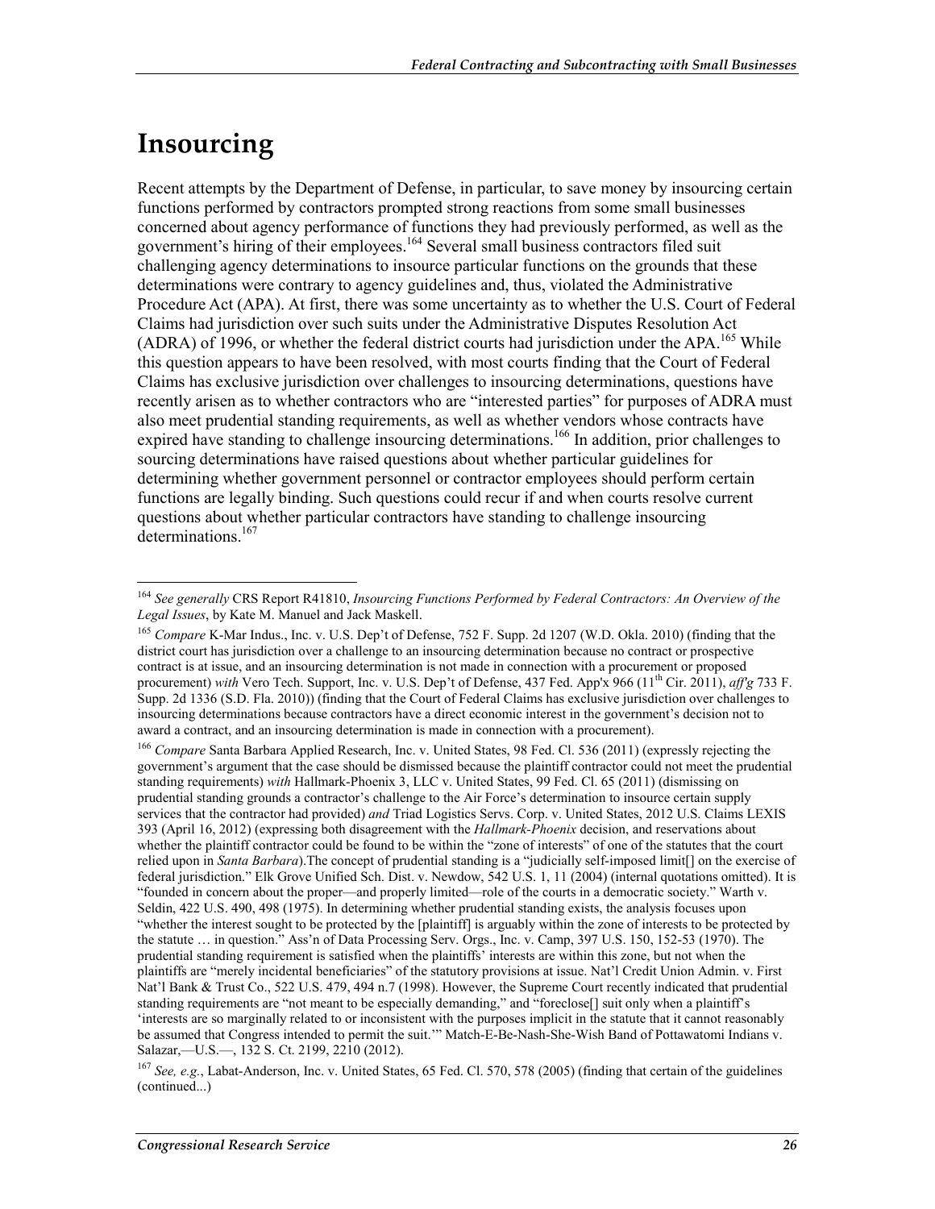# Insourcing

Recent attempts by the Department of Defense, in particular, to save money by insourcing certain functions performed by contractors prompted strong reactions from some small businesses concerned about agency performance of functions they had previously performed, as well as the government's hiring of their employees.[164] Several small business contractors filed suit challenging agency determinations to insource particular functions on the grounds that these determinations were contrary to agency guidelines and, thus, violated the Administrative Procedure Act (APA). At first, there was some uncertainty as to whether the U.S. Court of Federal Claims had jurisdiction over such suits under the Administrative Disputes Resolution Act (ADRA) of 1996, or whether the federal district courts had jurisdiction under the APA.[165] While this question appears to have been resolved, with most courts finding that the Court of Federal Claims has exclusive jurisdiction over challenges to insourcing determinations, questions have recently arisen as to whether contractors who are "interested parties" for purposes of ADRA must also meet prudential standing requirements, as well as whether vendors whose contracts have expired have standing to challenge insourcing determinations.[166] In addition, prior challenges to sourcing determinations have raised questions about whether particular guidelines for determining whether government personnel or contractor employees should perform certain functions are legally binding. Such questions could recur if and when courts resolve current questions about whether particular contractors have standing to challenge insourcing determinations.[167]

---

[164] *See generally* CRS Report R41810, *Insourcing Functions Performed by Federal Contractors: An Overview of the Legal Issues*, by Kate M. Manuel and Jack Maskell.

[165] *Compare* K-Mar Indus., Inc. v. U.S. Dep't of Defense, 752 F. Supp. 2d 1207 (W.D. Okla. 2010) (finding that the district court has jurisdiction over a challenge to an insourcing determination because no contract or prospective contract is at issue, and an insourcing determination is not made in connection with a procurement or proposed procurement) *with* Vero Tech. Support, Inc. v. U.S. Dep't of Defense, 437 Fed. App'x 966 (11th Cir. 2011), *aff'g* 733 F. Supp. 2d 1336 (S.D. Fla. 2010)) (finding that the Court of Federal Claims has exclusive jurisdiction over challenges to insourcing determinations because contractors have a direct economic interest in the government's decision not to award a contract, and an insourcing determination is made in connection with a procurement).

[166] *Compare* Santa Barbara Applied Research, Inc. v. United States, 98 Fed. Cl. 536 (2011) (expressly rejecting the government's argument that the case should be dismissed because the plaintiff contractor could not meet the prudential standing requirements) *with* Hallmark-Phoenix 3, LLC v. United States, 99 Fed. Cl. 65 (2011) (dismissing on prudential standing grounds a contractor's challenge to the Air Force's determination to insource certain supply services that the contractor had provided) *and* Triad Logistics Servs. Corp. v. United States, 2012 U.S. Claims LEXIS 393 (April 16, 2012) (expressing both disagreement with the *Hallmark-Phoenix* decision, and reservations about whether the plaintiff contractor could be found to be within the "zone of interests" of one of the statutes that the court relied upon in *Santa Barbara*).The concept of prudential standing is a "judicially self-imposed limit[] on the exercise of federal jurisdiction." Elk Grove Unified Sch. Dist. v. Newdow, 542 U.S. 1, 11 (2004) (internal quotations omitted). It is "founded in concern about the proper—and properly limited—role of the courts in a democratic society." Warth v. Seldin, 422 U.S. 490, 498 (1975). In determining whether prudential standing exists, the analysis focuses upon "whether the interest sought to be protected by the [plaintiff] is arguably within the zone of interests to be protected by the statute … in question." Ass'n of Data Processing Serv. Orgs., Inc. v. Camp, 397 U.S. 150, 152-53 (1970). The prudential standing requirement is satisfied when the plaintiffs' interests are within this zone, but not when the plaintiffs are "merely incidental beneficiaries" of the statutory provisions at issue. Nat'l Credit Union Admin. v. First Nat'l Bank & Trust Co., 522 U.S. 479, 494 n.7 (1998). However, the Supreme Court recently indicated that prudential standing requirements are "not meant to be especially demanding," and "foreclose[] suit only when a plaintiff's 'interests are so marginally related to or inconsistent with the purposes implicit in the statute that it cannot reasonably be assumed that Congress intended to permit the suit.'" Match-E-Be-Nash-She-Wish Band of Pottawatomi Indians v. Salazar,—U.S.—, 132 S. Ct. 2199, 2210 (2012).

[167] *See, e.g.*, Labat-Anderson, Inc. v. United States, 65 Fed. Cl. 570, 578 (2005) (finding that certain of the guidelines (continued...)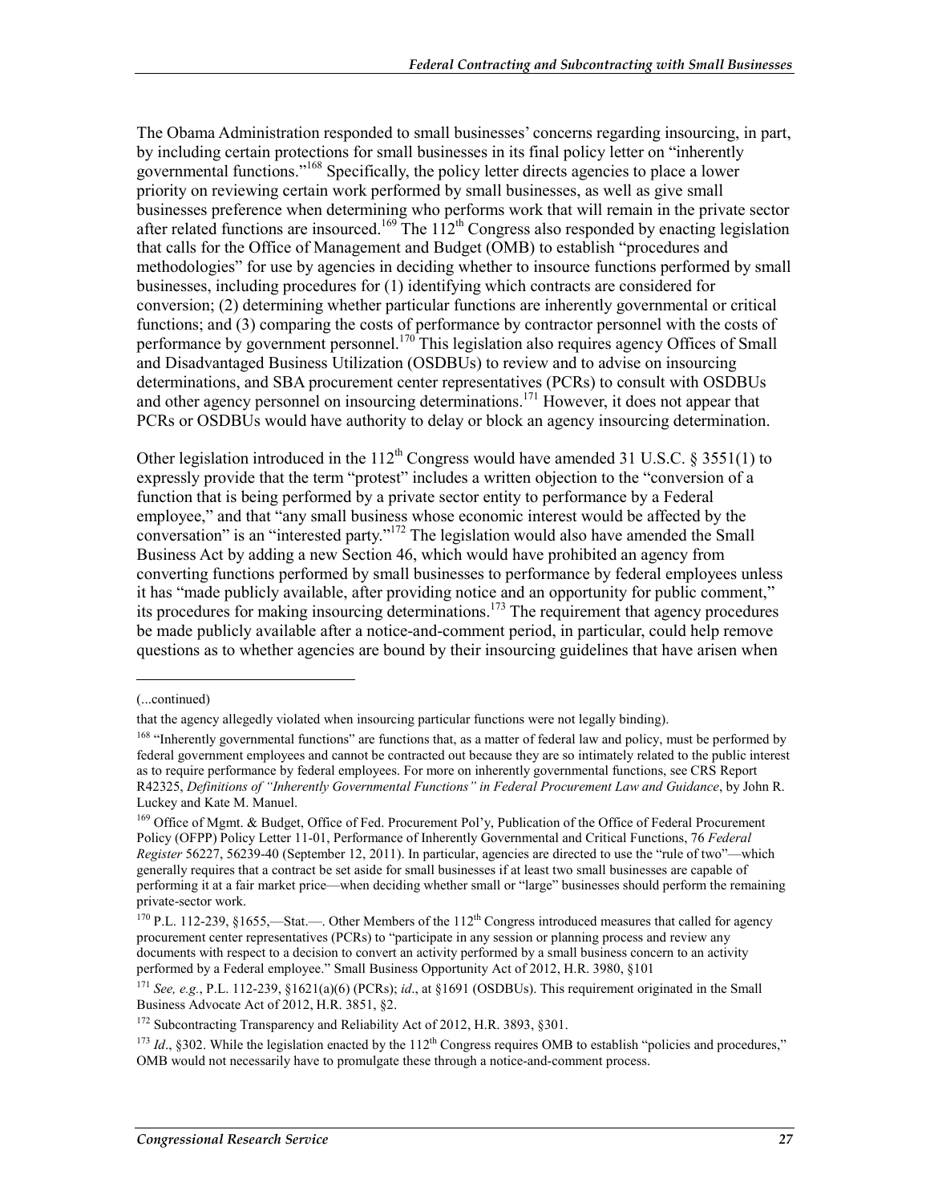The Obama Administration responded to small businesses' concerns regarding insourcing, in part, by including certain protections for small businesses in its final policy letter on "inherently governmental functions."[168] Specifically, the policy letter directs agencies to place a lower priority on reviewing certain work performed by small businesses, as well as give small businesses preference when determining who performs work that will remain in the private sector after related functions are insourced.[169] The 112th Congress also responded by enacting legislation that calls for the Office of Management and Budget (OMB) to establish "procedures and methodologies" for use by agencies in deciding whether to insource functions performed by small businesses, including procedures for (1) identifying which contracts are considered for conversion; (2) determining whether particular functions are inherently governmental or critical functions; and (3) comparing the costs of performance by contractor personnel with the costs of performance by government personnel.[170] This legislation also requires agency Offices of Small and Disadvantaged Business Utilization (OSDBUs) to review and to advise on insourcing determinations, and SBA procurement center representatives (PCRs) to consult with OSDBUs and other agency personnel on insourcing determinations.[171] However, it does not appear that PCRs or OSDBUs would have authority to delay or block an agency insourcing determination.

Other legislation introduced in the 112th Congress would have amended 31 U.S.C. § 3551(1) to expressly provide that the term "protest" includes a written objection to the "conversion of a function that is being performed by a private sector entity to performance by a Federal employee," and that "any small business whose economic interest would be affected by the conversation" is an "interested party."[172] The legislation would also have amended the Small Business Act by adding a new Section 46, which would have prohibited an agency from converting functions performed by small businesses to performance by federal employees unless it has "made publicly available, after providing notice and an opportunity for public comment," its procedures for making insourcing determinations.[173] The requirement that agency procedures be made publicly available after a notice-and-comment period, in particular, could help remove questions as to whether agencies are bound by their insourcing guidelines that have arisen when

---

(...continued)

that the agency allegedly violated when insourcing particular functions were not legally binding).

[168] "Inherently governmental functions" are functions that, as a matter of federal law and policy, must be performed by federal government employees and cannot be contracted out because they are so intimately related to the public interest as to require performance by federal employees. For more on inherently governmental functions, see CRS Report R42325, *Definitions of "Inherently Governmental Functions" in Federal Procurement Law and Guidance*, by John R. Luckey and Kate M. Manuel.

[169] Office of Mgmt. & Budget, Office of Fed. Procurement Pol'y, Publication of the Office of Federal Procurement Policy (OFPP) Policy Letter 11-01, Performance of Inherently Governmental and Critical Functions, 76 *Federal Register* 56227, 56239-40 (September 12, 2011). In particular, agencies are directed to use the "rule of two"—which generally requires that a contract be set aside for small businesses if at least two small businesses are capable of performing it at a fair market price—when deciding whether small or "large" businesses should perform the remaining private-sector work.

[170] P.L. 112-239, §1655,—Stat.—. Other Members of the 112th Congress introduced measures that called for agency procurement center representatives (PCRs) to "participate in any session or planning process and review any documents with respect to a decision to convert an activity performed by a small business concern to an activity performed by a Federal employee." Small Business Opportunity Act of 2012, H.R. 3980, §101

[171] *See, e.g.*, P.L. 112-239, §1621(a)(6) (PCRs); *id*., at §1691 (OSDBUs). This requirement originated in the Small Business Advocate Act of 2012, H.R. 3851, §2.

[172] Subcontracting Transparency and Reliability Act of 2012, H.R. 3893, §301.

[173] *Id*., §302. While the legislation enacted by the 112th Congress requires OMB to establish "policies and procedures," OMB would not necessarily have to promulgate these through a notice-and-comment process.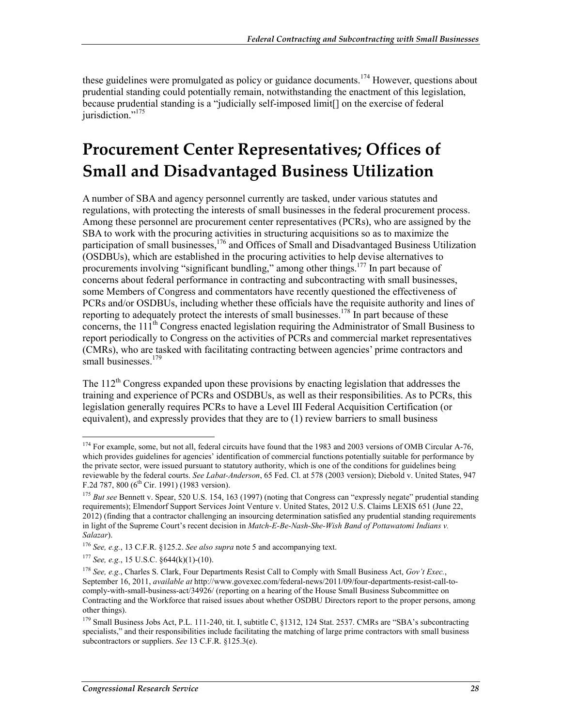these guidelines were promulgated as policy or guidance documents.[174] However, questions about prudential standing could potentially remain, notwithstanding the enactment of this legislation, because prudential standing is a "judicially self-imposed limit[] on the exercise of federal jurisdiction."[175]

# Procurement Center Representatives; Offices of Small and Disadvantaged Business Utilization

A number of SBA and agency personnel currently are tasked, under various statutes and regulations, with protecting the interests of small businesses in the federal procurement process. Among these personnel are procurement center representatives (PCRs), who are assigned by the SBA to work with the procuring activities in structuring acquisitions so as to maximize the participation of small businesses,[176] and Offices of Small and Disadvantaged Business Utilization (OSDBUs), which are established in the procuring activities to help devise alternatives to procurements involving "significant bundling," among other things.[177] In part because of concerns about federal performance in contracting and subcontracting with small businesses, some Members of Congress and commentators have recently questioned the effectiveness of PCRs and/or OSDBUs, including whether these officials have the requisite authority and lines of reporting to adequately protect the interests of small businesses.[178] In part because of these concerns, the 111th Congress enacted legislation requiring the Administrator of Small Business to report periodically to Congress on the activities of PCRs and commercial market representatives (CMRs), who are tasked with facilitating contracting between agencies' prime contractors and small businesses.[179]

The 112th Congress expanded upon these provisions by enacting legislation that addresses the training and experience of PCRs and OSDBUs, as well as their responsibilities. As to PCRs, this legislation generally requires PCRs to have a Level III Federal Acquisition Certification (or equivalent), and expressly provides that they are to (1) review barriers to small business

---

[174] For example, some, but not all, federal circuits have found that the 1983 and 2003 versions of OMB Circular A-76, which provides guidelines for agencies' identification of commercial functions potentially suitable for performance by the private sector, were issued pursuant to statutory authority, which is one of the conditions for guidelines being reviewable by the federal courts. *See Labat-Anderson*, 65 Fed. Cl. at 578 (2003 version); Diebold v. United States, 947 F.2d 787, 800 (6th Cir. 1991) (1983 version).

[175] *But see* Bennett v. Spear, 520 U.S. 154, 163 (1997) (noting that Congress can "expressly negate" prudential standing requirements); Elmendorf Support Services Joint Venture v. United States, 2012 U.S. Claims LEXIS 651 (June 22, 2012) (finding that a contractor challenging an insourcing determination satisfied any prudential standing requirements in light of the Supreme Court's recent decision in *Match-E-Be-Nash-She-Wish Band of Pottawatomi Indians v. Salazar*).

[176] *See, e.g.*, 13 C.F.R. §125.2. *See also supra* note 5 and accompanying text.

[177] *See, e.g.*, 15 U.S.C. §644(k)(1)-(10).

[178] *See, e.g.*, Charles S. Clark, Four Departments Resist Call to Comply with Small Business Act, *Gov't Exec.*, September 16, 2011, *available at* http://www.govexec.com/federal-news/2011/09/four-departments-resist-call-to-comply-with-small-business-act/34926/ (reporting on a hearing of the House Small Business Subcommittee on Contracting and the Workforce that raised issues about whether OSDBU Directors report to the proper persons, among other things).

[179] Small Business Jobs Act, P.L. 111-240, tit. I, subtitle C, §1312, 124 Stat. 2537. CMRs are "SBA's subcontracting specialists," and their responsibilities include facilitating the matching of large prime contractors with small business subcontractors or suppliers. *See* 13 C.F.R. §125.3(e).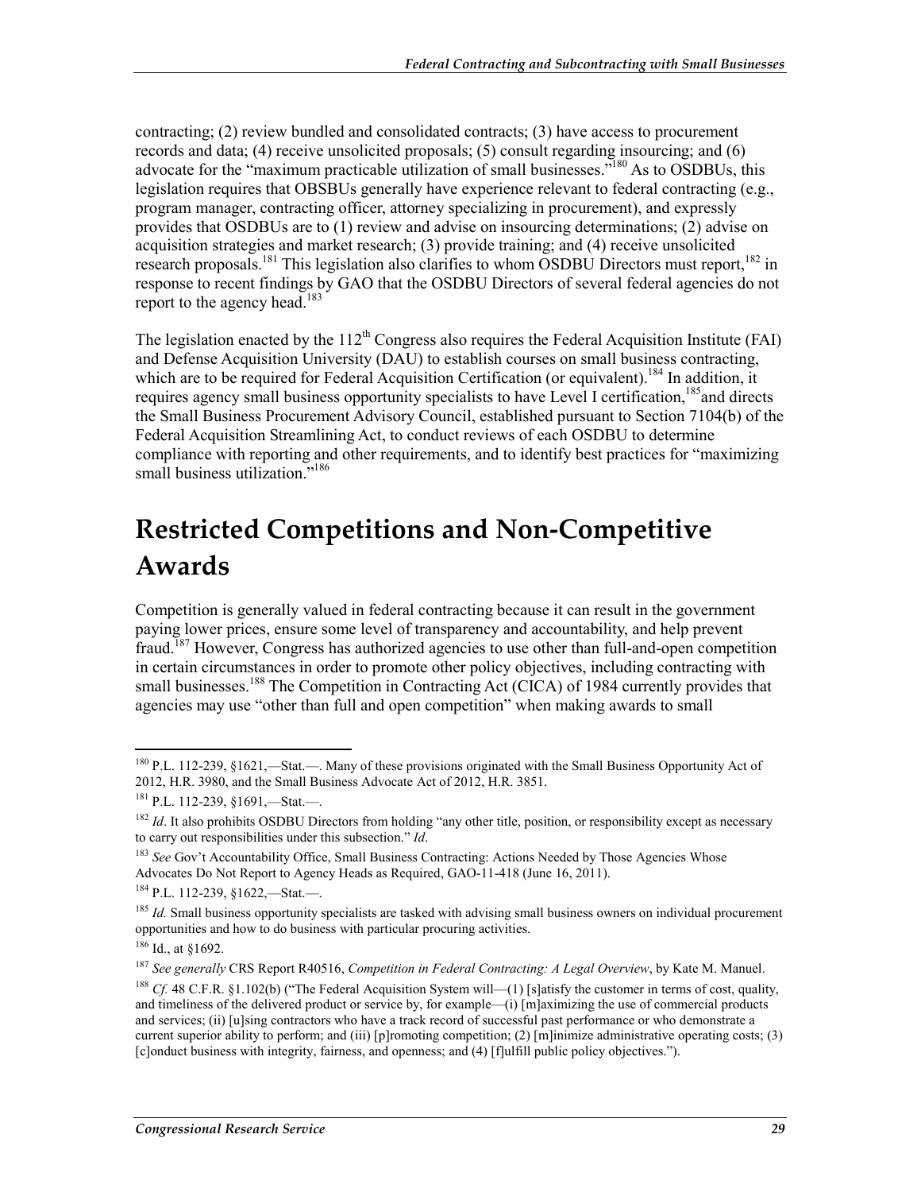contracting; (2) review bundled and consolidated contracts; (3) have access to procurement records and data; (4) receive unsolicited proposals; (5) consult regarding insourcing; and (6) advocate for the "maximum practicable utilization of small businesses."[180] As to OSDBUs, this legislation requires that OBSBUs generally have experience relevant to federal contracting (e.g., program manager, contracting officer, attorney specializing in procurement), and expressly provides that OSDBUs are to (1) review and advise on insourcing determinations; (2) advise on acquisition strategies and market research; (3) provide training; and (4) receive unsolicited research proposals.[181] This legislation also clarifies to whom OSDBU Directors must report,[182] in response to recent findings by GAO that the OSDBU Directors of several federal agencies do not report to the agency head.[183]

The legislation enacted by the 112th Congress also requires the Federal Acquisition Institute (FAI) and Defense Acquisition University (DAU) to establish courses on small business contracting, which are to be required for Federal Acquisition Certification (or equivalent).[184] In addition, it requires agency small business opportunity specialists to have Level I certification,[185] and directs the Small Business Procurement Advisory Council, established pursuant to Section 7104(b) of the Federal Acquisition Streamlining Act, to conduct reviews of each OSDBU to determine compliance with reporting and other requirements, and to identify best practices for "maximizing small business utilization."[186]

# Restricted Competitions and Non-Competitive Awards

Competition is generally valued in federal contracting because it can result in the government paying lower prices, ensure some level of transparency and accountability, and help prevent fraud.[187] However, Congress has authorized agencies to use other than full-and-open competition in certain circumstances in order to promote other policy objectives, including contracting with small businesses.[188] The Competition in Contracting Act (CICA) of 1984 currently provides that agencies may use "other than full and open competition" when making awards to small

---

[180] P.L. 112-239, §1621,—Stat.—. Many of these provisions originated with the Small Business Opportunity Act of 2012, H.R. 3980, and the Small Business Advocate Act of 2012, H.R. 3851.

[181] P.L. 112-239, §1691,—Stat.—.

[182] *Id*. It also prohibits OSDBU Directors from holding "any other title, position, or responsibility except as necessary to carry out responsibilities under this subsection." *Id*.

[183] *See* Gov't Accountability Office, Small Business Contracting: Actions Needed by Those Agencies Whose Advocates Do Not Report to Agency Heads as Required, GAO-11-418 (June 16, 2011).

[184] P.L. 112-239, §1622,—Stat.—.

[185] *Id.* Small business opportunity specialists are tasked with advising small business owners on individual procurement opportunities and how to do business with particular procuring activities.

[186] Id., at §1692.

[187] *See generally* CRS Report R40516, *Competition in Federal Contracting: A Legal Overview*, by Kate M. Manuel.

[188] *Cf.* 48 C.F.R. §1.102(b) ("The Federal Acquisition System will—(1) [s]atisfy the customer in terms of cost, quality, and timeliness of the delivered product or service by, for example—(i) [m]aximizing the use of commercial products and services; (ii) [u]sing contractors who have a track record of successful past performance or who demonstrate a current superior ability to perform; and (iii) [p]romoting competition; (2) [m]inimize administrative operating costs; (3) [c]onduct business with integrity, fairness, and openness; and (4) [f]ulfill public policy objectives.").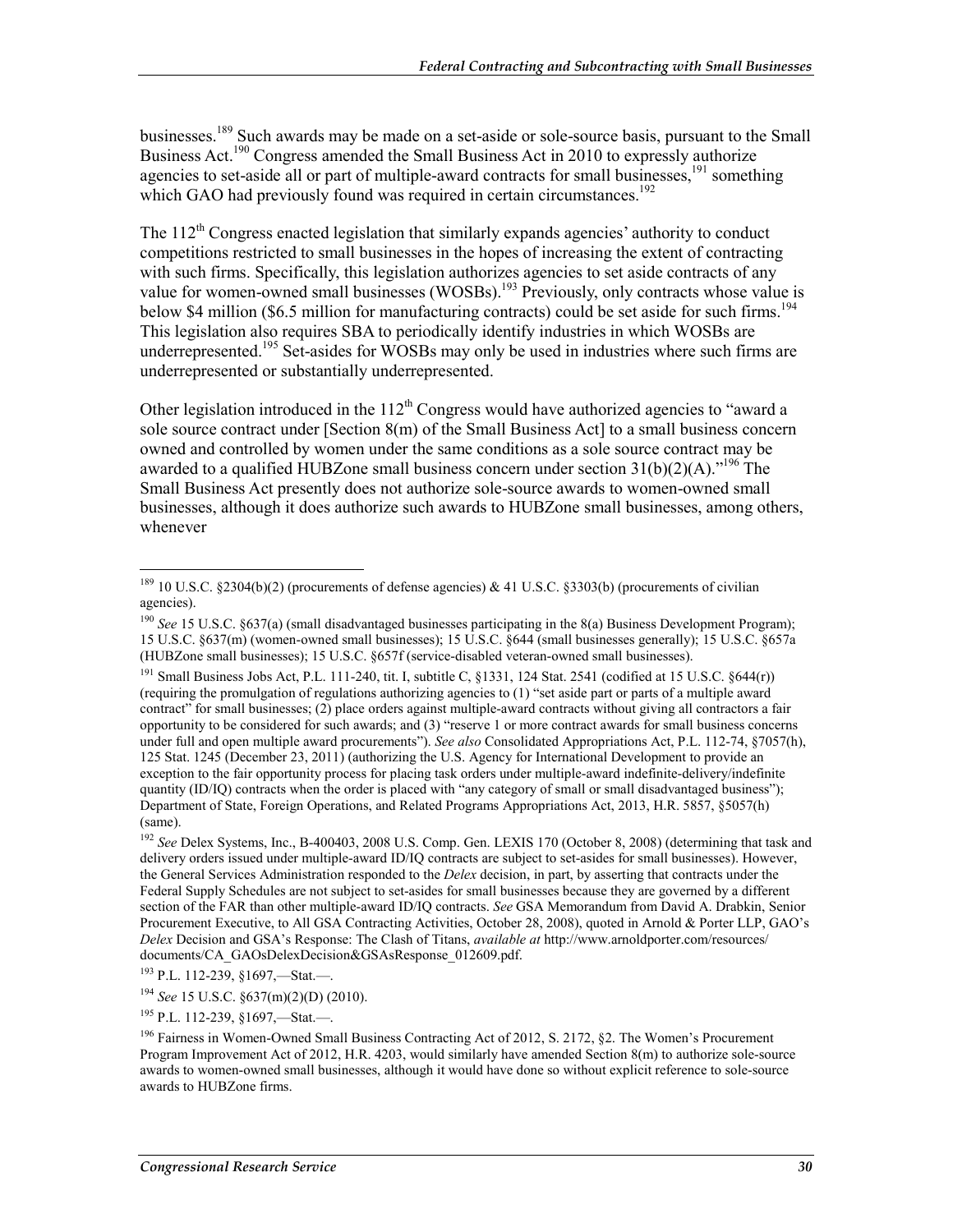businesses.[189] Such awards may be made on a set-aside or sole-source basis, pursuant to the Small Business Act.[190] Congress amended the Small Business Act in 2010 to expressly authorize agencies to set-aside all or part of multiple-award contracts for small businesses,[191] something which GAO had previously found was required in certain circumstances.[192]

The 112th Congress enacted legislation that similarly expands agencies' authority to conduct competitions restricted to small businesses in the hopes of increasing the extent of contracting with such firms. Specifically, this legislation authorizes agencies to set aside contracts of any value for women-owned small businesses (WOSBs).[193] Previously, only contracts whose value is below $4 million ($6.5 million for manufacturing contracts) could be set aside for such firms.[194] This legislation also requires SBA to periodically identify industries in which WOSBs are underrepresented.[195] Set-asides for WOSBs may only be used in industries where such firms are underrepresented or substantially underrepresented.

Other legislation introduced in the 112th Congress would have authorized agencies to "award a sole source contract under [Section 8(m) of the Small Business Act] to a small business concern owned and controlled by women under the same conditions as a sole source contract may be awarded to a qualified HUBZone small business concern under section 31(b)(2)(A)."[196] The Small Business Act presently does not authorize sole-source awards to women-owned small businesses, although it does authorize such awards to HUBZone small businesses, among others, whenever

---

[189] 10 U.S.C. §2304(b)(2) (procurements of defense agencies) & 41 U.S.C. §3303(b) (procurements of civilian agencies).

[190] *See* 15 U.S.C. §637(a) (small disadvantaged businesses participating in the 8(a) Business Development Program); 15 U.S.C. §637(m) (women-owned small businesses); 15 U.S.C. §644 (small businesses generally); 15 U.S.C. §657a (HUBZone small businesses); 15 U.S.C. §657f (service-disabled veteran-owned small businesses).

[191] Small Business Jobs Act, P.L. 111-240, tit. I, subtitle C, §1331, 124 Stat. 2541 (codified at 15 U.S.C. §644(r)) (requiring the promulgation of regulations authorizing agencies to (1) "set aside part or parts of a multiple award contract" for small businesses; (2) place orders against multiple-award contracts without giving all contractors a fair opportunity to be considered for such awards; and (3) "reserve 1 or more contract awards for small business concerns under full and open multiple award procurements"). *See also* Consolidated Appropriations Act, P.L. 112-74, §7057(h), 125 Stat. 1245 (December 23, 2011) (authorizing the U.S. Agency for International Development to provide an exception to the fair opportunity process for placing task orders under multiple-award indefinite-delivery/indefinite quantity (ID/IQ) contracts when the order is placed with "any category of small or small disadvantaged business"); Department of State, Foreign Operations, and Related Programs Appropriations Act, 2013, H.R. 5857, §5057(h) (same).

[192] *See* Delex Systems, Inc., B-400403, 2008 U.S. Comp. Gen. LEXIS 170 (October 8, 2008) (determining that task and delivery orders issued under multiple-award ID/IQ contracts are subject to set-asides for small businesses). However, the General Services Administration responded to the *Delex* decision, in part, by asserting that contracts under the Federal Supply Schedules are not subject to set-asides for small businesses because they are governed by a different section of the FAR than other multiple-award ID/IQ contracts. *See* GSA Memorandum from David A. Drabkin, Senior Procurement Executive, to All GSA Contracting Activities, October 28, 2008), quoted in Arnold & Porter LLP, GAO's *Delex* Decision and GSA's Response: The Clash of Titans, *available at* http://www.arnoldporter.com/resources/documents/CA_GAOsDelexDecision&GSAsResponse_012609.pdf.

[193] P.L. 112-239, §1697,—Stat.—.

[194] *See* 15 U.S.C. §637(m)(2)(D) (2010).

[195] P.L. 112-239, §1697,—Stat.—.

[196] Fairness in Women-Owned Small Business Contracting Act of 2012, S. 2172, §2. The Women's Procurement Program Improvement Act of 2012, H.R. 4203, would similarly have amended Section 8(m) to authorize sole-source awards to women-owned small businesses, although it would have done so without explicit reference to sole-source awards to HUBZone firms.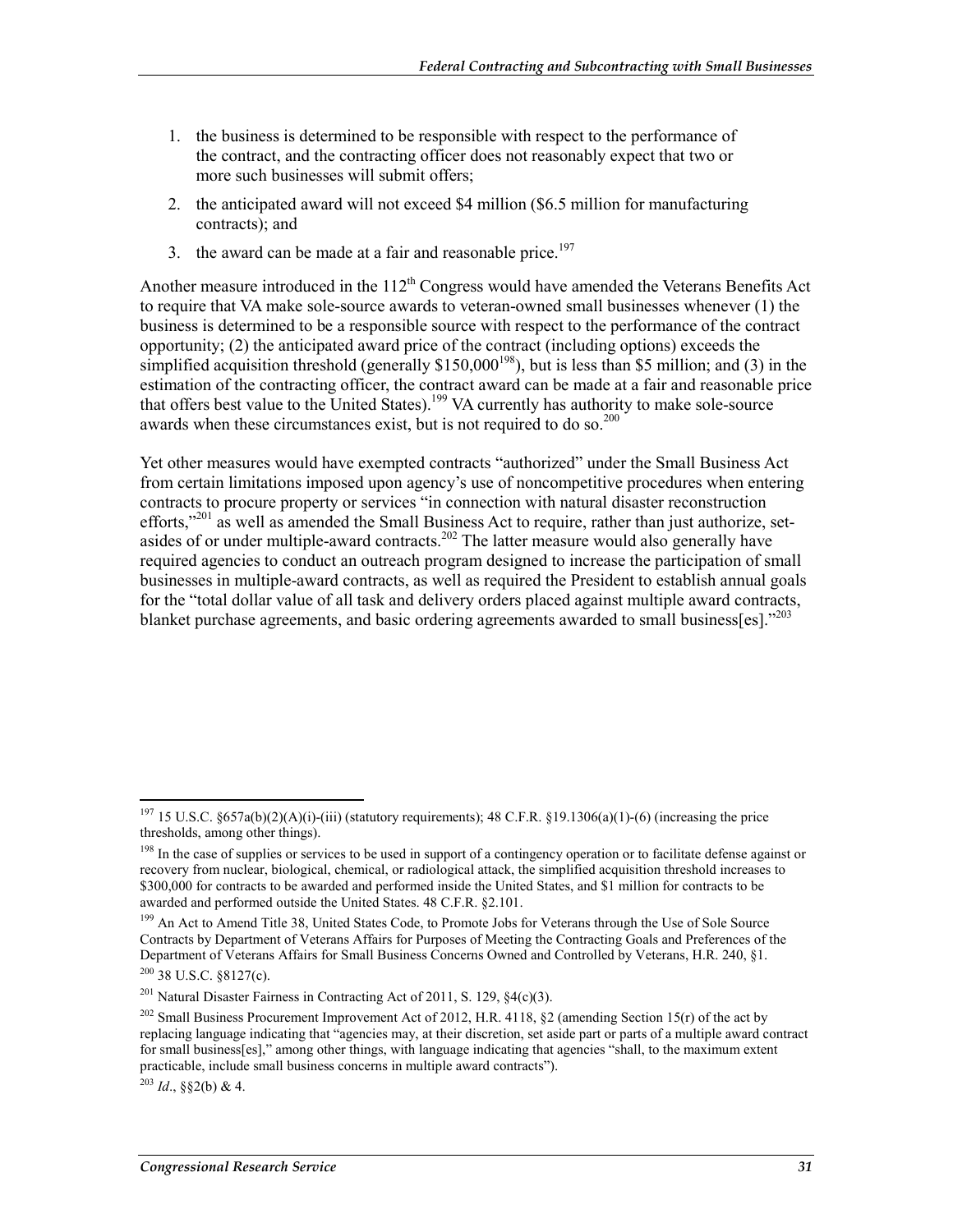1. the business is determined to be responsible with respect to the performance of the contract, and the contracting officer does not reasonably expect that two or more such businesses will submit offers;
2. the anticipated award will not exceed $4 million ($6.5 million for manufacturing contracts); and
3. the award can be made at a fair and reasonable price.[197]

Another measure introduced in the 112th Congress would have amended the Veterans Benefits Act to require that VA make sole-source awards to veteran-owned small businesses whenever (1) the business is determined to be a responsible source with respect to the performance of the contract opportunity; (2) the anticipated award price of the contract (including options) exceeds the simplified acquisition threshold (generally $150,000[198]), but is less than $5 million; and (3) in the estimation of the contracting officer, the contract award can be made at a fair and reasonable price that offers best value to the United States).[199] VA currently has authority to make sole-source awards when these circumstances exist, but is not required to do so.[200]

Yet other measures would have exempted contracts "authorized" under the Small Business Act from certain limitations imposed upon agency's use of noncompetitive procedures when entering contracts to procure property or services "in connection with natural disaster reconstruction efforts,"[201] as well as amended the Small Business Act to require, rather than just authorize, set-asides of or under multiple-award contracts.[202] The latter measure would also generally have required agencies to conduct an outreach program designed to increase the participation of small businesses in multiple-award contracts, as well as required the President to establish annual goals for the "total dollar value of all task and delivery orders placed against multiple award contracts, blanket purchase agreements, and basic ordering agreements awarded to small business[es]."[203]

---

[197] 15 U.S.C. §657a(b)(2)(A)(i)-(iii) (statutory requirements); 48 C.F.R. §19.1306(a)(1)-(6) (increasing the price thresholds, among other things).

[198] In the case of supplies or services to be used in support of a contingency operation or to facilitate defense against or recovery from nuclear, biological, chemical, or radiological attack, the simplified acquisition threshold increases to $300,000 for contracts to be awarded and performed inside the United States, and $1 million for contracts to be awarded and performed outside the United States. 48 C.F.R. §2.101.

[199] An Act to Amend Title 38, United States Code, to Promote Jobs for Veterans through the Use of Sole Source Contracts by Department of Veterans Affairs for Purposes of Meeting the Contracting Goals and Preferences of the Department of Veterans Affairs for Small Business Concerns Owned and Controlled by Veterans, H.R. 240, §1.

[200] 38 U.S.C. §8127(c).

[201] Natural Disaster Fairness in Contracting Act of 2011, S. 129, §4(c)(3).

[202] Small Business Procurement Improvement Act of 2012, H.R. 4118, §2 (amending Section 15(r) of the act by replacing language indicating that "agencies may, at their discretion, set aside part or parts of a multiple award contract for small business[es]," among other things, with language indicating that agencies "shall, to the maximum extent practicable, include small business concerns in multiple award contracts").

[203] *Id*., §§2(b) & 4.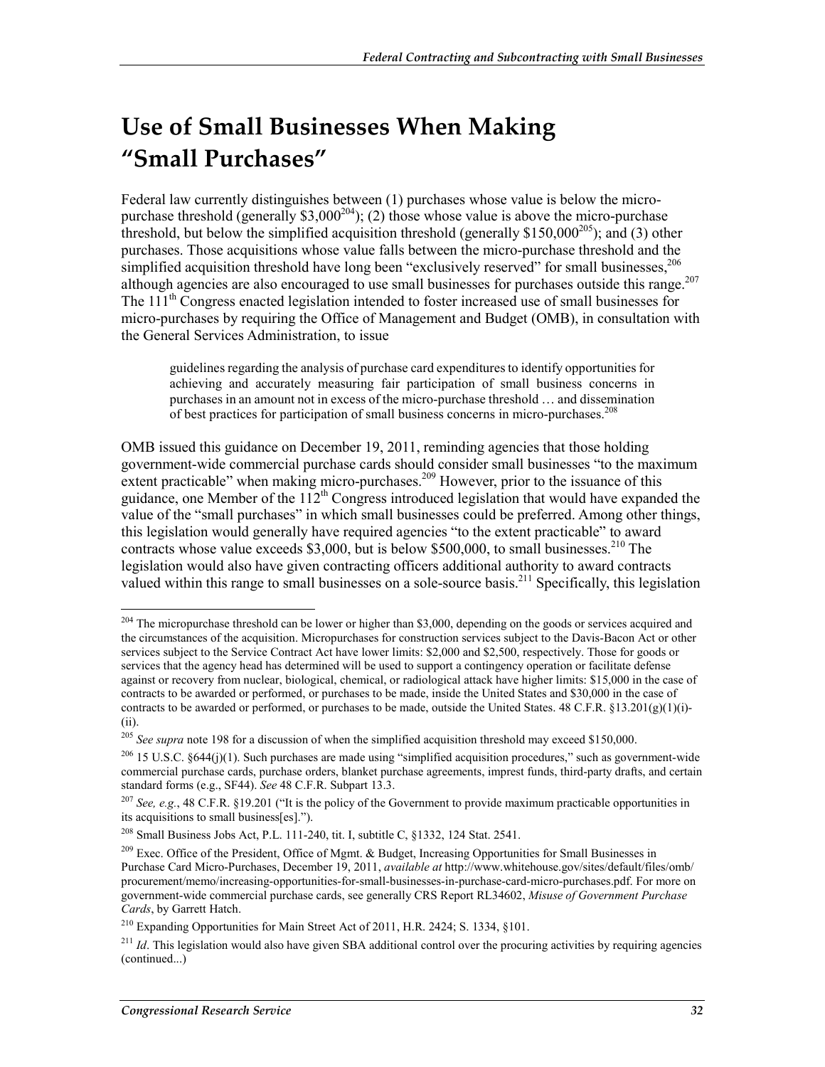# Use of Small Businesses When Making "Small Purchases"

Federal law currently distinguishes between (1) purchases whose value is below the micro-purchase threshold (generally $3,000[204]); (2) those whose value is above the micro-purchase threshold, but below the simplified acquisition threshold (generally $150,000[205]); and (3) other purchases. Those acquisitions whose value falls between the micro-purchase threshold and the simplified acquisition threshold have long been "exclusively reserved" for small businesses,[206] although agencies are also encouraged to use small businesses for purchases outside this range.[207] The 111th Congress enacted legislation intended to foster increased use of small businesses for micro-purchases by requiring the Office of Management and Budget (OMB), in consultation with the General Services Administration, to issue

> guidelines regarding the analysis of purchase card expenditures to identify opportunities for achieving and accurately measuring fair participation of small business concerns in purchases in an amount not in excess of the micro-purchase threshold … and dissemination of best practices for participation of small business concerns in micro-purchases.[208]

OMB issued this guidance on December 19, 2011, reminding agencies that those holding government-wide commercial purchase cards should consider small businesses "to the maximum extent practicable" when making micro-purchases.[209] However, prior to the issuance of this guidance, one Member of the 112th Congress introduced legislation that would have expanded the value of the "small purchases" in which small businesses could be preferred. Among other things, this legislation would generally have required agencies "to the extent practicable" to award contracts whose value exceeds $3,000, but is below $500,000, to small businesses.[210] The legislation would also have given contracting officers additional authority to award contracts valued within this range to small businesses on a sole-source basis.[211] Specifically, this legislation

---

[204] The micropurchase threshold can be lower or higher than $3,000, depending on the goods or services acquired and the circumstances of the acquisition. Micropurchases for construction services subject to the Davis-Bacon Act or other services subject to the Service Contract Act have lower limits: $2,000 and $2,500, respectively. Those for goods or services that the agency head has determined will be used to support a contingency operation or facilitate defense against or recovery from nuclear, biological, chemical, or radiological attack have higher limits: $15,000 in the case of contracts to be awarded or performed, or purchases to be made, inside the United States and $30,000 in the case of contracts to be awarded or performed, or purchases to be made, outside the United States. 48 C.F.R. §13.201(g)(1)(i)-(ii).

[205] *See supra* note 198 for a discussion of when the simplified acquisition threshold may exceed $150,000.

[206] 15 U.S.C. §644(j)(1). Such purchases are made using "simplified acquisition procedures," such as government-wide commercial purchase cards, purchase orders, blanket purchase agreements, imprest funds, third-party drafts, and certain standard forms (e.g., SF44). *See* 48 C.F.R. Subpart 13.3.

[207] *See, e.g.*, 48 C.F.R. §19.201 ("It is the policy of the Government to provide maximum practicable opportunities in its acquisitions to small business[es].").

[208] Small Business Jobs Act, P.L. 111-240, tit. I, subtitle C, §1332, 124 Stat. 2541.

[209] Exec. Office of the President, Office of Mgmt. & Budget, Increasing Opportunities for Small Businesses in Purchase Card Micro-Purchases, December 19, 2011, *available at* http://www.whitehouse.gov/sites/default/files/omb/procurement/memo/increasing-opportunities-for-small-businesses-in-purchase-card-micro-purchases.pdf. For more on government-wide commercial purchase cards, see generally CRS Report RL34602, *Misuse of Government Purchase Cards*, by Garrett Hatch.

[210] Expanding Opportunities for Main Street Act of 2011, H.R. 2424; S. 1334, §101.

[211] *Id*. This legislation would also have given SBA additional control over the procuring activities by requiring agencies (continued...)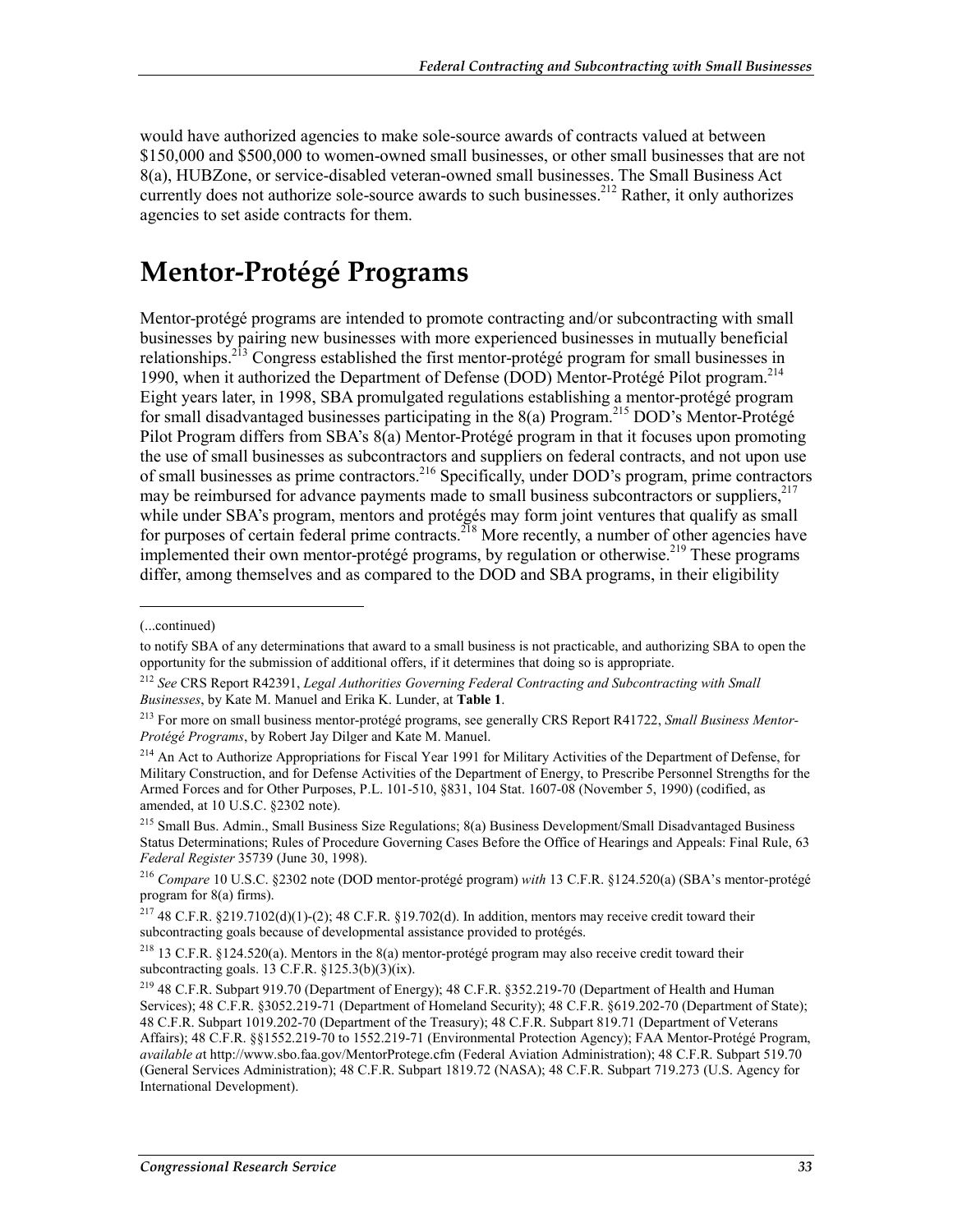would have authorized agencies to make sole-source awards of contracts valued at between $150,000 and $500,000 to women-owned small businesses, or other small businesses that are not 8(a), HUBZone, or service-disabled veteran-owned small businesses. The Small Business Act currently does not authorize sole-source awards to such businesses.[212] Rather, it only authorizes agencies to set aside contracts for them.

# Mentor-Protégé Programs

Mentor-protégé programs are intended to promote contracting and/or subcontracting with small businesses by pairing new businesses with more experienced businesses in mutually beneficial relationships.[213] Congress established the first mentor-protégé program for small businesses in 1990, when it authorized the Department of Defense (DOD) Mentor-Protégé Pilot program.[214] Eight years later, in 1998, SBA promulgated regulations establishing a mentor-protégé program for small disadvantaged businesses participating in the 8(a) Program.[215] DOD's Mentor-Protégé Pilot Program differs from SBA's 8(a) Mentor-Protégé program in that it focuses upon promoting the use of small businesses as subcontractors and suppliers on federal contracts, and not upon use of small businesses as prime contractors.[216] Specifically, under DOD's program, prime contractors may be reimbursed for advance payments made to small business subcontractors or suppliers,[217] while under SBA's program, mentors and protégés may form joint ventures that qualify as small for purposes of certain federal prime contracts.[218] More recently, a number of other agencies have implemented their own mentor-protégé programs, by regulation or otherwise.[219] These programs differ, among themselves and as compared to the DOD and SBA programs, in their eligibility

---

(...continued)

to notify SBA of any determinations that award to a small business is not practicable, and authorizing SBA to open the opportunity for the submission of additional offers, if it determines that doing so is appropriate.

[212] *See* CRS Report R42391, *Legal Authorities Governing Federal Contracting and Subcontracting with Small Businesses*, by Kate M. Manuel and Erika K. Lunder, at **Table 1**.

[213] For more on small business mentor-protégé programs, see generally CRS Report R41722, *Small Business Mentor-Protégé Programs*, by Robert Jay Dilger and Kate M. Manuel.

[214] An Act to Authorize Appropriations for Fiscal Year 1991 for Military Activities of the Department of Defense, for Military Construction, and for Defense Activities of the Department of Energy, to Prescribe Personnel Strengths for the Armed Forces and for Other Purposes, P.L. 101-510, §831, 104 Stat. 1607-08 (November 5, 1990) (codified, as amended, at 10 U.S.C. §2302 note).

[215] Small Bus. Admin., Small Business Size Regulations; 8(a) Business Development/Small Disadvantaged Business Status Determinations; Rules of Procedure Governing Cases Before the Office of Hearings and Appeals: Final Rule, 63 *Federal Register* 35739 (June 30, 1998).

[216] *Compare* 10 U.S.C. §2302 note (DOD mentor-protégé program) *with* 13 C.F.R. §124.520(a) (SBA's mentor-protégé program for 8(a) firms).

[217] 48 C.F.R. §219.7102(d)(1)-(2); 48 C.F.R. §19.702(d). In addition, mentors may receive credit toward their subcontracting goals because of developmental assistance provided to protégés.

[218] 13 C.F.R. §124.520(a). Mentors in the 8(a) mentor-protégé program may also receive credit toward their subcontracting goals. 13 C.F.R. §125.3(b)(3)(ix).

[219] 48 C.F.R. Subpart 919.70 (Department of Energy); 48 C.F.R. §352.219-70 (Department of Health and Human Services); 48 C.F.R. §3052.219-71 (Department of Homeland Security); 48 C.F.R. §619.202-70 (Department of State); 48 C.F.R. Subpart 1019.202-70 (Department of the Treasury); 48 C.F.R. Subpart 819.71 (Department of Veterans Affairs); 48 C.F.R. §§1552.219-70 to 1552.219-71 (Environmental Protection Agency); FAA Mentor-Protégé Program, *available a*t http://www.sbo.faa.gov/MentorProtege.cfm (Federal Aviation Administration); 48 C.F.R. Subpart 519.70 (General Services Administration); 48 C.F.R. Subpart 1819.72 (NASA); 48 C.F.R. Subpart 719.273 (U.S. Agency for International Development).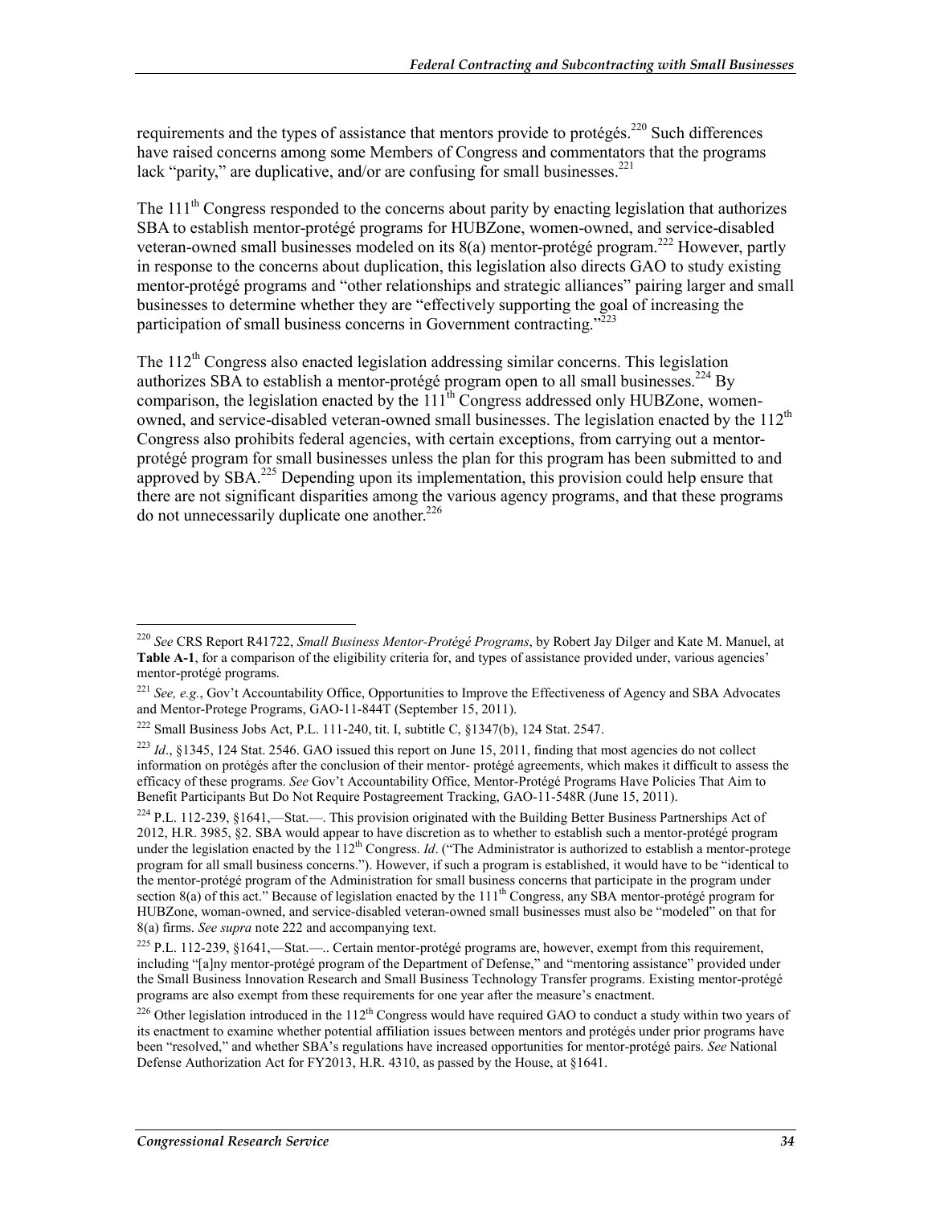requirements and the types of assistance that mentors provide to protégés.[220] Such differences have raised concerns among some Members of Congress and commentators that the programs lack "parity," are duplicative, and/or are confusing for small businesses.[221]

The 111th Congress responded to the concerns about parity by enacting legislation that authorizes SBA to establish mentor-protégé programs for HUBZone, women-owned, and service-disabled veteran-owned small businesses modeled on its 8(a) mentor-protégé program.[222] However, partly in response to the concerns about duplication, this legislation also directs GAO to study existing mentor-protégé programs and "other relationships and strategic alliances" pairing larger and small businesses to determine whether they are "effectively supporting the goal of increasing the participation of small business concerns in Government contracting."[223]

The 112th Congress also enacted legislation addressing similar concerns. This legislation authorizes SBA to establish a mentor-protégé program open to all small businesses.[224] By comparison, the legislation enacted by the 111th Congress addressed only HUBZone, women-owned, and service-disabled veteran-owned small businesses. The legislation enacted by the 112th Congress also prohibits federal agencies, with certain exceptions, from carrying out a mentor-protégé program for small businesses unless the plan for this program has been submitted to and approved by SBA.[225] Depending upon its implementation, this provision could help ensure that there are not significant disparities among the various agency programs, and that these programs do not unnecessarily duplicate one another.[226]

---

[220] *See* CRS Report R41722, *Small Business Mentor-Protégé Programs*, by Robert Jay Dilger and Kate M. Manuel, at **Table A-1**, for a comparison of the eligibility criteria for, and types of assistance provided under, various agencies' mentor-protégé programs.

[221] *See, e.g.*, Gov't Accountability Office, Opportunities to Improve the Effectiveness of Agency and SBA Advocates and Mentor-Protege Programs, GAO-11-844T (September 15, 2011).

[222] Small Business Jobs Act, P.L. 111-240, tit. I, subtitle C, §1347(b), 124 Stat. 2547.

[223] *Id*., §1345, 124 Stat. 2546. GAO issued this report on June 15, 2011, finding that most agencies do not collect information on protégés after the conclusion of their mentor- protégé agreements, which makes it difficult to assess the efficacy of these programs. *See* Gov't Accountability Office, Mentor-Protégé Programs Have Policies That Aim to Benefit Participants But Do Not Require Postagreement Tracking, GAO-11-548R (June 15, 2011).

[224] P.L. 112-239, §1641,—Stat.—. This provision originated with the Building Better Business Partnerships Act of 2012, H.R. 3985, §2. SBA would appear to have discretion as to whether to establish such a mentor-protégé program under the legislation enacted by the 112th Congress. *Id*. ("The Administrator is authorized to establish a mentor-protege program for all small business concerns."). However, if such a program is established, it would have to be "identical to the mentor-protégé program of the Administration for small business concerns that participate in the program under section 8(a) of this act." Because of legislation enacted by the 111th Congress, any SBA mentor-protégé program for HUBZone, woman-owned, and service-disabled veteran-owned small businesses must also be "modeled" on that for 8(a) firms. *See supra* note 222 and accompanying text.

[225] P.L. 112-239, §1641,—Stat.—.. Certain mentor-protégé programs are, however, exempt from this requirement, including "[a]ny mentor-protégé program of the Department of Defense," and "mentoring assistance" provided under the Small Business Innovation Research and Small Business Technology Transfer programs. Existing mentor-protégé programs are also exempt from these requirements for one year after the measure's enactment.

[226] Other legislation introduced in the 112th Congress would have required GAO to conduct a study within two years of its enactment to examine whether potential affiliation issues between mentors and protégés under prior programs have been "resolved," and whether SBA's regulations have increased opportunities for mentor-protégé pairs. *See* National Defense Authorization Act for FY2013, H.R. 4310, as passed by the House, at §1641.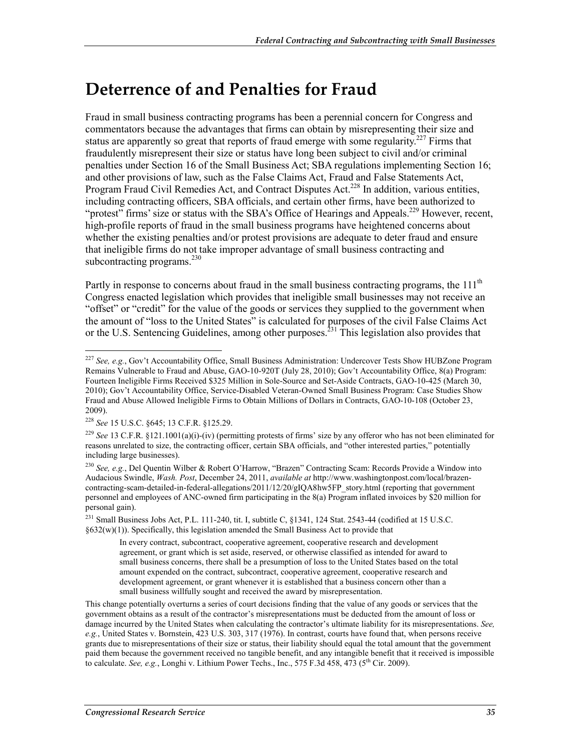# Deterrence of and Penalties for Fraud

Fraud in small business contracting programs has been a perennial concern for Congress and commentators because the advantages that firms can obtain by misrepresenting their size and status are apparently so great that reports of fraud emerge with some regularity.[227] Firms that fraudulently misrepresent their size or status have long been subject to civil and/or criminal penalties under Section 16 of the Small Business Act; SBA regulations implementing Section 16; and other provisions of law, such as the False Claims Act, Fraud and False Statements Act, Program Fraud Civil Remedies Act, and Contract Disputes Act.[228] In addition, various entities, including contracting officers, SBA officials, and certain other firms, have been authorized to "protest" firms' size or status with the SBA's Office of Hearings and Appeals.[229] However, recent, high-profile reports of fraud in the small business programs have heightened concerns about whether the existing penalties and/or protest provisions are adequate to deter fraud and ensure that ineligible firms do not take improper advantage of small business contracting and subcontracting programs.[230]

Partly in response to concerns about fraud in the small business contracting programs, the 111th Congress enacted legislation which provides that ineligible small businesses may not receive an "offset" or "credit" for the value of the goods or services they supplied to the government when the amount of "loss to the United States" is calculated for purposes of the civil False Claims Act or the U.S. Sentencing Guidelines, among other purposes.[231] This legislation also provides that

---

[227] *See, e.g.*, Gov't Accountability Office, Small Business Administration: Undercover Tests Show HUBZone Program Remains Vulnerable to Fraud and Abuse, GAO-10-920T (July 28, 2010); Gov't Accountability Office, 8(a) Program: Fourteen Ineligible Firms Received $325 Million in Sole-Source and Set-Aside Contracts, GAO-10-425 (March 30, 2010); Gov't Accountability Office, Service-Disabled Veteran-Owned Small Business Program: Case Studies Show Fraud and Abuse Allowed Ineligible Firms to Obtain Millions of Dollars in Contracts, GAO-10-108 (October 23, 2009).

[228] *See* 15 U.S.C. §645; 13 C.F.R. §125.29.

[229] *See* 13 C.F.R. §121.1001(a)(i)-(iv) (permitting protests of firms' size by any offeror who has not been eliminated for reasons unrelated to size, the contracting officer, certain SBA officials, and "other interested parties," potentially including large businesses).

[230] *See, e.g.*, Del Quentin Wilber & Robert O'Harrow, "Brazen" Contracting Scam: Records Provide a Window into Audacious Swindle, *Wash. Post*, December 24, 2011, *available at* http://www.washingtonpost.com/local/brazen-contracting-scam-detailed-in-federal-allegations/2011/12/20/gIQA8hw5FP_story.html (reporting that government personnel and employees of ANC-owned firm participating in the 8(a) Program inflated invoices by $20 million for personal gain).

[231] Small Business Jobs Act, P.L. 111-240, tit. I, subtitle C, §1341, 124 Stat. 2543-44 (codified at 15 U.S.C. §632(w)(1)). Specifically, this legislation amended the Small Business Act to provide that

> In every contract, subcontract, cooperative agreement, cooperative research and development agreement, or grant which is set aside, reserved, or otherwise classified as intended for award to small business concerns, there shall be a presumption of loss to the United States based on the total amount expended on the contract, subcontract, cooperative agreement, cooperative research and development agreement, or grant whenever it is established that a business concern other than a small business willfully sought and received the award by misrepresentation.

This change potentially overturns a series of court decisions finding that the value of any goods or services that the government obtains as a result of the contractor's misrepresentations must be deducted from the amount of loss or damage incurred by the United States when calculating the contractor's ultimate liability for its misrepresentations. *See, e.g.*, United States v. Bornstein, 423 U.S. 303, 317 (1976). In contrast, courts have found that, when persons receive grants due to misrepresentations of their size or status, their liability should equal the total amount that the government paid them because the government received no tangible benefit, and any intangible benefit that it received is impossible to calculate. *See, e.g.*, Longhi v. Lithium Power Techs., Inc., 575 F.3d 458, 473 (5th Cir. 2009).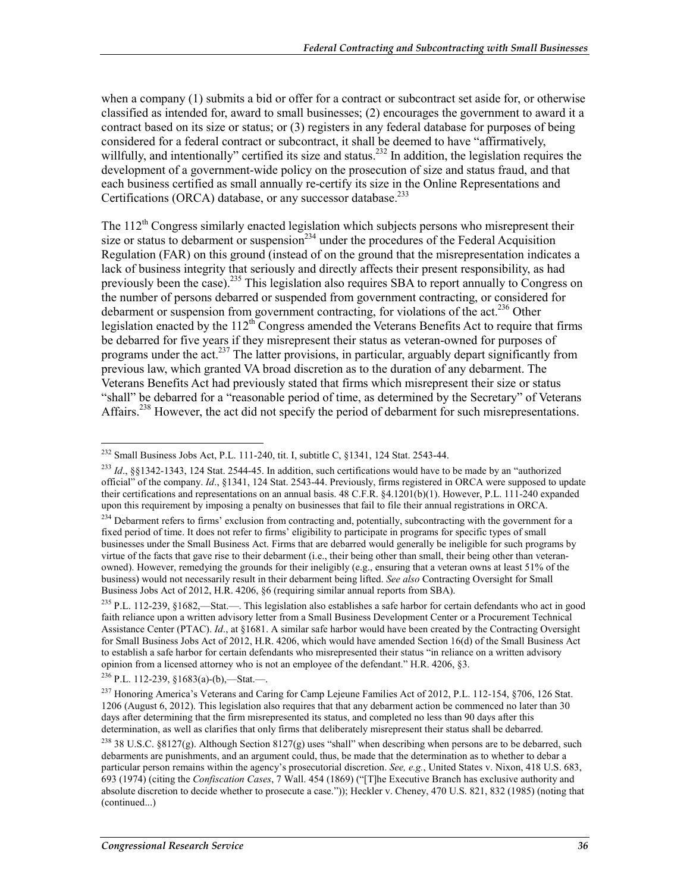when a company (1) submits a bid or offer for a contract or subcontract set aside for, or otherwise classified as intended for, award to small businesses; (2) encourages the government to award it a contract based on its size or status; or (3) registers in any federal database for purposes of being considered for a federal contract or subcontract, it shall be deemed to have "affirmatively, willfully, and intentionally" certified its size and status.[232] In addition, the legislation requires the development of a government-wide policy on the prosecution of size and status fraud, and that each business certified as small annually re-certify its size in the Online Representations and Certifications (ORCA) database, or any successor database.[233]

The 112[th] Congress similarly enacted legislation which subjects persons who misrepresent their size or status to debarment or suspension[234] under the procedures of the Federal Acquisition Regulation (FAR) on this ground (instead of on the ground that the misrepresentation indicates a lack of business integrity that seriously and directly affects their present responsibility, as had previously been the case).[235] This legislation also requires SBA to report annually to Congress on the number of persons debarred or suspended from government contracting, or considered for debarment or suspension from government contracting, for violations of the act.[236] Other legislation enacted by the 112[th] Congress amended the Veterans Benefits Act to require that firms be debarred for five years if they misrepresent their status as veteran-owned for purposes of programs under the act.[237] The latter provisions, in particular, arguably depart significantly from previous law, which granted VA broad discretion as to the duration of any debarment. The Veterans Benefits Act had previously stated that firms which misrepresent their size or status "shall" be debarred for a "reasonable period of time, as determined by the Secretary" of Veterans Affairs.[238] However, the act did not specify the period of debarment for such misrepresentations.

---

[232] Small Business Jobs Act, P.L. 111-240, tit. I, subtitle C, §1341, 124 Stat. 2543-44.

[233] *Id*., §§1342-1343, 124 Stat. 2544-45. In addition, such certifications would have to be made by an "authorized official" of the company. *Id*., §1341, 124 Stat. 2543-44. Previously, firms registered in ORCA were supposed to update their certifications and representations on an annual basis. 48 C.F.R. §4.1201(b)(1). However, P.L. 111-240 expanded upon this requirement by imposing a penalty on businesses that fail to file their annual registrations in ORCA.

[234] Debarment refers to firms' exclusion from contracting and, potentially, subcontracting with the government for a fixed period of time. It does not refer to firms' eligibility to participate in programs for specific types of small businesses under the Small Business Act. Firms that are debarred would generally be ineligible for such programs by virtue of the facts that gave rise to their debarment (i.e., their being other than small, their being other than veteran-owned). However, remedying the grounds for their ineligibly (e.g., ensuring that a veteran owns at least 51% of the business) would not necessarily result in their debarment being lifted. *See also* Contracting Oversight for Small Business Jobs Act of 2012, H.R. 4206, §6 (requiring similar annual reports from SBA).

[235] P.L. 112-239, §1682,—Stat.—. This legislation also establishes a safe harbor for certain defendants who act in good faith reliance upon a written advisory letter from a Small Business Development Center or a Procurement Technical Assistance Center (PTAC). *Id*., at §1681. A similar safe harbor would have been created by the Contracting Oversight for Small Business Jobs Act of 2012, H.R. 4206, which would have amended Section 16(d) of the Small Business Act to establish a safe harbor for certain defendants who misrepresented their status "in reliance on a written advisory opinion from a licensed attorney who is not an employee of the defendant." H.R. 4206, §3.

[236] P.L. 112-239, §1683(a)-(b),—Stat.—.

[237] Honoring America's Veterans and Caring for Camp Lejeune Families Act of 2012, P.L. 112-154, §706, 126 Stat. 1206 (August 6, 2012). This legislation also requires that any debarment action be commenced no later than 30 days after determining that the firm misrepresented its status, and completed no less than 90 days after this determination, as well as clarifies that only firms that deliberately misrepresent their status shall be debarred.

[238] 38 U.S.C. §8127(g). Although Section 8127(g) uses "shall" when describing when persons are to be debarred, such debarments are punishments, and an argument could, thus, be made that the determination as to whether to debar a particular person remains within the agency's prosecutorial discretion. *See, e.g.*, United States v. Nixon, 418 U.S. 683, 693 (1974) (citing the *Confiscation Cases*, 7 Wall. 454 (1869) ("[T]he Executive Branch has exclusive authority and absolute discretion to decide whether to prosecute a case.")); Heckler v. Cheney, 470 U.S. 821, 832 (1985) (noting that (continued...)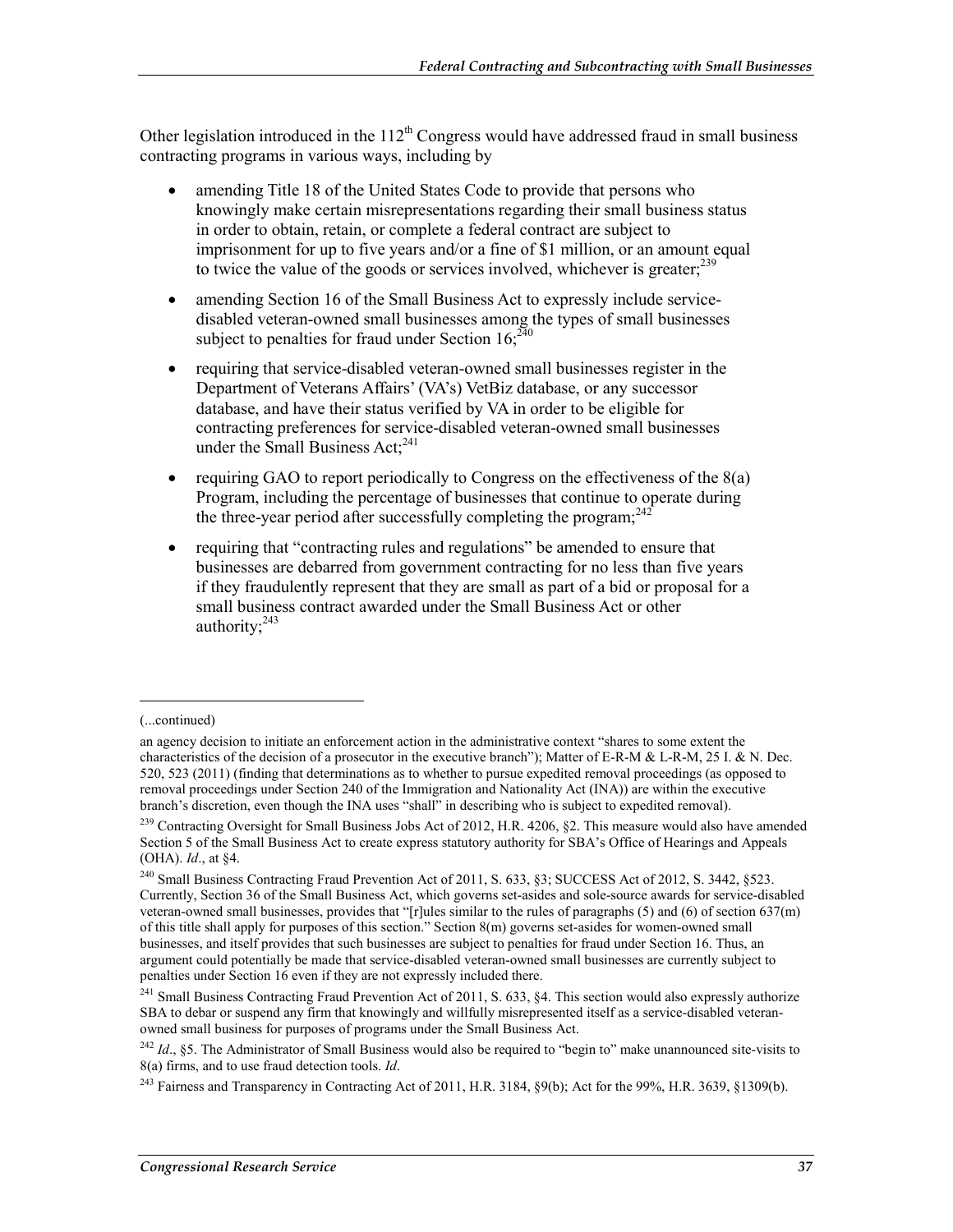Other legislation introduced in the 112th Congress would have addressed fraud in small business contracting programs in various ways, including by

- amending Title 18 of the United States Code to provide that persons who knowingly make certain misrepresentations regarding their small business status in order to obtain, retain, or complete a federal contract are subject to imprisonment for up to five years and/or a fine of $1 million, or an amount equal to twice the value of the goods or services involved, whichever is greater;[239]
- amending Section 16 of the Small Business Act to expressly include service-disabled veteran-owned small businesses among the types of small businesses subject to penalties for fraud under Section 16;[240]
- requiring that service-disabled veteran-owned small businesses register in the Department of Veterans Affairs' (VA's) VetBiz database, or any successor database, and have their status verified by VA in order to be eligible for contracting preferences for service-disabled veteran-owned small businesses under the Small Business Act;[241]
- requiring GAO to report periodically to Congress on the effectiveness of the 8(a) Program, including the percentage of businesses that continue to operate during the three-year period after successfully completing the program;[242]
- requiring that "contracting rules and regulations" be amended to ensure that businesses are debarred from government contracting for no less than five years if they fraudulently represent that they are small as part of a bid or proposal for a small business contract awarded under the Small Business Act or other authority;[243]

---

(...continued)

an agency decision to initiate an enforcement action in the administrative context "shares to some extent the characteristics of the decision of a prosecutor in the executive branch"); Matter of E-R-M & L-R-M, 25 I. & N. Dec. 520, 523 (2011) (finding that determinations as to whether to pursue expedited removal proceedings (as opposed to removal proceedings under Section 240 of the Immigration and Nationality Act (INA)) are within the executive branch's discretion, even though the INA uses "shall" in describing who is subject to expedited removal).

[239] Contracting Oversight for Small Business Jobs Act of 2012, H.R. 4206, §2. This measure would also have amended Section 5 of the Small Business Act to create express statutory authority for SBA's Office of Hearings and Appeals (OHA). *Id*., at §4.

[240] Small Business Contracting Fraud Prevention Act of 2011, S. 633, §3; SUCCESS Act of 2012, S. 3442, §523. Currently, Section 36 of the Small Business Act, which governs set-asides and sole-source awards for service-disabled veteran-owned small businesses, provides that "[r]ules similar to the rules of paragraphs (5) and (6) of section 637(m) of this title shall apply for purposes of this section." Section 8(m) governs set-asides for women-owned small businesses, and itself provides that such businesses are subject to penalties for fraud under Section 16. Thus, an argument could potentially be made that service-disabled veteran-owned small businesses are currently subject to penalties under Section 16 even if they are not expressly included there.

[241] Small Business Contracting Fraud Prevention Act of 2011, S. 633, §4. This section would also expressly authorize SBA to debar or suspend any firm that knowingly and willfully misrepresented itself as a service-disabled veteran-owned small business for purposes of programs under the Small Business Act.

[242] *Id*., §5. The Administrator of Small Business would also be required to "begin to" make unannounced site-visits to 8(a) firms, and to use fraud detection tools. *Id*.

[243] Fairness and Transparency in Contracting Act of 2011, H.R. 3184, §9(b); Act for the 99%, H.R. 3639, §1309(b).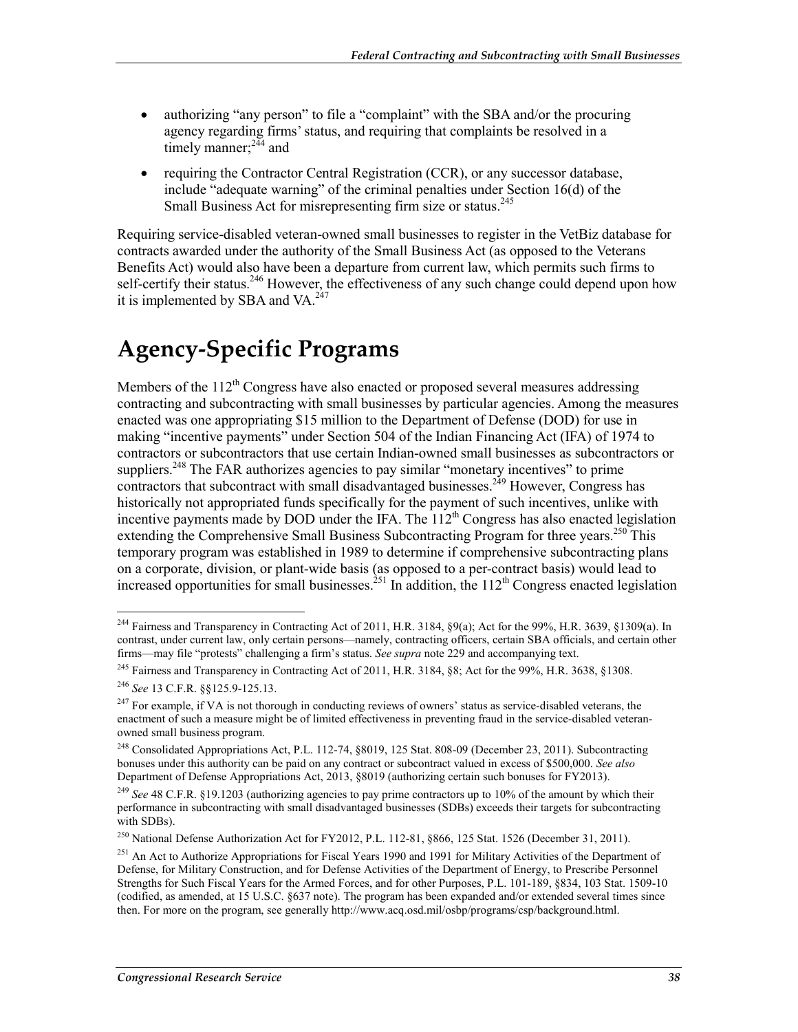- authorizing "any person" to file a "complaint" with the SBA and/or the procuring agency regarding firms' status, and requiring that complaints be resolved in a timely manner;[244] and
- requiring the Contractor Central Registration (CCR), or any successor database, include "adequate warning" of the criminal penalties under Section 16(d) of the Small Business Act for misrepresenting firm size or status.[245]

Requiring service-disabled veteran-owned small businesses to register in the VetBiz database for contracts awarded under the authority of the Small Business Act (as opposed to the Veterans Benefits Act) would also have been a departure from current law, which permits such firms to self-certify their status.[246] However, the effectiveness of any such change could depend upon how it is implemented by SBA and VA.[247]

# Agency-Specific Programs

Members of the 112th Congress have also enacted or proposed several measures addressing contracting and subcontracting with small businesses by particular agencies. Among the measures enacted was one appropriating $15 million to the Department of Defense (DOD) for use in making "incentive payments" under Section 504 of the Indian Financing Act (IFA) of 1974 to contractors or subcontractors that use certain Indian-owned small businesses as subcontractors or suppliers.[248] The FAR authorizes agencies to pay similar "monetary incentives" to prime contractors that subcontract with small disadvantaged businesses.[249] However, Congress has historically not appropriated funds specifically for the payment of such incentives, unlike with incentive payments made by DOD under the IFA. The 112th Congress has also enacted legislation extending the Comprehensive Small Business Subcontracting Program for three years.[250] This temporary program was established in 1989 to determine if comprehensive subcontracting plans on a corporate, division, or plant-wide basis (as opposed to a per-contract basis) would lead to increased opportunities for small businesses.[251] In addition, the 112th Congress enacted legislation

---

[244] Fairness and Transparency in Contracting Act of 2011, H.R. 3184, §9(a); Act for the 99%, H.R. 3639, §1309(a). In contrast, under current law, only certain persons—namely, contracting officers, certain SBA officials, and certain other firms—may file "protests" challenging a firm's status. *See supra* note 229 and accompanying text.

[245] Fairness and Transparency in Contracting Act of 2011, H.R. 3184, §8; Act for the 99%, H.R. 3638, §1308.

[246] *See* 13 C.F.R. §§125.9-125.13.

[247] For example, if VA is not thorough in conducting reviews of owners' status as service-disabled veterans, the enactment of such a measure might be of limited effectiveness in preventing fraud in the service-disabled veteran-owned small business program.

[248] Consolidated Appropriations Act, P.L. 112-74, §8019, 125 Stat. 808-09 (December 23, 2011). Subcontracting bonuses under this authority can be paid on any contract or subcontract valued in excess of $500,000. *See also* Department of Defense Appropriations Act, 2013, §8019 (authorizing certain such bonuses for FY2013).

[249] *See* 48 C.F.R. §19.1203 (authorizing agencies to pay prime contractors up to 10% of the amount by which their performance in subcontracting with small disadvantaged businesses (SDBs) exceeds their targets for subcontracting with SDBs).

[250] National Defense Authorization Act for FY2012, P.L. 112-81, §866, 125 Stat. 1526 (December 31, 2011).

[251] An Act to Authorize Appropriations for Fiscal Years 1990 and 1991 for Military Activities of the Department of Defense, for Military Construction, and for Defense Activities of the Department of Energy, to Prescribe Personnel Strengths for Such Fiscal Years for the Armed Forces, and for other Purposes, P.L. 101-189, §834, 103 Stat. 1509-10 (codified, as amended, at 15 U.S.C. §637 note). The program has been expanded and/or extended several times since then. For more on the program, see generally http://www.acq.osd.mil/osbp/programs/csp/background.html.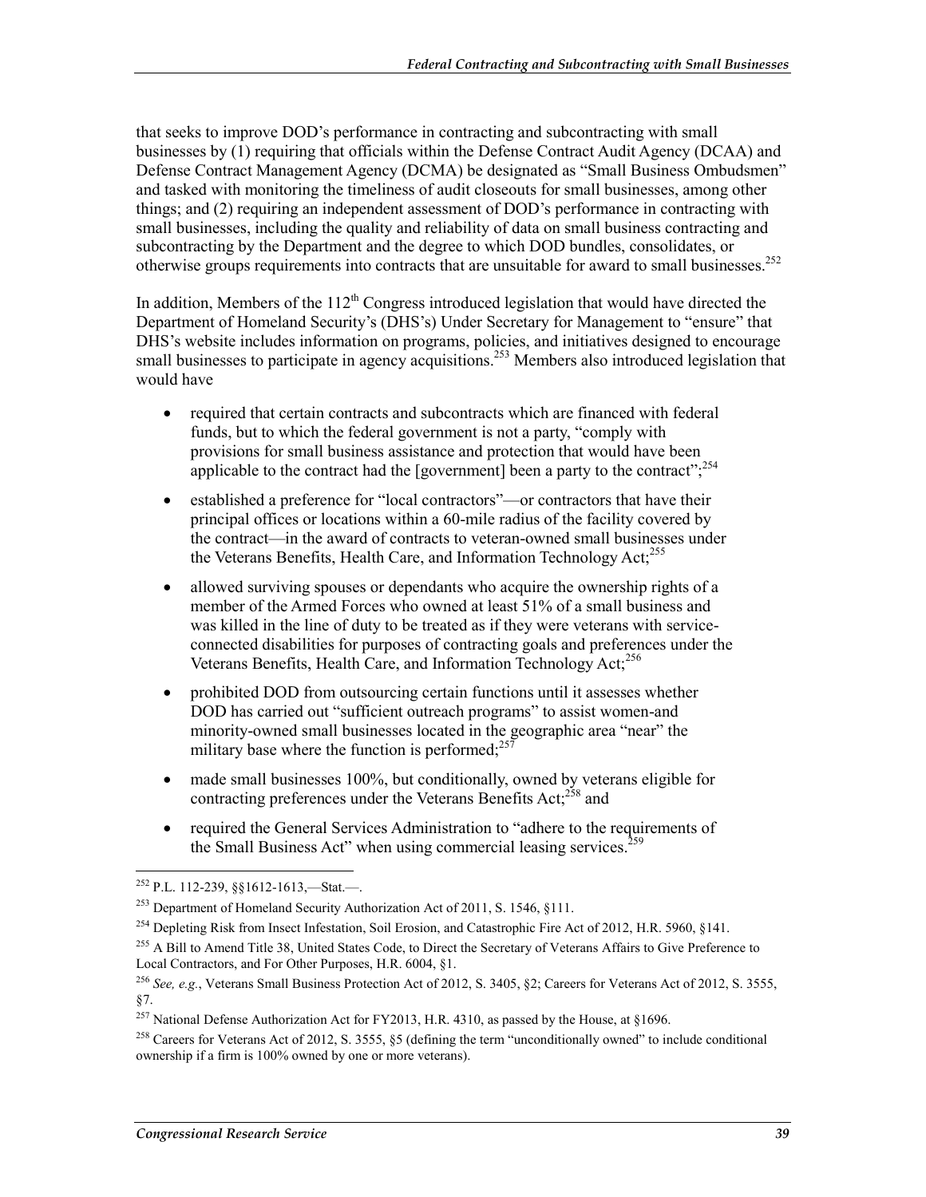that seeks to improve DOD's performance in contracting and subcontracting with small businesses by (1) requiring that officials within the Defense Contract Audit Agency (DCAA) and Defense Contract Management Agency (DCMA) be designated as "Small Business Ombudsmen" and tasked with monitoring the timeliness of audit closeouts for small businesses, among other things; and (2) requiring an independent assessment of DOD's performance in contracting with small businesses, including the quality and reliability of data on small business contracting and subcontracting by the Department and the degree to which DOD bundles, consolidates, or otherwise groups requirements into contracts that are unsuitable for award to small businesses.[252]

In addition, Members of the 112th Congress introduced legislation that would have directed the Department of Homeland Security's (DHS's) Under Secretary for Management to "ensure" that DHS's website includes information on programs, policies, and initiatives designed to encourage small businesses to participate in agency acquisitions.[253] Members also introduced legislation that would have

- required that certain contracts and subcontracts which are financed with federal funds, but to which the federal government is not a party, "comply with provisions for small business assistance and protection that would have been applicable to the contract had the [government] been a party to the contract";[254]
- established a preference for "local contractors"—or contractors that have their principal offices or locations within a 60-mile radius of the facility covered by the contract—in the award of contracts to veteran-owned small businesses under the Veterans Benefits, Health Care, and Information Technology Act;[255]
- allowed surviving spouses or dependants who acquire the ownership rights of a member of the Armed Forces who owned at least 51% of a small business and was killed in the line of duty to be treated as if they were veterans with service-connected disabilities for purposes of contracting goals and preferences under the Veterans Benefits, Health Care, and Information Technology Act;[256]
- prohibited DOD from outsourcing certain functions until it assesses whether DOD has carried out "sufficient outreach programs" to assist women-and minority-owned small businesses located in the geographic area "near" the military base where the function is performed;[257]
- made small businesses 100%, but conditionally, owned by veterans eligible for contracting preferences under the Veterans Benefits Act;[258] and
- required the General Services Administration to "adhere to the requirements of the Small Business Act" when using commercial leasing services.[259]

---

[252] P.L. 112-239, §§1612-1613,—Stat.—.

[253] Department of Homeland Security Authorization Act of 2011, S. 1546, §111.

[254] Depleting Risk from Insect Infestation, Soil Erosion, and Catastrophic Fire Act of 2012, H.R. 5960, §141.

[255] A Bill to Amend Title 38, United States Code, to Direct the Secretary of Veterans Affairs to Give Preference to Local Contractors, and For Other Purposes, H.R. 6004, §1.

[256] *See, e.g.*, Veterans Small Business Protection Act of 2012, S. 3405, §2; Careers for Veterans Act of 2012, S. 3555, §7.

[257] National Defense Authorization Act for FY2013, H.R. 4310, as passed by the House, at §1696.

[258] Careers for Veterans Act of 2012, S. 3555, §5 (defining the term "unconditionally owned" to include conditional ownership if a firm is 100% owned by one or more veterans).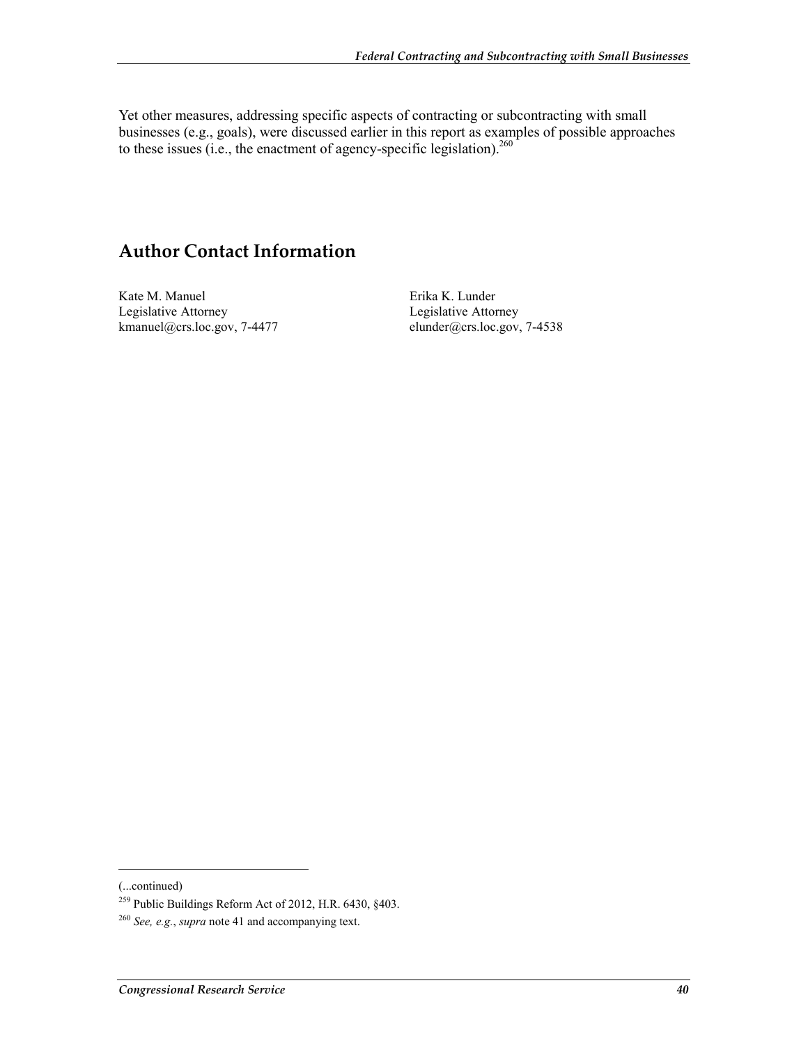Yet other measures, addressing specific aspects of contracting or subcontracting with small businesses (e.g., goals), were discussed earlier in this report as examples of possible approaches to these issues (i.e., the enactment of agency-specific legislation).[260]

## Author Contact Information

Kate M. Manuel
Legislative Attorney
kmanuel@crs.loc.gov, 7-4477

Erika K. Lunder
Legislative Attorney
elunder@crs.loc.gov, 7-4538

(...continued)

[259] Public Buildings Reform Act of 2012, H.R. 6430, §403.

[260] *See, e.g.*, *supra* note 41 and accompanying text.